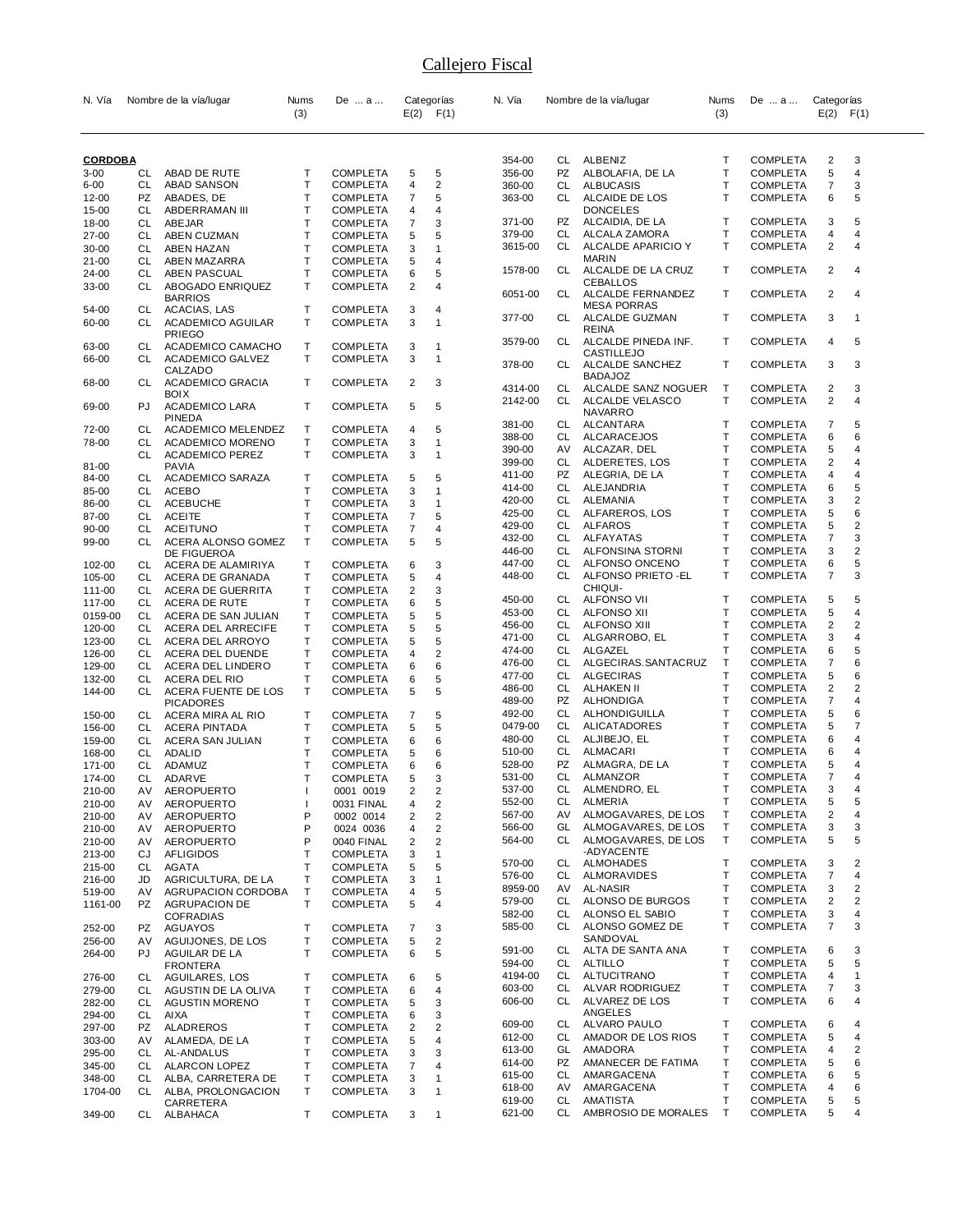# Callejero Fiscal

| N. Vía | | Nombre de la vía/lugar | Nums (3) | De ... a ... | Categorías E(2) | F(1) |
|---|---|---|---|---|---|---|
| **CORDOBA** | | | | | | |
| 3-00 | CL | ABAD DE RUTE | T | COMPLETA | 5 | 5 |
| 6-00 | CL | ABAD SANSON | T | COMPLETA | 4 | 2 |
| 12-00 | PZ | ABADES, DE | T | COMPLETA | 7 | 5 |
| 15-00 | CL | ABDERRAMAN III | T | COMPLETA | 4 | 4 |
| 18-00 | CL | ABEJAR | T | COMPLETA | 7 | 3 |
| 27-00 | CL | ABEN CUZMAN | T | COMPLETA | 5 | 5 |
| 30-00 | CL | ABEN HAZAN | T | COMPLETA | 3 | 1 |
| 21-00 | CL | ABEN MAZARRA | T | COMPLETA | 5 | 4 |
| 24-00 | CL | ABEN PASCUAL | T | COMPLETA | 6 | 5 |
| 33-00 | CL | ABOGADO ENRIQUEZ BARRIOS | T | COMPLETA | 2 | 4 |
| 54-00 | CL | ACACIAS, LAS | T | COMPLETA | 3 | 4 |
| 60-00 | CL | ACADEMICO AGUILAR PRIEGO | T | COMPLETA | 3 | 1 |
| 63-00 | CL | ACADEMICO CAMACHO | T | COMPLETA | 3 | 1 |
| 66-00 | CL | ACADEMICO GALVEZ CALZADO | T | COMPLETA | 3 | 1 |
| 68-00 | CL | ACADEMICO GRACIA BOIX | T | COMPLETA | 2 | 3 |
| 69-00 | PJ | ACADEMICO LARA PINEDA | T | COMPLETA | 5 | 5 |
| 72-00 | CL | ACADEMICO MELENDEZ | T | COMPLETA | 4 | 5 |
| 78-00 | CL | ACADEMICO MORENO | T | COMPLETA | 3 | 1 |
| 81-00 | CL | ACADEMICO PEREZ PAVIA | T | COMPLETA | 3 | 1 |
| 84-00 | CL | ACADEMICO SARAZA | T | COMPLETA | 5 | 5 |
| 85-00 | CL | ACEBO | T | COMPLETA | 3 | 1 |
| 86-00 | CL | ACEBUCHE | T | COMPLETA | 3 | 1 |
| 87-00 | CL | ACEITE | T | COMPLETA | 7 | 5 |
| 90-00 | CL | ACEITUNO | T | COMPLETA | 7 | 4 |
| 99-00 | CL | ACERA ALONSO GOMEZ DE FIGUEROA | T | COMPLETA | 5 | 5 |
| 102-00 | CL | ACERA DE ALAMIRIYA | T | COMPLETA | 6 | 3 |
| 105-00 | CL | ACERA DE GRANADA | T | COMPLETA | 5 | 4 |
| 111-00 | CL | ACERA DE GUERRITA | T | COMPLETA | 2 | 3 |
| 117-00 | CL | ACERA DE RUTE | T | COMPLETA | 6 | 5 |
| 0159-00 | CL | ACERA DE SAN JULIAN | T | COMPLETA | 5 | 5 |
| 120-00 | CL | ACERA DEL ARRECIFE | T | COMPLETA | 5 | 5 |
| 123-00 | CL | ACERA DEL ARROYO | T | COMPLETA | 5 | 5 |
| 126-00 | CL | ACERA DEL DUENDE | T | COMPLETA | 4 | 2 |
| 129-00 | CL | ACERA DEL LINDERO | T | COMPLETA | 6 | 6 |
| 132-00 | CL | ACERA DEL RIO | T | COMPLETA | 6 | 5 |
| 144-00 | CL | ACERA FUENTE DE LOS PICADORES | T | COMPLETA | 5 | 5 |
| 150-00 | CL | ACERA MIRA AL RIO | T | COMPLETA | 7 | 5 |
| 156-00 | CL | ACERA PINTADA | T | COMPLETA | 5 | 5 |
| 159-00 | CL | ACERA SAN JULIAN | T | COMPLETA | 6 | 6 |
| 168-00 | CL | ADALID | T | COMPLETA | 5 | 6 |
| 171-00 | CL | ADAMUZ | T | COMPLETA | 6 | 6 |
| 174-00 | CL | ADARVE | T | COMPLETA | 5 | 3 |
| 210-00 | AV | AEROPUERTO | I | 0001 0019 | 2 | 2 |
| 210-00 | AV | AEROPUERTO | I | 0031 FINAL | 4 | 2 |
| 210-00 | AV | AEROPUERTO | P | 0002 0014 | 2 | 2 |
| 210-00 | AV | AEROPUERTO | P | 0024 0036 | 4 | 2 |
| 210-00 | AV | AEROPUERTO | P | 0040 FINAL | 2 | 2 |
| 213-00 | CJ | AFLIGIDOS | T | COMPLETA | 3 | 1 |
| 215-00 | CL | AGATA | T | COMPLETA | 5 | 5 |
| 216-00 | JD | AGRICULTURA, DE LA | T | COMPLETA | 3 | 1 |
| 519-00 | AV | AGRUPACION CORDOBA | T | COMPLETA | 4 | 5 |
| 1161-00 | PZ | AGRUPACION DE COFRADIAS | T | COMPLETA | 5 | 4 |
| 252-00 | PZ | AGUAYOS | T | COMPLETA | 7 | 3 |
| 256-00 | AV | AGUIJONES, DE LOS | T | COMPLETA | 5 | 2 |
| 264-00 | PJ | AGUILAR DE LA FRONTERA | T | COMPLETA | 6 | 5 |
| 276-00 | CL | AGUILARES, LOS | T | COMPLETA | 6 | 5 |
| 279-00 | CL | AGUSTIN DE LA OLIVA | T | COMPLETA | 6 | 4 |
| 282-00 | CL | AGUSTIN MORENO | T | COMPLETA | 5 | 3 |
| 294-00 | CL | AIXA | T | COMPLETA | 6 | 3 |
| 297-00 | PZ | ALADREROS | T | COMPLETA | 2 | 2 |
| 303-00 | AV | ALAMEDA, DE LA | T | COMPLETA | 5 | 4 |
| 295-00 | CL | AL-ANDALUS | T | COMPLETA | 3 | 3 |
| 345-00 | CL | ALARCON LOPEZ | T | COMPLETA | 7 | 4 |
| 348-00 | CL | ALBA, CARRETERA DE | T | COMPLETA | 3 | 1 |
| 1704-00 | CL | ALBA, PROLONGACION CARRETERA | T | COMPLETA | 3 | 1 |
| 349-00 | CL | ALBAHACA | T | COMPLETA | 3 | 1 |
| 354-00 | CL | ALBENIZ | T | COMPLETA | 2 | 3 |
| 356-00 | PZ | ALBOLAFIA, DE LA | T | COMPLETA | 5 | 4 |
| 360-00 | CL | ALBUCASIS | T | COMPLETA | 7 | 3 |
| 363-00 | CL | ALCAIDE DE LOS DONCELES | T | COMPLETA | 6 | 5 |
| 371-00 | PZ | ALCAIDIA, DE LA | T | COMPLETA | 3 | 5 |
| 379-00 | CL | ALCALA ZAMORA | T | COMPLETA | 4 | 4 |
| 3615-00 | CL | ALCALDE APARICIO Y MARIN | T | COMPLETA | 2 | 4 |
| 1578-00 | CL | ALCALDE DE LA CRUZ CEBALLOS | T | COMPLETA | 2 | 4 |
| 6051-00 | CL | ALCALDE FERNANDEZ MESA PORRAS | T | COMPLETA | 2 | 4 |
| 377-00 | CL | ALCALDE GUZMAN REINA | T | COMPLETA | 3 | 1 |
| 3579-00 | CL | ALCALDE PINEDA INF. CASTILLEJO | T | COMPLETA | 4 | 5 |
| 378-00 | CL | ALCALDE SANCHEZ BADAJOZ | T | COMPLETA | 3 | 3 |
| 4314-00 | CL | ALCALDE SANZ NOGUER | T | COMPLETA | 2 | 3 |
| 2142-00 | CL | ALCALDE VELASCO NAVARRO | T | COMPLETA | 2 | 4 |
| 381-00 | CL | ALCANTARA | T | COMPLETA | 7 | 5 |
| 388-00 | CL | ALCARACEJOS | T | COMPLETA | 6 | 6 |
| 390-00 | AV | ALCAZAR, DEL | T | COMPLETA | 5 | 4 |
| 399-00 | CL | ALDERETES, LOS | T | COMPLETA | 2 | 4 |
| 411-00 | PZ | ALEGRIA, DE LA | T | COMPLETA | 4 | 4 |
| 414-00 | CL | ALEJANDRIA | T | COMPLETA | 6 | 5 |
| 420-00 | CL | ALEMANIA | T | COMPLETA | 3 | 2 |
| 425-00 | CL | ALFAREROS, LOS | T | COMPLETA | 5 | 6 |
| 429-00 | CL | ALFAROS | T | COMPLETA | 5 | 2 |
| 432-00 | CL | ALFAYATAS | T | COMPLETA | 7 | 3 |
| 446-00 | CL | ALFONSINA STORNI | T | COMPLETA | 3 | 2 |
| 447-00 | CL | ALFONSO ONCENO | T | COMPLETA | 6 | 5 |
| 448-00 | CL | ALFONSO PRIETO -EL CHIQUI- | T | COMPLETA | 7 | 3 |
| 450-00 | CL | ALFONSO VII | T | COMPLETA | 5 | 5 |
| 453-00 | CL | ALFONSO XII | T | COMPLETA | 5 | 4 |
| 456-00 | CL | ALFONSO XIII | T | COMPLETA | 2 | 2 |
| 471-00 | CL | ALGARROBO, EL | T | COMPLETA | 3 | 4 |
| 474-00 | CL | ALGAZEL | T | COMPLETA | 6 | 5 |
| 476-00 | CL | ALGECIRAS.SANTACRUZ | T | COMPLETA | 7 | 6 |
| 477-00 | CL | ALGECIRAS | T | COMPLETA | 5 | 6 |
| 486-00 | CL | ALHAKEN II | T | COMPLETA | 2 | 2 |
| 489-00 | PZ | ALHONDIGA | T | COMPLETA | 7 | 4 |
| 492-00 | CL | ALHONDIGUILLA | T | COMPLETA | 5 | 6 |
| 0479-00 | CL | ALICATADORES | T | COMPLETA | 5 | 7 |
| 480-00 | CL | ALJIBEJO, EL | T | COMPLETA | 6 | 4 |
| 510-00 | CL | ALMACARI | T | COMPLETA | 6 | 4 |
| 528-00 | PZ | ALMAGRA, DE LA | T | COMPLETA | 5 | 4 |
| 531-00 | CL | ALMANZOR | T | COMPLETA | 7 | 4 |
| 537-00 | CL | ALMENDRO, EL | T | COMPLETA | 3 | 4 |
| 552-00 | CL | ALMERIA | T | COMPLETA | 5 | 5 |
| 567-00 | AV | ALMOGAVARES, DE LOS | T | COMPLETA | 2 | 4 |
| 566-00 | GL | ALMOGAVARES, DE LOS | T | COMPLETA | 3 | 3 |
| 564-00 | CL | ALMOGAVARES, DE LOS -ADYACENTE | T | COMPLETA | 5 | 5 |
| 570-00 | CL | ALMOHADES | T | COMPLETA | 3 | 2 |
| 576-00 | CL | ALMORAVIDES | T | COMPLETA | 7 | 4 |
| 8959-00 | AV | AL-NASIR | T | COMPLETA | 3 | 2 |
| 579-00 | CL | ALONSO DE BURGOS | T | COMPLETA | 2 | 2 |
| 582-00 | CL | ALONSO EL SABIO | T | COMPLETA | 3 | 4 |
| 585-00 | CL | ALONSO GOMEZ DE SANDOVAL | T | COMPLETA | 7 | 3 |
| 591-00 | CL | ALTA DE SANTA ANA | T | COMPLETA | 6 | 3 |
| 594-00 | CL | ALTILLO | T | COMPLETA | 5 | 5 |
| 4194-00 | CL | ALTUCITRANO | T | COMPLETA | 4 | 1 |
| 603-00 | CL | ALVAR RODRIGUEZ | T | COMPLETA | 7 | 3 |
| 606-00 | CL | ALVAREZ DE LOS ANGELES | T | COMPLETA | 6 | 4 |
| 609-00 | CL | ALVARO PAULO | T | COMPLETA | 6 | 4 |
| 612-00 | CL | AMADOR DE LOS RIOS | T | COMPLETA | 5 | 4 |
| 613-00 | GL | AMADORA | T | COMPLETA | 4 | 2 |
| 614-00 | PZ | AMANECER DE FATIMA | T | COMPLETA | 5 | 6 |
| 615-00 | CL | AMARGACENA | T | COMPLETA | 6 | 5 |
| 618-00 | AV | AMARGACENA | T | COMPLETA | 4 | 6 |
| 619-00 | CL | AMATISTA | T | COMPLETA | 5 | 5 |
| 621-00 | CL | AMBROSIO DE MORALES | T | COMPLETA | 5 | 4 |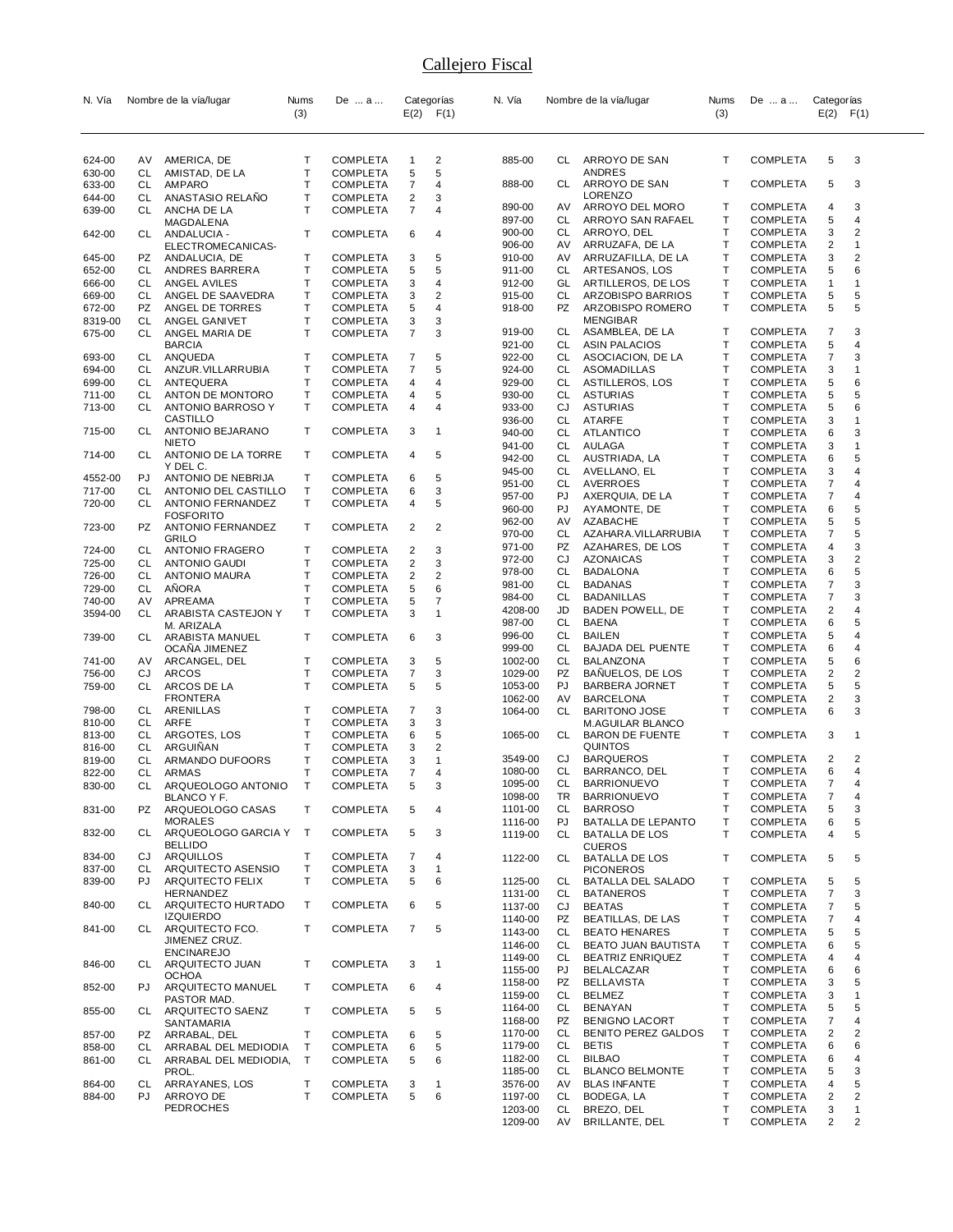# Callejero Fiscal

| N. Vía | | Nombre de la vía/lugar | Nums (3) | De ... a ... | Categorías E(2) | F(1) |
|---|---|---|---|---|---|---|
| 624-00 | AV | AMERICA, DE | T | COMPLETA | 1 | 2 |
| 630-00 | CL | AMISTAD, DE LA | T | COMPLETA | 5 | 5 |
| 633-00 | CL | AMPARO | T | COMPLETA | 7 | 4 |
| 644-00 | CL | ANASTASIO RELAÑO | T | COMPLETA | 2 | 3 |
| 639-00 | CL | ANCHA DE LA MAGDALENA | T | COMPLETA | 7 | 4 |
| 642-00 | CL | ANDALUCIA - ELECTROMECANICAS- | T | COMPLETA | 6 | 4 |
| 645-00 | PZ | ANDALUCIA, DE | T | COMPLETA | 3 | 5 |
| 652-00 | CL | ANDRES BARRERA | T | COMPLETA | 5 | 5 |
| 666-00 | CL | ANGEL AVILES | T | COMPLETA | 3 | 4 |
| 669-00 | CL | ANGEL DE SAAVEDRA | T | COMPLETA | 3 | 2 |
| 672-00 | PZ | ANGEL DE TORRES | T | COMPLETA | 5 | 4 |
| 8319-00 | CL | ANGEL GANIVET | T | COMPLETA | 3 | 3 |
| 675-00 | CL | ANGEL MARIA DE BARCIA | T | COMPLETA | 7 | 3 |
| 693-00 | CL | ANQUEDA | T | COMPLETA | 7 | 5 |
| 694-00 | CL | ANZUR.VILLARRUBIA | T | COMPLETA | 7 | 5 |
| 699-00 | CL | ANTEQUERA | T | COMPLETA | 4 | 4 |
| 711-00 | CL | ANTON DE MONTORO | T | COMPLETA | 4 | 5 |
| 713-00 | CL | ANTONIO BARROSO Y CASTILLO | T | COMPLETA | 4 | 4 |
| 715-00 | CL | ANTONIO BEJARANO NIETO | T | COMPLETA | 3 | 1 |
| 714-00 | CL | ANTONIO DE LA TORRE Y DEL C. | T | COMPLETA | 4 | 5 |
| 4552-00 | PJ | ANTONIO DE NEBRIJA | T | COMPLETA | 6 | 5 |
| 717-00 | CL | ANTONIO DEL CASTILLO | T | COMPLETA | 6 | 3 |
| 720-00 | CL | ANTONIO FERNANDEZ FOSFORITO | T | COMPLETA | 4 | 5 |
| 723-00 | PZ | ANTONIO FERNANDEZ GRILO | T | COMPLETA | 2 | 2 |
| 724-00 | CL | ANTONIO FRAGERO | T | COMPLETA | 2 | 3 |
| 725-00 | CL | ANTONIO GAUDI | T | COMPLETA | 2 | 3 |
| 726-00 | CL | ANTONIO MAURA | T | COMPLETA | 2 | 2 |
| 729-00 | CL | AÑORA | T | COMPLETA | 5 | 6 |
| 740-00 | AV | APREAMA | T | COMPLETA | 5 | 7 |
| 3594-00 | CL | ARABISTA CASTEJON Y M. ARIZALA | T | COMPLETA | 3 | 1 |
| 739-00 | CL | ARABISTA MANUEL OCAÑA JIMENEZ | T | COMPLETA | 6 | 3 |
| 741-00 | AV | ARCANGEL, DEL | T | COMPLETA | 3 | 5 |
| 756-00 | CJ | ARCOS | T | COMPLETA | 7 | 3 |
| 759-00 | CL | ARCOS DE LA FRONTERA | T | COMPLETA | 5 | 5 |
| 798-00 | CL | ARENILLAS | T | COMPLETA | 7 | 3 |
| 810-00 | CL | ARFE | T | COMPLETA | 3 | 3 |
| 813-00 | CL | ARGOTES, LOS | T | COMPLETA | 6 | 5 |
| 816-00 | CL | ARGUIÑAN | T | COMPLETA | 3 | 2 |
| 819-00 | CL | ARMANDO DUFOORS | T | COMPLETA | 3 | 1 |
| 822-00 | CL | ARMAS | T | COMPLETA | 7 | 4 |
| 830-00 | CL | ARQUEOLOGO ANTONIO BLANCO Y F. | T | COMPLETA | 5 | 3 |
| 831-00 | PZ | ARQUEOLOGO CASAS MORALES | T | COMPLETA | 5 | 4 |
| 832-00 | CL | ARQUEOLOGO GARCIA Y BELLIDO | T | COMPLETA | 5 | 3 |
| 834-00 | CJ | ARQUILLOS | T | COMPLETA | 7 | 4 |
| 837-00 | CL | ARQUITECTO ASENSIO | T | COMPLETA | 3 | 1 |
| 839-00 | PJ | ARQUITECTO FELIX HERNANDEZ | T | COMPLETA | 5 | 6 |
| 840-00 | CL | ARQUITECTO HURTADO IZQUIERDO | T | COMPLETA | 6 | 5 |
| 841-00 | CL | ARQUITECTO FCO. JIMENEZ CRUZ. ENCINAREJO | T | COMPLETA | 7 | 5 |
| 846-00 | CL | ARQUITECTO JUAN OCHOA | T | COMPLETA | 3 | 1 |
| 852-00 | PJ | ARQUITECTO MANUEL PASTOR MAD. | T | COMPLETA | 6 | 4 |
| 855-00 | CL | ARQUITECTO SAENZ SANTAMARIA | T | COMPLETA | 5 | 5 |
| 857-00 | PZ | ARRABAL, DEL | T | COMPLETA | 6 | 5 |
| 858-00 | CL | ARRABAL DEL MEDIODIA | T | COMPLETA | 6 | 5 |
| 861-00 | CL | ARRABAL DEL MEDIODIA, PROL. | T | COMPLETA | 5 | 6 |
| 864-00 | CL | ARRAYANES, LOS | T | COMPLETA | 3 | 1 |
| 884-00 | PJ | ARROYO DE PEDROCHES | T | COMPLETA | 5 | 6 |
| 885-00 | CL | ARROYO DE SAN ANDRES | T | COMPLETA | 5 | 3 |
| 888-00 | CL | ARROYO DE SAN LORENZO | T | COMPLETA | 5 | 3 |
| 890-00 | AV | ARROYO DEL MORO | T | COMPLETA | 4 | 3 |
| 897-00 | CL | ARROYO SAN RAFAEL | T | COMPLETA | 5 | 4 |
| 900-00 | CL | ARROYO, DEL | T | COMPLETA | 3 | 2 |
| 906-00 | AV | ARRUZAFA, DE LA | T | COMPLETA | 2 | 1 |
| 910-00 | AV | ARRUZAFILLA, DE LA | T | COMPLETA | 3 | 2 |
| 911-00 | CL | ARTESANOS, LOS | T | COMPLETA | 5 | 6 |
| 912-00 | GL | ARTILLEROS, DE LOS | T | COMPLETA | 1 | 1 |
| 915-00 | CL | ARZOBISPO BARRIOS | T | COMPLETA | 5 | 5 |
| 918-00 | PZ | ARZOBISPO ROMERO MENGIBAR | T | COMPLETA | 5 | 5 |
| 919-00 | CL | ASAMBLEA, DE LA | T | COMPLETA | 7 | 3 |
| 921-00 | CL | ASIN PALACIOS | T | COMPLETA | 5 | 4 |
| 922-00 | CL | ASOCIACION, DE LA | T | COMPLETA | 7 | 3 |
| 924-00 | CL | ASOMADILLAS | T | COMPLETA | 3 | 1 |
| 929-00 | CL | ASTILLEROS, LOS | T | COMPLETA | 5 | 6 |
| 930-00 | CL | ASTURIAS | T | COMPLETA | 5 | 5 |
| 933-00 | CJ | ASTURIAS | T | COMPLETA | 5 | 6 |
| 936-00 | CL | ATARFE | T | COMPLETA | 3 | 1 |
| 940-00 | CL | ATLANTICO | T | COMPLETA | 6 | 3 |
| 941-00 | CL | AULAGA | T | COMPLETA | 3 | 1 |
| 942-00 | CL | AUSTRIADA, LA | T | COMPLETA | 6 | 5 |
| 945-00 | CL | AVELLANO, EL | T | COMPLETA | 3 | 4 |
| 951-00 | CL | AVERROES | T | COMPLETA | 7 | 4 |
| 957-00 | PJ | AXERQUIA, DE LA | T | COMPLETA | 7 | 4 |
| 960-00 | PJ | AYAMONTE, DE | T | COMPLETA | 6 | 5 |
| 962-00 | AV | AZABACHE | T | COMPLETA | 5 | 5 |
| 970-00 | CL | AZAHARA.VILLARRUBIA | T | COMPLETA | 7 | 5 |
| 971-00 | PZ | AZAHARES, DE LOS | T | COMPLETA | 4 | 3 |
| 972-00 | CJ | AZONAICAS | T | COMPLETA | 3 | 2 |
| 978-00 | CL | BADALONA | T | COMPLETA | 6 | 5 |
| 981-00 | CL | BADANAS | T | COMPLETA | 7 | 3 |
| 984-00 | CL | BADANILLAS | T | COMPLETA | 7 | 3 |
| 4208-00 | JD | BADEN POWELL, DE | T | COMPLETA | 2 | 4 |
| 987-00 | CL | BAENA | T | COMPLETA | 6 | 5 |
| 996-00 | CL | BAILEN | T | COMPLETA | 5 | 4 |
| 999-00 | CL | BAJADA DEL PUENTE | T | COMPLETA | 6 | 4 |
| 1002-00 | CL | BALANZONA | T | COMPLETA | 5 | 6 |
| 1029-00 | PZ | BAÑUELOS, DE LOS | T | COMPLETA | 2 | 2 |
| 1053-00 | PJ | BARBERA JORNET | T | COMPLETA | 5 | 5 |
| 1062-00 | AV | BARCELONA | T | COMPLETA | 2 | 3 |
| 1064-00 | CL | BARITONO JOSE M.AGUILAR BLANCO | T | COMPLETA | 6 | 3 |
| 1065-00 | CL | BARON DE FUENTE QUINTOS | T | COMPLETA | 3 | 1 |
| 3549-00 | CJ | BARQUEROS | T | COMPLETA | 2 | 2 |
| 1080-00 | CL | BARRANCO, DEL | T | COMPLETA | 6 | 4 |
| 1095-00 | CL | BARRIONUEVO | T | COMPLETA | 7 | 4 |
| 1098-00 | TR | BARRIONUEVO | T | COMPLETA | 7 | 4 |
| 1101-00 | CL | BARROSO | T | COMPLETA | 5 | 3 |
| 1116-00 | PJ | BATALLA DE LEPANTO | T | COMPLETA | 6 | 5 |
| 1119-00 | CL | BATALLA DE LOS CUEROS | T | COMPLETA | 4 | 5 |
| 1122-00 | CL | BATALLA DE LOS PICONEROS | T | COMPLETA | 5 | 5 |
| 1125-00 | CL | BATALLA DEL SALADO | T | COMPLETA | 5 | 5 |
| 1131-00 | CL | BATANEROS | T | COMPLETA | 7 | 3 |
| 1137-00 | CJ | BEATAS | T | COMPLETA | 7 | 5 |
| 1140-00 | PZ | BEATILLAS, DE LAS | T | COMPLETA | 7 | 4 |
| 1143-00 | CL | BEATO HENARES | T | COMPLETA | 5 | 5 |
| 1146-00 | CL | BEATO JUAN BAUTISTA | T | COMPLETA | 6 | 5 |
| 1149-00 | CL | BEATRIZ ENRIQUEZ | T | COMPLETA | 4 | 4 |
| 1155-00 | PJ | BELALCAZAR | T | COMPLETA | 6 | 6 |
| 1158-00 | PZ | BELLAVISTA | T | COMPLETA | 3 | 5 |
| 1159-00 | CL | BELMEZ | T | COMPLETA | 3 | 1 |
| 1164-00 | CL | BENAYAN | T | COMPLETA | 5 | 5 |
| 1168-00 | PZ | BENIGNO LACORT | T | COMPLETA | 7 | 4 |
| 1170-00 | CL | BENITO PEREZ GALDOS | T | COMPLETA | 2 | 2 |
| 1179-00 | CL | BETIS | T | COMPLETA | 6 | 6 |
| 1182-00 | CL | BILBAO | T | COMPLETA | 6 | 4 |
| 1185-00 | CL | BLANCO BELMONTE | T | COMPLETA | 5 | 3 |
| 3576-00 | AV | BLAS INFANTE | T | COMPLETA | 4 | 5 |
| 1197-00 | CL | BODEGA, LA | T | COMPLETA | 2 | 2 |
| 1203-00 | CL | BREZO, DEL | T | COMPLETA | 3 | 1 |
| 1209-00 | AV | BRILLANTE, DEL | T | COMPLETA | 2 | 2 |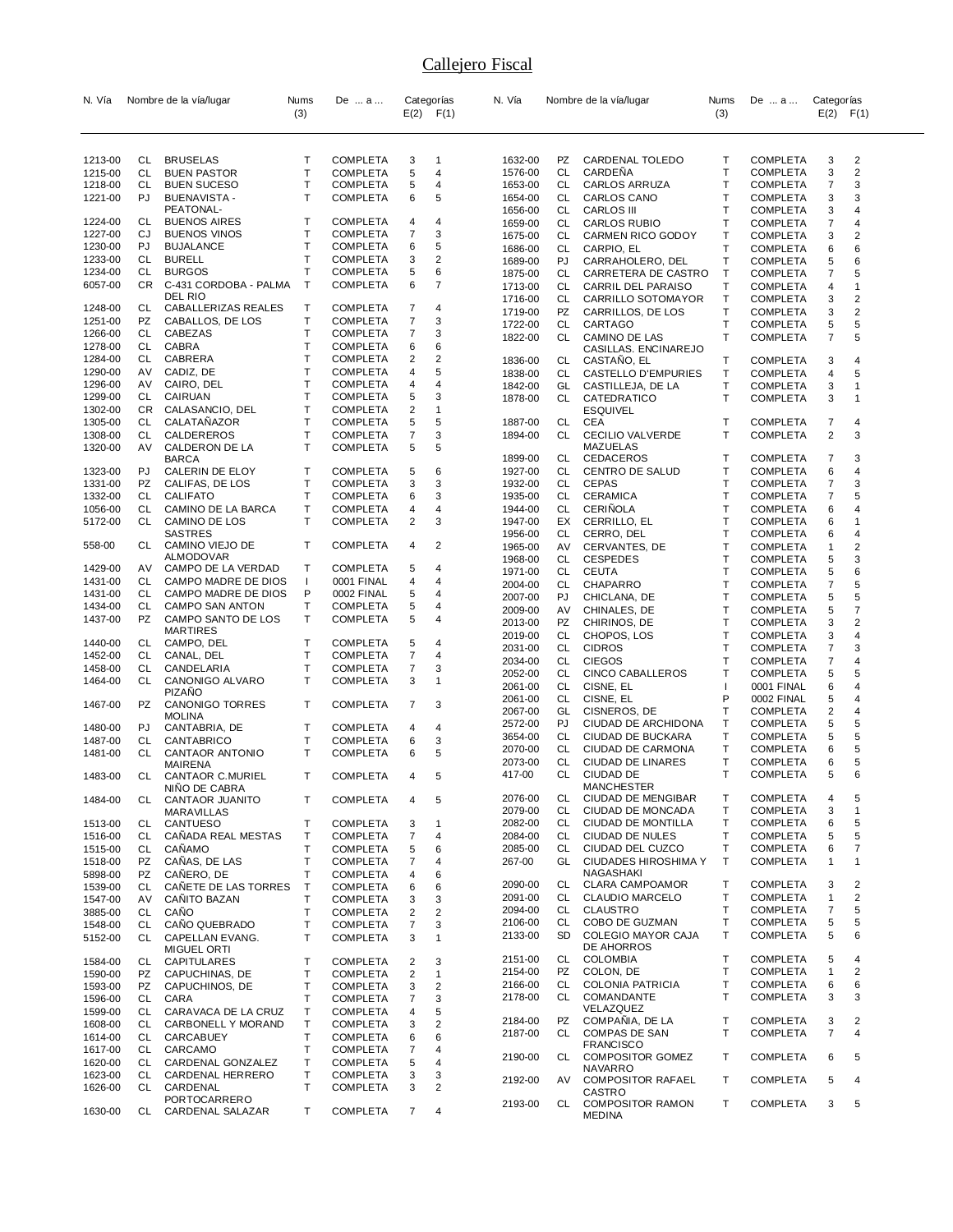# Callejero Fiscal

| N. Vía | | Nombre de la vía/lugar | Nums (3) | De ... a ... | Categorías E(2) | F(1) |
|---|---|---|---|---|---|---|
| 1213-00 | CL | BRUSELAS | T | COMPLETA | 3 | 1 |
| 1215-00 | CL | BUEN PASTOR | T | COMPLETA | 5 | 4 |
| 1218-00 | CL | BUEN SUCESO | T | COMPLETA | 5 | 4 |
| 1221-00 | PJ | BUENAVISTA - PEATONAL- | T | COMPLETA | 6 | 5 |
| 1224-00 | CL | BUENOS AIRES | T | COMPLETA | 4 | 4 |
| 1227-00 | CJ | BUENOS VINOS | T | COMPLETA | 7 | 3 |
| 1230-00 | PJ | BUJALANCE | T | COMPLETA | 6 | 5 |
| 1233-00 | CL | BURELL | T | COMPLETA | 3 | 2 |
| 1234-00 | CL | BURGOS | T | COMPLETA | 5 | 6 |
| 6057-00 | CR | C-431 CORDOBA - PALMA DEL RIO | T | COMPLETA | 6 | 7 |
| 1248-00 | CL | CABALLERIZAS REALES | T | COMPLETA | 7 | 4 |
| 1251-00 | PZ | CABALLOS, DE LOS | T | COMPLETA | 7 | 3 |
| 1266-00 | CL | CABEZAS | T | COMPLETA | 7 | 3 |
| 1278-00 | CL | CABRA | T | COMPLETA | 6 | 6 |
| 1284-00 | CL | CABRERA | T | COMPLETA | 2 | 2 |
| 1290-00 | AV | CADIZ, DE | T | COMPLETA | 4 | 5 |
| 1296-00 | AV | CAIRO, DEL | T | COMPLETA | 4 | 4 |
| 1299-00 | CL | CAIRUAN | T | COMPLETA | 5 | 3 |
| 1302-00 | CR | CALASANCIO, DEL | T | COMPLETA | 2 | 1 |
| 1305-00 | CL | CALATAÑAZOR | T | COMPLETA | 5 | 5 |
| 1308-00 | CL | CALDEREROS | T | COMPLETA | 7 | 3 |
| 1320-00 | AV | CALDERON DE LA BARCA | T | COMPLETA | 5 | 5 |
| 1323-00 | PJ | CALERIN DE ELOY | T | COMPLETA | 5 | 6 |
| 1331-00 | PZ | CALIFAS, DE LOS | T | COMPLETA | 3 | 3 |
| 1332-00 | CL | CALIFATO | T | COMPLETA | 6 | 3 |
| 1056-00 | CL | CAMINO DE LA BARCA | T | COMPLETA | 4 | 4 |
| 5172-00 | CL | CAMINO DE LOS SASTRES | T | COMPLETA | 2 | 3 |
| 558-00 | CL | CAMINO VIEJO DE ALMODOVAR | T | COMPLETA | 4 | 2 |
| 1429-00 | AV | CAMPO DE LA VERDAD | T | COMPLETA | 5 | 4 |
| 1431-00 | CL | CAMPO MADRE DE DIOS | I | 0001 FINAL | 4 | 4 |
| 1431-00 | CL | CAMPO MADRE DE DIOS | P | 0002 FINAL | 5 | 4 |
| 1434-00 | CL | CAMPO SAN ANTON | T | COMPLETA | 5 | 4 |
| 1437-00 | PZ | CAMPO SANTO DE LOS MARTIRES | T | COMPLETA | 5 | 4 |
| 1440-00 | CL | CAMPO, DEL | T | COMPLETA | 5 | 4 |
| 1452-00 | CL | CANAL, DEL | T | COMPLETA | 7 | 4 |
| 1458-00 | CL | CANDELARIA | T | COMPLETA | 7 | 3 |
| 1464-00 | CL | CANONIGO ALVARO PIZAÑO | T | COMPLETA | 3 | 1 |
| 1467-00 | PZ | CANONIGO TORRES MOLINA | T | COMPLETA | 7 | 3 |
| 1480-00 | PJ | CANTABRIA, DE | T | COMPLETA | 4 | 4 |
| 1487-00 | CL | CANTABRICO | T | COMPLETA | 6 | 3 |
| 1481-00 | CL | CANTAOR ANTONIO MAIRENA | T | COMPLETA | 6 | 5 |
| 1483-00 | CL | CANTAOR C.MURIEL NIÑO DE CABRA | T | COMPLETA | 4 | 5 |
| 1484-00 | CL | CANTAOR JUANITO MARAVILLAS | T | COMPLETA | 4 | 5 |
| 1513-00 | CL | CANTUESO | T | COMPLETA | 3 | 1 |
| 1516-00 | CL | CAÑADA REAL MESTAS | T | COMPLETA | 7 | 4 |
| 1515-00 | CL | CAÑAMO | T | COMPLETA | 5 | 6 |
| 1518-00 | PZ | CAÑAS, DE LAS | T | COMPLETA | 7 | 4 |
| 5898-00 | PZ | CAÑERO, DE | T | COMPLETA | 4 | 6 |
| 1539-00 | CL | CAÑETE DE LAS TORRES | T | COMPLETA | 6 | 6 |
| 1547-00 | AV | CAÑITO BAZAN | T | COMPLETA | 3 | 3 |
| 3885-00 | CL | CAÑO | T | COMPLETA | 2 | 2 |
| 1548-00 | CL | CAÑO QUEBRADO | T | COMPLETA | 7 | 3 |
| 5152-00 | CL | CAPELLAN EVANG. MIGUEL ORTI | T | COMPLETA | 3 | 1 |
| 1584-00 | CL | CAPITULARES | T | COMPLETA | 2 | 3 |
| 1590-00 | PZ | CAPUCHINAS, DE | T | COMPLETA | 2 | 1 |
| 1593-00 | PZ | CAPUCHINOS, DE | T | COMPLETA | 3 | 2 |
| 1596-00 | CL | CARA | T | COMPLETA | 7 | 3 |
| 1599-00 | CL | CARAVACA DE LA CRUZ | T | COMPLETA | 4 | 5 |
| 1608-00 | CL | CARBONELL Y MORAND | T | COMPLETA | 3 | 2 |
| 1614-00 | CL | CARCABUEY | T | COMPLETA | 6 | 6 |
| 1617-00 | CL | CARCAMO | T | COMPLETA | 7 | 4 |
| 1620-00 | CL | CARDENAL GONZALEZ | T | COMPLETA | 5 | 4 |
| 1623-00 | CL | CARDENAL HERRERO | T | COMPLETA | 3 | 3 |
| 1626-00 | CL | CARDENAL PORTOCARRERO | T | COMPLETA | 3 | 2 |
| 1630-00 | CL | CARDENAL SALAZAR | T | COMPLETA | 7 | 4 |
| 1632-00 | PZ | CARDENAL TOLEDO | T | COMPLETA | 3 | 2 |
| 1576-00 | CL | CARDEÑA | T | COMPLETA | 3 | 2 |
| 1653-00 | CL | CARLOS ARRUZA | T | COMPLETA | 7 | 3 |
| 1654-00 | CL | CARLOS CANO | T | COMPLETA | 3 | 3 |
| 1656-00 | CL | CARLOS III | T | COMPLETA | 3 | 4 |
| 1659-00 | CL | CARLOS RUBIO | T | COMPLETA | 7 | 4 |
| 1675-00 | CL | CARMEN RICO GODOY | T | COMPLETA | 3 | 2 |
| 1686-00 | CL | CARPIO, EL | T | COMPLETA | 6 | 6 |
| 1689-00 | PJ | CARRAHOLERO, DEL | T | COMPLETA | 5 | 6 |
| 1875-00 | CL | CARRETERA DE CASTRO | T | COMPLETA | 7 | 5 |
| 1713-00 | CL | CARRIL DEL PARAISO | T | COMPLETA | 4 | 1 |
| 1716-00 | CL | CARRILLO SOTOMAYOR | T | COMPLETA | 3 | 2 |
| 1719-00 | PZ | CARRILLOS, DE LOS | T | COMPLETA | 3 | 2 |
| 1722-00 | CL | CARTAGO | T | COMPLETA | 5 | 5 |
| 1822-00 | CL | CAMINO DE LAS CASILLAS. ENCINAREJO | T | COMPLETA | 7 | 5 |
| 1836-00 | CL | CASTAÑO, EL | T | COMPLETA | 3 | 4 |
| 1838-00 | CL | CASTELLO D'EMPURIES | T | COMPLETA | 4 | 5 |
| 1842-00 | GL | CASTILLEJA, DE LA | T | COMPLETA | 3 | 1 |
| 1878-00 | CL | CATEDRATICO ESQUIVEL | T | COMPLETA | 3 | 1 |
| 1887-00 | CL | CEA | T | COMPLETA | 7 | 4 |
| 1894-00 | CL | CECILIO VALVERDE MAZUELAS | T | COMPLETA | 2 | 3 |
| 1899-00 | CL | CEDACEROS | T | COMPLETA | 7 | 3 |
| 1927-00 | CL | CENTRO DE SALUD | T | COMPLETA | 6 | 4 |
| 1932-00 | CL | CEPAS | T | COMPLETA | 7 | 3 |
| 1935-00 | CL | CERAMICA | T | COMPLETA | 7 | 5 |
| 1944-00 | CL | CERIÑOLA | T | COMPLETA | 6 | 4 |
| 1947-00 | EX | CERRILLO, EL | T | COMPLETA | 6 | 1 |
| 1956-00 | CL | CERRO, DEL | T | COMPLETA | 6 | 4 |
| 1965-00 | AV | CERVANTES, DE | T | COMPLETA | 1 | 2 |
| 1968-00 | CL | CESPEDES | T | COMPLETA | 5 | 3 |
| 1971-00 | CL | CEUTA | T | COMPLETA | 5 | 6 |
| 2004-00 | CL | CHAPARRO | T | COMPLETA | 7 | 5 |
| 2007-00 | PJ | CHICLANA, DE | T | COMPLETA | 5 | 5 |
| 2009-00 | AV | CHINALES, DE | T | COMPLETA | 5 | 7 |
| 2013-00 | PZ | CHIRINOS, DE | T | COMPLETA | 3 | 2 |
| 2019-00 | CL | CHOPOS, LOS | T | COMPLETA | 3 | 4 |
| 2031-00 | CL | CIDROS | T | COMPLETA | 7 | 3 |
| 2034-00 | CL | CIEGOS | T | COMPLETA | 7 | 4 |
| 2052-00 | CL | CINCO CABALLEROS | T | COMPLETA | 5 | 5 |
| 2061-00 | CL | CISNE, EL | I | 0001 FINAL | 6 | 4 |
| 2061-00 | CL | CISNE, EL | P | 0002 FINAL | 5 | 4 |
| 2067-00 | GL | CISNEROS, DE | T | COMPLETA | 2 | 4 |
| 2572-00 | PJ | CIUDAD DE ARCHIDONA | T | COMPLETA | 5 | 5 |
| 3654-00 | CL | CIUDAD DE BUCKARA | T | COMPLETA | 5 | 5 |
| 2070-00 | CL | CIUDAD DE CARMONA | T | COMPLETA | 6 | 5 |
| 2073-00 | CL | CIUDAD DE LINARES | T | COMPLETA | 6 | 5 |
| 417-00 | CL | CIUDAD DE MANCHESTER | T | COMPLETA | 5 | 6 |
| 2076-00 | CL | CIUDAD DE MENGIBAR | T | COMPLETA | 4 | 5 |
| 2079-00 | CL | CIUDAD DE MONCADA | T | COMPLETA | 3 | 1 |
| 2082-00 | CL | CIUDAD DE MONTILLA | T | COMPLETA | 6 | 5 |
| 2084-00 | CL | CIUDAD DE NULES | T | COMPLETA | 5 | 5 |
| 2085-00 | CL | CIUDAD DEL CUZCO | T | COMPLETA | 6 | 7 |
| 267-00 | GL | CIUDADES HIROSHIMA Y NAGASHAKI | T | COMPLETA | 1 | 1 |
| 2090-00 | CL | CLARA CAMPOAMOR | T | COMPLETA | 3 | 2 |
| 2091-00 | CL | CLAUDIO MARCELO | T | COMPLETA | 1 | 2 |
| 2094-00 | CL | CLAUSTRO | T | COMPLETA | 7 | 5 |
| 2106-00 | CL | COBO DE GUZMAN | T | COMPLETA | 5 | 5 |
| 2133-00 | SD | COLEGIO MAYOR CAJA DE AHORROS | T | COMPLETA | 5 | 6 |
| 2151-00 | CL | COLOMBIA | T | COMPLETA | 5 | 4 |
| 2154-00 | PZ | COLON, DE | T | COMPLETA | 1 | 2 |
| 2166-00 | CL | COLONIA PATRICIA | T | COMPLETA | 6 | 6 |
| 2178-00 | CL | COMANDANTE VELAZQUEZ | T | COMPLETA | 3 | 3 |
| 2184-00 | PZ | COMPAÑIA, DE LA | T | COMPLETA | 3 | 2 |
| 2187-00 | CL | COMPAS DE SAN FRANCISCO | T | COMPLETA | 7 | 4 |
| 2190-00 | CL | COMPOSITOR GOMEZ NAVARRO | T | COMPLETA | 6 | 5 |
| 2192-00 | AV | COMPOSITOR RAFAEL CASTRO | T | COMPLETA | 5 | 4 |
| 2193-00 | CL | COMPOSITOR RAMON MEDINA | T | COMPLETA | 3 | 5 |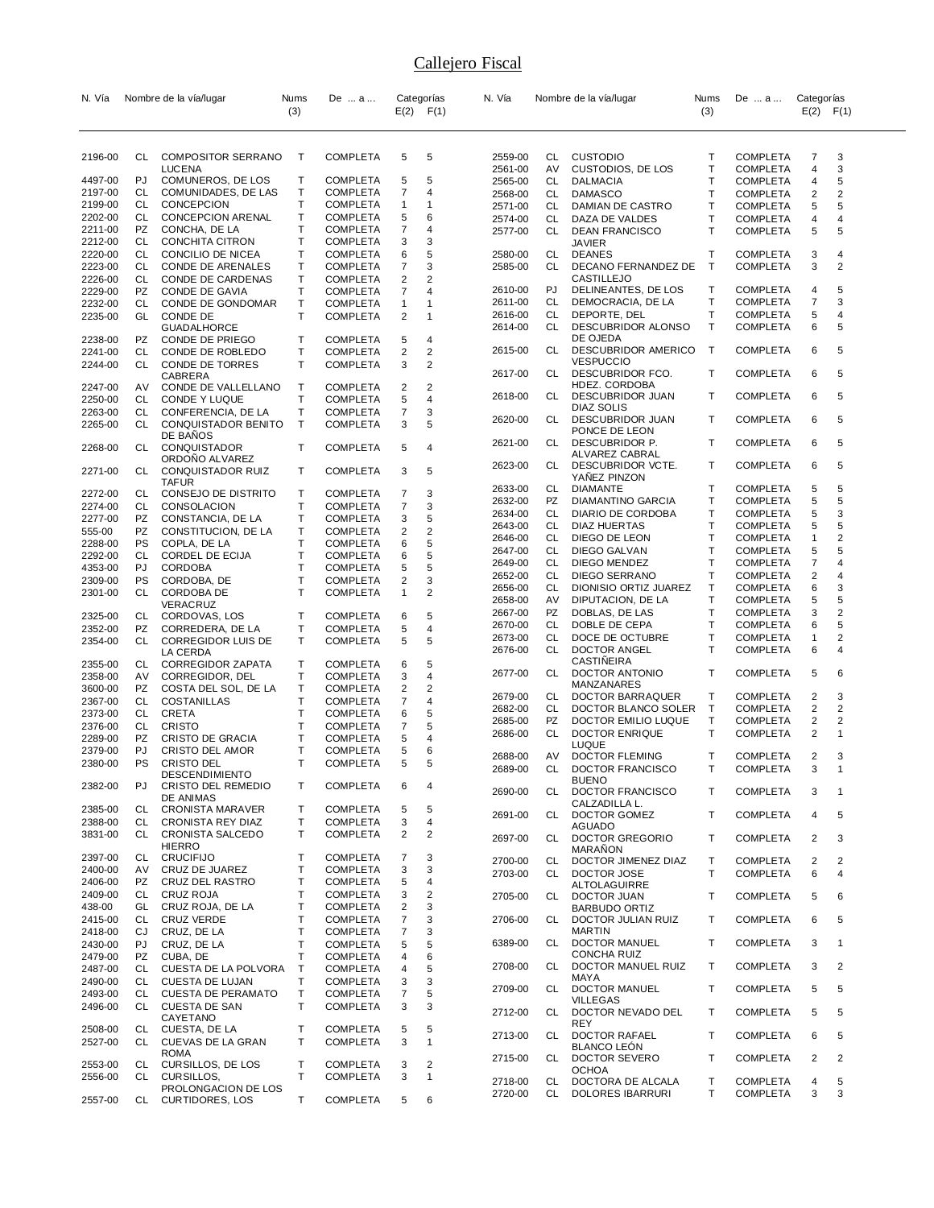# Callejero Fiscal

| N. Vía | | Nombre de la vía/lugar | Nums (3) | De ... a ... | Categorías E(2) | F(1) |
|---|---|---|---|---|---|---|
| 2196-00 | CL | COMPOSITOR SERRANO LUCENA | T | COMPLETA | 5 | 5 |
| 4497-00 | PJ | COMUNEROS, DE LOS | T | COMPLETA | 5 | 5 |
| 2197-00 | CL | COMUNIDADES, DE LAS | T | COMPLETA | 7 | 4 |
| 2199-00 | CL | CONCEPCION | T | COMPLETA | 1 | 1 |
| 2202-00 | CL | CONCEPCION ARENAL | T | COMPLETA | 5 | 6 |
| 2211-00 | PZ | CONCHA, DE LA | T | COMPLETA | 7 | 4 |
| 2212-00 | CL | CONCHITA CITRON | T | COMPLETA | 3 | 3 |
| 2220-00 | CL | CONCILIO DE NICEA | T | COMPLETA | 6 | 5 |
| 2223-00 | CL | CONDE DE ARENALES | T | COMPLETA | 7 | 3 |
| 2226-00 | CL | CONDE DE CARDENAS | T | COMPLETA | 2 | 2 |
| 2229-00 | PZ | CONDE DE GAVIA | T | COMPLETA | 7 | 4 |
| 2232-00 | CL | CONDE DE GONDOMAR | T | COMPLETA | 1 | 1 |
| 2235-00 | GL | CONDE DE GUADALHORCE | T | COMPLETA | 2 | 1 |
| 2238-00 | PZ | CONDE DE PRIEGO | T | COMPLETA | 5 | 4 |
| 2241-00 | CL | CONDE DE ROBLEDO | T | COMPLETA | 2 | 2 |
| 2244-00 | CL | CONDE DE TORRES CABRERA | T | COMPLETA | 3 | 2 |
| 2247-00 | AV | CONDE DE VALLELLANO | T | COMPLETA | 2 | 2 |
| 2250-00 | CL | CONDE Y LUQUE | T | COMPLETA | 5 | 4 |
| 2263-00 | CL | CONFERENCIA, DE LA | T | COMPLETA | 7 | 3 |
| 2265-00 | CL | CONQUISTADOR BENITO DE BAÑOS | T | COMPLETA | 3 | 5 |
| 2268-00 | CL | CONQUISTADOR ORDOÑO ALVAREZ | T | COMPLETA | 5 | 4 |
| 2271-00 | CL | CONQUISTADOR RUIZ TAFUR | T | COMPLETA | 3 | 5 |
| 2272-00 | CL | CONSEJO DE DISTRITO | T | COMPLETA | 7 | 3 |
| 2274-00 | CL | CONSOLACION | T | COMPLETA | 7 | 3 |
| 2277-00 | PZ | CONSTANCIA, DE LA | T | COMPLETA | 3 | 5 |
| 555-00 | PZ | CONSTITUCION, DE LA | T | COMPLETA | 2 | 2 |
| 2288-00 | PS | COPLA, DE LA | T | COMPLETA | 6 | 5 |
| 2292-00 | CL | CORDEL DE ECIJA | T | COMPLETA | 6 | 5 |
| 4353-00 | PJ | CORDOBA | T | COMPLETA | 5 | 5 |
| 2309-00 | PS | CORDOBA, DE | T | COMPLETA | 2 | 3 |
| 2301-00 | CL | CORDOBA DE VERACRUZ | T | COMPLETA | 1 | 2 |
| 2325-00 | CL | CORDOVAS, LOS | T | COMPLETA | 6 | 5 |
| 2352-00 | PZ | CORREDERA, DE LA | T | COMPLETA | 5 | 4 |
| 2354-00 | CL | CORREGIDOR LUIS DE LA CERDA | T | COMPLETA | 5 | 5 |
| 2355-00 | CL | CORREGIDOR ZAPATA | T | COMPLETA | 6 | 5 |
| 2358-00 | AV | CORREGIDOR, DEL | T | COMPLETA | 3 | 4 |
| 3600-00 | PZ | COSTA DEL SOL, DE LA | T | COMPLETA | 2 | 2 |
| 2367-00 | CL | COSTANILLAS | T | COMPLETA | 7 | 4 |
| 2373-00 | CL | CRETA | T | COMPLETA | 6 | 5 |
| 2376-00 | CL | CRISTO | T | COMPLETA | 7 | 5 |
| 2289-00 | PZ | CRISTO DE GRACIA | T | COMPLETA | 5 | 4 |
| 2379-00 | PJ | CRISTO DEL AMOR | T | COMPLETA | 5 | 6 |
| 2380-00 | PS | CRISTO DEL DESCENDIMIENTO | T | COMPLETA | 5 | 5 |
| 2382-00 | PJ | CRISTO DEL REMEDIO DE ANIMAS | T | COMPLETA | 6 | 4 |
| 2385-00 | CL | CRONISTA MARAVER | T | COMPLETA | 5 | 5 |
| 2388-00 | CL | CRONISTA REY DIAZ | T | COMPLETA | 3 | 4 |
| 3831-00 | CL | CRONISTA SALCEDO HIERRO | T | COMPLETA | 2 | 2 |
| 2397-00 | CL | CRUCIFIJO | T | COMPLETA | 7 | 3 |
| 2400-00 | AV | CRUZ DE JUAREZ | T | COMPLETA | 3 | 3 |
| 2406-00 | PZ | CRUZ DEL RASTRO | T | COMPLETA | 5 | 4 |
| 2409-00 | CL | CRUZ ROJA | T | COMPLETA | 3 | 2 |
| 438-00 | GL | CRUZ ROJA, DE LA | T | COMPLETA | 2 | 3 |
| 2415-00 | CL | CRUZ VERDE | T | COMPLETA | 7 | 3 |
| 2418-00 | CJ | CRUZ, DE LA | T | COMPLETA | 7 | 3 |
| 2430-00 | PJ | CRUZ, DE LA | T | COMPLETA | 5 | 5 |
| 2479-00 | PZ | CUBA, DE | T | COMPLETA | 4 | 6 |
| 2487-00 | CL | CUESTA DE LA POLVORA | T | COMPLETA | 4 | 5 |
| 2490-00 | CL | CUESTA DE LUJAN | T | COMPLETA | 3 | 3 |
| 2493-00 | CL | CUESTA DE PERAMATO | T | COMPLETA | 7 | 5 |
| 2496-00 | CL | CUESTA DE SAN CAYETANO | T | COMPLETA | 3 | 3 |
| 2508-00 | CL | CUESTA, DE LA | T | COMPLETA | 5 | 5 |
| 2527-00 | CL | CUEVAS DE LA GRAN ROMA | T | COMPLETA | 3 | 1 |
| 2553-00 | CL | CURSILLOS, DE LOS | T | COMPLETA | 3 | 2 |
| 2556-00 | CL | CURSILLOS, PROLONGACION DE LOS | T | COMPLETA | 3 | 1 |
| 2557-00 | CL | CURTIDORES, LOS | T | COMPLETA | 5 | 6 |
| 2559-00 | CL | CUSTODIO | T | COMPLETA | 7 | 3 |
| 2561-00 | AV | CUSTODIOS, DE LOS | T | COMPLETA | 4 | 3 |
| 2565-00 | CL | DALMACIA | T | COMPLETA | 4 | 5 |
| 2568-00 | CL | DAMASCO | T | COMPLETA | 2 | 2 |
| 2571-00 | CL | DAMIAN DE CASTRO | T | COMPLETA | 5 | 5 |
| 2574-00 | CL | DAZA DE VALDES | T | COMPLETA | 4 | 4 |
| 2577-00 | CL | DEAN FRANCISCO JAVIER | T | COMPLETA | 5 | 5 |
| 2580-00 | CL | DEANES | T | COMPLETA | 3 | 4 |
| 2585-00 | CL | DECANO FERNANDEZ DE CASTILLEJO | T | COMPLETA | 3 | 2 |
| 2610-00 | PJ | DELINEANTES, DE LOS | T | COMPLETA | 4 | 5 |
| 2611-00 | CL | DEMOCRACIA, DE LA | T | COMPLETA | 7 | 3 |
| 2616-00 | CL | DEPORTE, DEL | T | COMPLETA | 5 | 4 |
| 2614-00 | CL | DESCUBRIDOR ALONSO DE OJEDA | T | COMPLETA | 6 | 5 |
| 2615-00 | CL | DESCUBRIDOR AMERICO VESPUCCIO | T | COMPLETA | 6 | 5 |
| 2617-00 | CL | DESCUBRIDOR FCO. HDEZ. CORDOBA | T | COMPLETA | 6 | 5 |
| 2618-00 | CL | DESCUBRIDOR JUAN DIAZ SOLIS | T | COMPLETA | 6 | 5 |
| 2620-00 | CL | DESCUBRIDOR JUAN PONCE DE LEON | T | COMPLETA | 6 | 5 |
| 2621-00 | CL | DESCUBRIDOR P. ALVAREZ CABRAL | T | COMPLETA | 6 | 5 |
| 2623-00 | CL | DESCUBRIDOR VCTE. YAÑEZ PINZON | T | COMPLETA | 6 | 5 |
| 2633-00 | CL | DIAMANTE | T | COMPLETA | 5 | 5 |
| 2632-00 | PZ | DIAMANTINO GARCIA | T | COMPLETA | 5 | 5 |
| 2634-00 | CL | DIARIO DE CORDOBA | T | COMPLETA | 5 | 3 |
| 2643-00 | CL | DIAZ HUERTAS | T | COMPLETA | 5 | 5 |
| 2646-00 | CL | DIEGO DE LEON | T | COMPLETA | 1 | 2 |
| 2647-00 | CL | DIEGO GALVAN | T | COMPLETA | 5 | 5 |
| 2649-00 | CL | DIEGO MENDEZ | T | COMPLETA | 7 | 4 |
| 2652-00 | CL | DIEGO SERRANO | T | COMPLETA | 2 | 4 |
| 2656-00 | CL | DIONISIO ORTIZ JUAREZ | T | COMPLETA | 6 | 3 |
| 2658-00 | AV | DIPUTACION, DE LA | T | COMPLETA | 5 | 5 |
| 2667-00 | PZ | DOBLAS, DE LAS | T | COMPLETA | 3 | 2 |
| 2670-00 | CL | DOBLE DE CEPA | T | COMPLETA | 6 | 5 |
| 2673-00 | CL | DOCE DE OCTUBRE | T | COMPLETA | 1 | 2 |
| 2676-00 | CL | DOCTOR ANGEL CASTIÑEIRA | T | COMPLETA | 6 | 4 |
| 2677-00 | CL | DOCTOR ANTONIO MANZANARES | T | COMPLETA | 5 | 6 |
| 2679-00 | CL | DOCTOR BARRAQUER | T | COMPLETA | 2 | 3 |
| 2682-00 | CL | DOCTOR BLANCO SOLER | T | COMPLETA | 2 | 2 |
| 2685-00 | PZ | DOCTOR EMILIO LUQUE | T | COMPLETA | 2 | 2 |
| 2686-00 | CL | DOCTOR ENRIQUE LUQUE | T | COMPLETA | 2 | 1 |
| 2688-00 | AV | DOCTOR FLEMING | T | COMPLETA | 2 | 3 |
| 2689-00 | CL | DOCTOR FRANCISCO BUENO | T | COMPLETA | 3 | 1 |
| 2690-00 | CL | DOCTOR FRANCISCO CALZADILLA L. | T | COMPLETA | 3 | 1 |
| 2691-00 | CL | DOCTOR GOMEZ AGUADO | T | COMPLETA | 4 | 5 |
| 2697-00 | CL | DOCTOR GREGORIO MARAÑON | T | COMPLETA | 2 | 3 |
| 2700-00 | CL | DOCTOR JIMENEZ DIAZ | T | COMPLETA | 2 | 2 |
| 2703-00 | CL | DOCTOR JOSE ALTOLAGUIRRE | T | COMPLETA | 6 | 4 |
| 2705-00 | CL | DOCTOR JUAN BARBUDO ORTIZ | T | COMPLETA | 5 | 6 |
| 2706-00 | CL | DOCTOR JULIAN RUIZ MARTIN | T | COMPLETA | 6 | 5 |
| 6389-00 | CL | DOCTOR MANUEL CONCHA RUIZ | T | COMPLETA | 3 | 1 |
| 2708-00 | CL | DOCTOR MANUEL RUIZ MAYA | T | COMPLETA | 3 | 2 |
| 2709-00 | CL | DOCTOR MANUEL VILLEGAS | T | COMPLETA | 5 | 5 |
| 2712-00 | CL | DOCTOR NEVADO DEL REY | T | COMPLETA | 5 | 5 |
| 2713-00 | CL | DOCTOR RAFAEL BLANCO LEÓN | T | COMPLETA | 6 | 5 |
| 2715-00 | CL | DOCTOR SEVERO OCHOA | T | COMPLETA | 2 | 2 |
| 2718-00 | CL | DOCTORA DE ALCALA | T | COMPLETA | 4 | 5 |
| 2720-00 | CL | DOLORES IBARRURI | T | COMPLETA | 3 | 3 |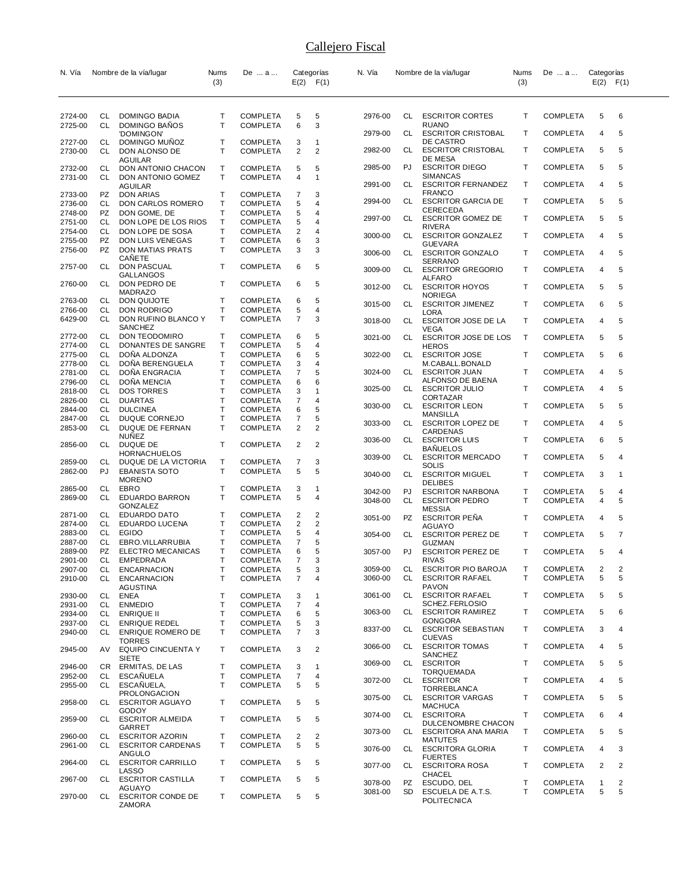# Callejero Fiscal

| N. Vía | | Nombre de la vía/lugar | Nums (3) | De ... a ... | Categorías E(2) | F(1) |
|---|---|---|---|---|---|---|
| 2724-00 | CL | DOMINGO BADIA | T | COMPLETA | 5 | 5 |
| 2725-00 | CL | DOMINGO BAÑOS 'DOMINGON' | T | COMPLETA | 6 | 3 |
| 2727-00 | CL | DOMINGO MUÑOZ | T | COMPLETA | 3 | 1 |
| 2730-00 | CL | DON ALONSO DE AGUILAR | T | COMPLETA | 2 | 2 |
| 2732-00 | CL | DON ANTONIO CHACON | T | COMPLETA | 5 | 5 |
| 2731-00 | CL | DON ANTONIO GOMEZ AGUILAR | T | COMPLETA | 4 | 1 |
| 2733-00 | PZ | DON ARIAS | T | COMPLETA | 7 | 3 |
| 2736-00 | CL | DON CARLOS ROMERO | T | COMPLETA | 5 | 4 |
| 2748-00 | PZ | DON GOME, DE | T | COMPLETA | 5 | 4 |
| 2751-00 | CL | DON LOPE DE LOS RIOS | T | COMPLETA | 5 | 4 |
| 2754-00 | CL | DON LOPE DE SOSA | T | COMPLETA | 2 | 4 |
| 2755-00 | PZ | DON LUIS VENEGAS | T | COMPLETA | 6 | 3 |
| 2756-00 | PZ | DON MATIAS PRATS CAÑETE | T | COMPLETA | 3 | 3 |
| 2757-00 | CL | DON PASCUAL GALLANGOS | T | COMPLETA | 6 | 5 |
| 2760-00 | CL | DON PEDRO DE MADRAZO | T | COMPLETA | 6 | 5 |
| 2763-00 | CL | DON QUIJOTE | T | COMPLETA | 6 | 5 |
| 2766-00 | CL | DON RODRIGO | T | COMPLETA | 5 | 4 |
| 6429-00 | CL | DON RUFINO BLANCO Y SANCHEZ | T | COMPLETA | 7 | 3 |
| 2772-00 | CL | DON TEODOMIRO | T | COMPLETA | 6 | 5 |
| 2774-00 | CL | DONANTES DE SANGRE | T | COMPLETA | 5 | 4 |
| 2775-00 | CL | DOÑA ALDONZA | T | COMPLETA | 6 | 5 |
| 2778-00 | CL | DOÑA BERENGUELA | T | COMPLETA | 3 | 4 |
| 2781-00 | CL | DOÑA ENGRACIA | T | COMPLETA | 7 | 5 |
| 2796-00 | CL | DOÑA MENCIA | T | COMPLETA | 6 | 6 |
| 2818-00 | CL | DOS TORRES | T | COMPLETA | 3 | 1 |
| 2826-00 | CL | DUARTAS | T | COMPLETA | 7 | 4 |
| 2844-00 | CL | DULCINEA | T | COMPLETA | 6 | 5 |
| 2847-00 | CL | DUQUE CORNEJO | T | COMPLETA | 7 | 5 |
| 2853-00 | CL | DUQUE DE FERNAN NUÑEZ | T | COMPLETA | 2 | 2 |
| 2856-00 | CL | DUQUE DE HORNACHUELOS | T | COMPLETA | 2 | 2 |
| 2859-00 | CL | DUQUE DE LA VICTORIA | T | COMPLETA | 7 | 3 |
| 2862-00 | PJ | EBANISTA SOTO MORENO | T | COMPLETA | 5 | 5 |
| 2865-00 | CL | EBRO | T | COMPLETA | 3 | 1 |
| 2869-00 | CL | EDUARDO BARRON GONZALEZ | T | COMPLETA | 5 | 4 |
| 2871-00 | CL | EDUARDO DATO | T | COMPLETA | 2 | 2 |
| 2874-00 | CL | EDUARDO LUCENA | T | COMPLETA | 2 | 2 |
| 2883-00 | CL | EGIDO | T | COMPLETA | 5 | 4 |
| 2887-00 | CL | EBRO.VILLARRUBIA | T | COMPLETA | 7 | 5 |
| 2889-00 | PZ | ELECTRO MECANICAS | T | COMPLETA | 6 | 5 |
| 2901-00 | CL | EMPEDRADA | T | COMPLETA | 7 | 3 |
| 2907-00 | CL | ENCARNACION | T | COMPLETA | 5 | 3 |
| 2910-00 | CL | ENCARNACION AGUSTINA | T | COMPLETA | 7 | 4 |
| 2930-00 | CL | ENEA | T | COMPLETA | 3 | 1 |
| 2931-00 | CL | ENMEDIO | T | COMPLETA | 7 | 4 |
| 2934-00 | CL | ENRIQUE II | T | COMPLETA | 6 | 5 |
| 2937-00 | CL | ENRIQUE REDEL | T | COMPLETA | 5 | 3 |
| 2940-00 | CL | ENRIQUE ROMERO DE TORRES | T | COMPLETA | 7 | 3 |
| 2945-00 | AV | EQUIPO CINCUENTA Y SIETE | T | COMPLETA | 3 | 2 |
| 2946-00 | CR | ERMITAS, DE LAS | T | COMPLETA | 3 | 1 |
| 2952-00 | CL | ESCAÑUELA | T | COMPLETA | 7 | 4 |
| 2955-00 | CL | ESCAÑUELA, PROLONGACION | T | COMPLETA | 5 | 5 |
| 2958-00 | CL | ESCRITOR AGUAYO GODOY | T | COMPLETA | 5 | 5 |
| 2959-00 | CL | ESCRITOR ALMEIDA GARRET | T | COMPLETA | 5 | 5 |
| 2960-00 | CL | ESCRITOR AZORIN | T | COMPLETA | 2 | 2 |
| 2961-00 | CL | ESCRITOR CARDENAS ANGULO | T | COMPLETA | 5 | 5 |
| 2964-00 | CL | ESCRITOR CARRILLO LASSO | T | COMPLETA | 5 | 5 |
| 2967-00 | CL | ESCRITOR CASTILLA AGUAYO | T | COMPLETA | 5 | 5 |
| 2970-00 | CL | ESCRITOR CONDE DE ZAMORA | T | COMPLETA | 5 | 5 |
| 2976-00 | CL | ESCRITOR CORTES RUANO | T | COMPLETA | 5 | 6 |
| 2979-00 | CL | ESCRITOR CRISTOBAL DE CASTRO | T | COMPLETA | 4 | 5 |
| 2982-00 | CL | ESCRITOR CRISTOBAL DE MESA | T | COMPLETA | 5 | 5 |
| 2985-00 | PJ | ESCRITOR DIEGO SIMANCAS | T | COMPLETA | 5 | 5 |
| 2991-00 | CL | ESCRITOR FERNANDEZ FRANCO | T | COMPLETA | 4 | 5 |
| 2994-00 | CL | ESCRITOR GARCIA DE CERECEDA | T | COMPLETA | 5 | 5 |
| 2997-00 | CL | ESCRITOR GOMEZ DE RIVERA | T | COMPLETA | 5 | 5 |
| 3000-00 | CL | ESCRITOR GONZALEZ GUEVARA | T | COMPLETA | 4 | 5 |
| 3006-00 | CL | ESCRITOR GONZALO SERRANO | T | COMPLETA | 4 | 5 |
| 3009-00 | CL | ESCRITOR GREGORIO ALFARO | T | COMPLETA | 4 | 5 |
| 3012-00 | CL | ESCRITOR HOYOS NORIEGA | T | COMPLETA | 5 | 5 |
| 3015-00 | CL | ESCRITOR JIMENEZ LORA | T | COMPLETA | 6 | 5 |
| 3018-00 | CL | ESCRITOR JOSE DE LA VEGA | T | COMPLETA | 4 | 5 |
| 3021-00 | CL | ESCRITOR JOSE DE LOS HEROS | T | COMPLETA | 5 | 5 |
| 3022-00 | CL | ESCRITOR JOSE M.CABALL.BONALD | T | COMPLETA | 5 | 6 |
| 3024-00 | CL | ESCRITOR JUAN ALFONSO DE BAENA | T | COMPLETA | 4 | 5 |
| 3025-00 | CL | ESCRITOR JULIO CORTAZAR | T | COMPLETA | 4 | 5 |
| 3030-00 | CL | ESCRITOR LEON MANSILLA | T | COMPLETA | 5 | 5 |
| 3033-00 | CL | ESCRITOR LOPEZ DE CARDENAS | T | COMPLETA | 4 | 5 |
| 3036-00 | CL | ESCRITOR LUIS BAÑUELOS | T | COMPLETA | 6 | 5 |
| 3039-00 | CL | ESCRITOR MERCADO SOLIS | T | COMPLETA | 5 | 4 |
| 3040-00 | CL | ESCRITOR MIGUEL DELIBES | T | COMPLETA | 3 | 1 |
| 3042-00 | PJ | ESCRITOR NARBONA | T | COMPLETA | 5 | 4 |
| 3048-00 | CL | ESCRITOR PEDRO MESSIA | T | COMPLETA | 4 | 5 |
| 3051-00 | PZ | ESCRITOR PEÑA AGUAYO | T | COMPLETA | 4 | 5 |
| 3054-00 | CL | ESCRITOR PEREZ DE GUZMAN | T | COMPLETA | 5 | 7 |
| 3057-00 | PJ | ESCRITOR PEREZ DE RIVAS | T | COMPLETA | 5 | 4 |
| 3059-00 | CL | ESCRITOR PIO BAROJA | T | COMPLETA | 2 | 2 |
| 3060-00 | CL | ESCRITOR RAFAEL PAVON | T | COMPLETA | 5 | 5 |
| 3061-00 | CL | ESCRITOR RAFAEL SCHEZ.FERLOSIO | T | COMPLETA | 5 | 5 |
| 3063-00 | CL | ESCRITOR RAMIREZ GONGORA | T | COMPLETA | 5 | 6 |
| 8337-00 | CL | ESCRITOR SEBASTIAN CUEVAS | T | COMPLETA | 3 | 4 |
| 3066-00 | CL | ESCRITOR TOMAS SANCHEZ | T | COMPLETA | 4 | 5 |
| 3069-00 | CL | ESCRITOR TORQUEMADA | T | COMPLETA | 5 | 5 |
| 3072-00 | CL | ESCRITOR TORREBLANCA | T | COMPLETA | 4 | 5 |
| 3075-00 | CL | ESCRITOR VARGAS MACHUCA | T | COMPLETA | 5 | 5 |
| 3074-00 | CL | ESCRITORA DULCENOMBRE CHACON | T | COMPLETA | 6 | 4 |
| 3073-00 | CL | ESCRITORA ANA MARIA MATUTES | T | COMPLETA | 5 | 5 |
| 3076-00 | CL | ESCRITORA GLORIA FUERTES | T | COMPLETA | 4 | 3 |
| 3077-00 | CL | ESCRITORA ROSA CHACEL | T | COMPLETA | 2 | 2 |
| 3078-00 | PZ | ESCUDO, DEL | T | COMPLETA | 1 | 2 |
| 3081-00 | SD | ESCUELA DE A.T.S. POLITECNICA | T | COMPLETA | 5 | 5 |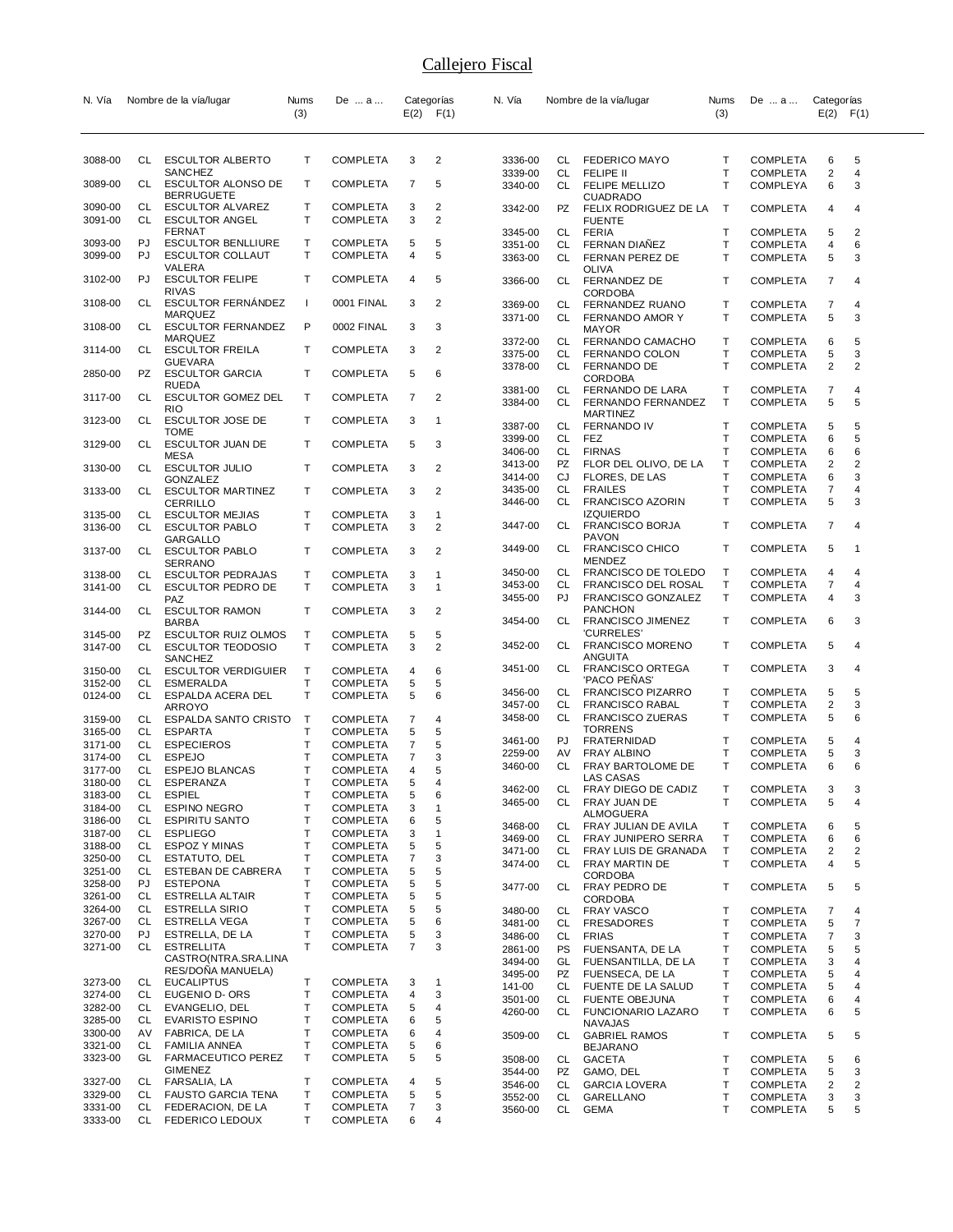# Callejero Fiscal

| N. Vía | | Nombre de la vía/lugar | Nums (3) | De ... a ... | Categorías E(2) | F(1) |
|---|---|---|---|---|---|---|
| 3088-00 | CL | ESCULTOR ALBERTO SANCHEZ | T | COMPLETA | 3 | 2 |
| 3089-00 | CL | ESCULTOR ALONSO DE BERRUGUETE | T | COMPLETA | 7 | 5 |
| 3090-00 | CL | ESCULTOR ALVAREZ | T | COMPLETA | 3 | 2 |
| 3091-00 | CL | ESCULTOR ANGEL FERNAT | T | COMPLETA | 3 | 2 |
| 3093-00 | PJ | ESCULTOR BENLLIURE | T | COMPLETA | 5 | 5 |
| 3099-00 | PJ | ESCULTOR COLLAUT VALERA | T | COMPLETA | 4 | 5 |
| 3102-00 | PJ | ESCULTOR FELIPE RIVAS | T | COMPLETA | 4 | 5 |
| 3108-00 | CL | ESCULTOR FERNÁNDEZ MARQUEZ | I | 0001 FINAL | 3 | 2 |
| 3108-00 | CL | ESCULTOR FERNANDEZ MARQUEZ | P | 0002 FINAL | 3 | 3 |
| 3114-00 | CL | ESCULTOR FREILA GUEVARA | T | COMPLETA | 3 | 2 |
| 2850-00 | PZ | ESCULTOR GARCIA RUEDA | T | COMPLETA | 5 | 6 |
| 3117-00 | CL | ESCULTOR GOMEZ DEL RIO | T | COMPLETA | 7 | 2 |
| 3123-00 | CL | ESCULTOR JOSE DE TOME | T | COMPLETA | 3 | 1 |
| 3129-00 | CL | ESCULTOR JUAN DE MESA | T | COMPLETA | 5 | 3 |
| 3130-00 | CL | ESCULTOR JULIO GONZALEZ | T | COMPLETA | 3 | 2 |
| 3133-00 | CL | ESCULTOR MARTINEZ CERRILLO | T | COMPLETA | 3 | 2 |
| 3135-00 | CL | ESCULTOR MEJIAS | T | COMPLETA | 3 | 1 |
| 3136-00 | CL | ESCULTOR PABLO GARGALLO | T | COMPLETA | 3 | 2 |
| 3137-00 | CL | ESCULTOR PABLO SERRANO | T | COMPLETA | 3 | 2 |
| 3138-00 | CL | ESCULTOR PEDRAJAS | T | COMPLETA | 3 | 1 |
| 3141-00 | CL | ESCULTOR PEDRO DE PAZ | T | COMPLETA | 3 | 1 |
| 3144-00 | CL | ESCULTOR RAMON BARBA | T | COMPLETA | 3 | 2 |
| 3145-00 | PZ | ESCULTOR RUIZ OLMOS | T | COMPLETA | 5 | 5 |
| 3147-00 | CL | ESCULTOR TEODOSIO SANCHEZ | T | COMPLETA | 3 | 2 |
| 3150-00 | CL | ESCULTOR VERDIGUIER | T | COMPLETA | 4 | 6 |
| 3152-00 | CL | ESMERALDA | T | COMPLETA | 5 | 5 |
| 0124-00 | CL | ESPALDA ACERA DEL ARROYO | T | COMPLETA | 5 | 6 |
| 3159-00 | CL | ESPALDA SANTO CRISTO | T | COMPLETA | 7 | 4 |
| 3165-00 | CL | ESPARTA | T | COMPLETA | 5 | 5 |
| 3171-00 | CL | ESPECIEROS | T | COMPLETA | 7 | 5 |
| 3174-00 | CL | ESPEJO | T | COMPLETA | 7 | 3 |
| 3177-00 | CL | ESPEJO BLANCAS | T | COMPLETA | 4 | 5 |
| 3180-00 | CL | ESPERANZA | T | COMPLETA | 5 | 4 |
| 3183-00 | CL | ESPIEL | T | COMPLETA | 5 | 6 |
| 3184-00 | CL | ESPINO NEGRO | T | COMPLETA | 3 | 1 |
| 3186-00 | CL | ESPIRITU SANTO | T | COMPLETA | 6 | 5 |
| 3187-00 | CL | ESPLIEGO | T | COMPLETA | 3 | 1 |
| 3188-00 | CL | ESPOZ Y MINAS | T | COMPLETA | 5 | 5 |
| 3250-00 | CL | ESTATUTO, DEL | T | COMPLETA | 7 | 3 |
| 3251-00 | CL | ESTEBAN DE CABRERA | T | COMPLETA | 5 | 5 |
| 3258-00 | PJ | ESTEPONA | T | COMPLETA | 5 | 5 |
| 3261-00 | CL | ESTRELLA ALTAIR | T | COMPLETA | 5 | 5 |
| 3264-00 | CL | ESTRELLA SIRIO | T | COMPLETA | 5 | 5 |
| 3267-00 | CL | ESTRELLA VEGA | T | COMPLETA | 5 | 6 |
| 3270-00 | PJ | ESTRELLA, DE LA | T | COMPLETA | 5 | 3 |
| 3271-00 | CL | ESTRELLITA CASTRO(NTRA.SRA.LINA RES/DOÑA MANUELA) | T | COMPLETA | 7 | 3 |
| 3273-00 | CL | EUCALIPTUS | T | COMPLETA | 3 | 1 |
| 3274-00 | CL | EUGENIO D- ORS | T | COMPLETA | 4 | 3 |
| 3282-00 | CL | EVANGELIO, DEL | T | COMPLETA | 5 | 4 |
| 3285-00 | CL | EVARISTO ESPINO | T | COMPLETA | 6 | 5 |
| 3300-00 | AV | FABRICA, DE LA | T | COMPLETA | 6 | 4 |
| 3321-00 | CL | FAMILIA ANNEA | T | COMPLETA | 5 | 6 |
| 3323-00 | GL | FARMACEUTICO PEREZ GIMENEZ | T | COMPLETA | 5 | 5 |
| 3327-00 | CL | FARSALIA, LA | T | COMPLETA | 4 | 5 |
| 3329-00 | CL | FAUSTO GARCIA TENA | T | COMPLETA | 5 | 5 |
| 3331-00 | CL | FEDERACION, DE LA | T | COMPLETA | 7 | 3 |
| 3333-00 | CL | FEDERICO LEDOUX | T | COMPLETA | 6 | 4 |
| 3336-00 | CL | FEDERICO MAYO | T | COMPLETA | 6 | 5 |
| 3339-00 | CL | FELIPE II | T | COMPLETA | 2 | 4 |
| 3340-00 | CL | FELIPE MELLIZO CUADRADO | T | COMPLEYA | 6 | 3 |
| 3342-00 | PZ | FELIX RODRIGUEZ DE LA FUENTE | T | COMPLETA | 4 | 4 |
| 3345-00 | CL | FERIA | T | COMPLETA | 5 | 2 |
| 3351-00 | CL | FERNAN DIAÑEZ | T | COMPLETA | 4 | 6 |
| 3363-00 | CL | FERNAN PEREZ DE OLIVA | T | COMPLETA | 5 | 3 |
| 3366-00 | CL | FERNANDEZ DE CORDOBA | T | COMPLETA | 7 | 4 |
| 3369-00 | CL | FERNANDEZ RUANO | T | COMPLETA | 7 | 4 |
| 3371-00 | CL | FERNANDO AMOR Y MAYOR | T | COMPLETA | 5 | 3 |
| 3372-00 | CL | FERNANDO CAMACHO | T | COMPLETA | 6 | 5 |
| 3375-00 | CL | FERNANDO COLON | T | COMPLETA | 5 | 3 |
| 3378-00 | CL | FERNANDO DE CORDOBA | T | COMPLETA | 2 | 2 |
| 3381-00 | CL | FERNANDO DE LARA | T | COMPLETA | 7 | 4 |
| 3384-00 | CL | FERNANDO FERNANDEZ MARTINEZ | T | COMPLETA | 5 | 5 |
| 3387-00 | CL | FERNANDO IV | T | COMPLETA | 5 | 5 |
| 3399-00 | CL | FEZ | T | COMPLETA | 6 | 5 |
| 3406-00 | CL | FIRNAS | T | COMPLETA | 6 | 6 |
| 3413-00 | PZ | FLOR DEL OLIVO, DE LA | T | COMPLETA | 2 | 2 |
| 3414-00 | CJ | FLORES, DE LAS | T | COMPLETA | 6 | 3 |
| 3435-00 | CL | FRAILES | T | COMPLETA | 7 | 4 |
| 3446-00 | CL | FRANCISCO AZORIN IZQUIERDO | T | COMPLETA | 5 | 3 |
| 3447-00 | CL | FRANCISCO BORJA PAVON | T | COMPLETA | 7 | 4 |
| 3449-00 | CL | FRANCISCO CHICO MENDEZ | T | COMPLETA | 5 | 1 |
| 3450-00 | CL | FRANCISCO DE TOLEDO | T | COMPLETA | 4 | 4 |
| 3453-00 | CL | FRANCISCO DEL ROSAL | T | COMPLETA | 7 | 4 |
| 3455-00 | PJ | FRANCISCO GONZALEZ PANCHON | T | COMPLETA | 4 | 3 |
| 3454-00 | CL | FRANCISCO JIMENEZ 'CURRELES' | T | COMPLETA | 6 | 3 |
| 3452-00 | CL | FRANCISCO MORENO ANGUITA | T | COMPLETA | 5 | 4 |
| 3451-00 | CL | FRANCISCO ORTEGA 'PACO PEÑAS' | T | COMPLETA | 3 | 4 |
| 3456-00 | CL | FRANCISCO PIZARRO | T | COMPLETA | 5 | 5 |
| 3457-00 | CL | FRANCISCO RABAL | T | COMPLETA | 2 | 3 |
| 3458-00 | CL | FRANCISCO ZUERAS TORRENS | T | COMPLETA | 5 | 6 |
| 3461-00 | PJ | FRATERNIDAD | T | COMPLETA | 5 | 4 |
| 2259-00 | AV | FRAY ALBINO | T | COMPLETA | 5 | 3 |
| 3460-00 | CL | FRAY BARTOLOME DE LAS CASAS | T | COMPLETA | 6 | 6 |
| 3462-00 | CL | FRAY DIEGO DE CADIZ | T | COMPLETA | 3 | 3 |
| 3465-00 | CL | FRAY JUAN DE ALMOGUERA | T | COMPLETA | 5 | 4 |
| 3468-00 | CL | FRAY JULIAN DE AVILA | T | COMPLETA | 6 | 5 |
| 3469-00 | CL | FRAY JUNIPERO SERRA | T | COMPLETA | 6 | 6 |
| 3471-00 | CL | FRAY LUIS DE GRANADA | T | COMPLETA | 2 | 2 |
| 3474-00 | CL | FRAY MARTIN DE CORDOBA | T | COMPLETA | 4 | 5 |
| 3477-00 | CL | FRAY PEDRO DE CORDOBA | T | COMPLETA | 5 | 5 |
| 3480-00 | CL | FRAY VASCO | T | COMPLETA | 7 | 4 |
| 3481-00 | CL | FRESADORES | T | COMPLETA | 5 | 7 |
| 3486-00 | CL | FRIAS | T | COMPLETA | 7 | 3 |
| 2861-00 | PS | FUENSANTA, DE LA | T | COMPLETA | 5 | 5 |
| 3494-00 | GL | FUENSANTILLA, DE LA | T | COMPLETA | 3 | 4 |
| 3495-00 | PZ | FUENSECA, DE LA | T | COMPLETA | 5 | 4 |
| 141-00 | CL | FUENTE DE LA SALUD | T | COMPLETA | 5 | 4 |
| 3501-00 | CL | FUENTE OBEJUNA | T | COMPLETA | 6 | 4 |
| 4260-00 | CL | FUNCIONARIO LAZARO NAVAJAS | T | COMPLETA | 6 | 5 |
| 3509-00 | CL | GABRIEL RAMOS BEJARANO | T | COMPLETA | 5 | 5 |
| 3508-00 | CL | GACETA | T | COMPLETA | 5 | 6 |
| 3544-00 | PZ | GAMO, DEL | T | COMPLETA | 5 | 3 |
| 3546-00 | CL | GARCIA LOVERA | T | COMPLETA | 2 | 2 |
| 3552-00 | CL | GARELLANO | T | COMPLETA | 3 | 3 |
| 3560-00 | CL | GEMA | T | COMPLETA | 5 | 5 |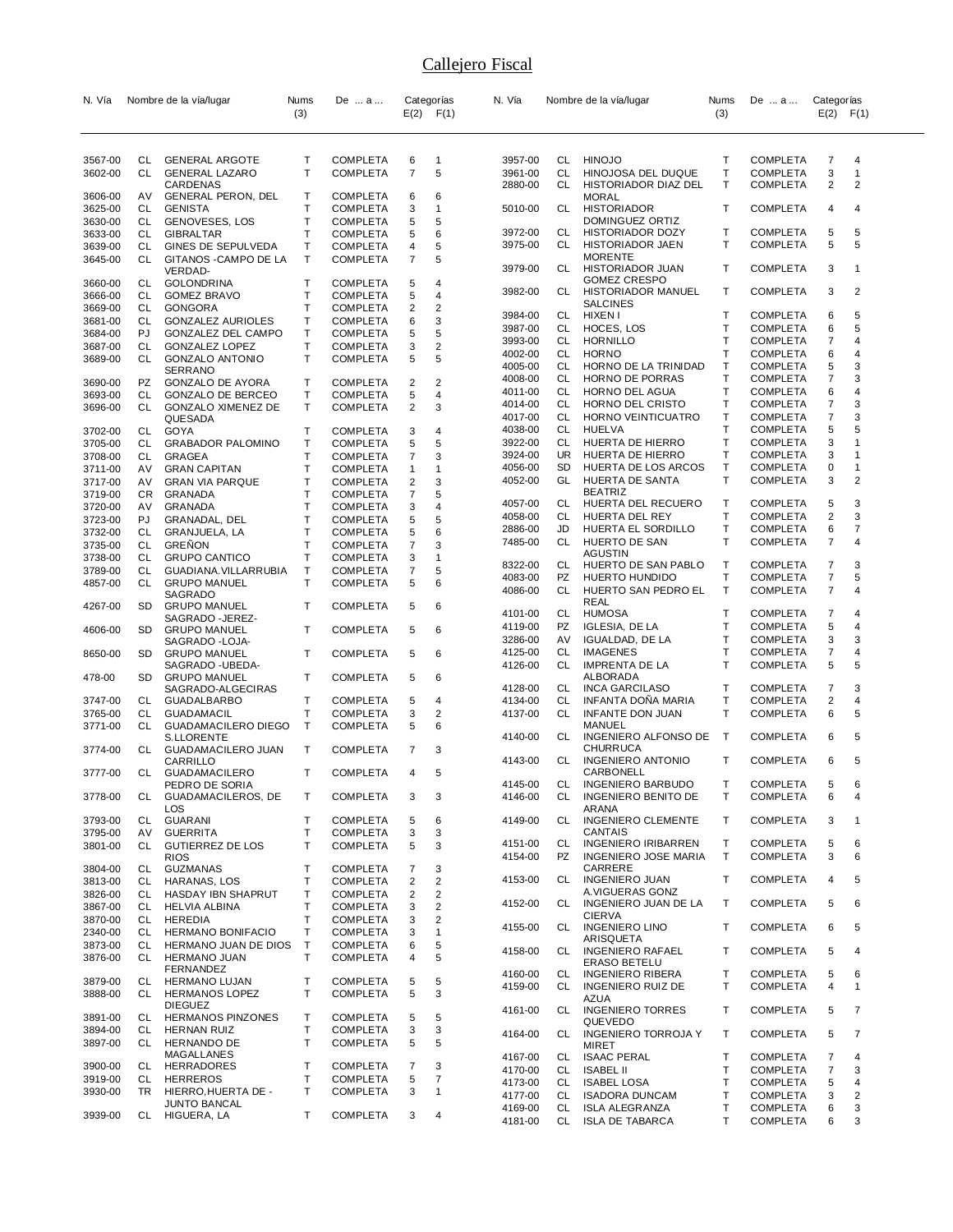# Callejero Fiscal

| N. Vía | | Nombre de la vía/lugar | Nums (3) | De ... a ... | Categorías E(2) | F(1) |
|---|---|---|---|---|---|---|
| 3567-00 | CL | GENERAL ARGOTE | T | COMPLETA | 6 | 1 |
| 3602-00 | CL | GENERAL LAZARO CARDENAS | T | COMPLETA | 7 | 5 |
| 3606-00 | AV | GENERAL PERON, DEL | T | COMPLETA | 6 | 6 |
| 3625-00 | CL | GENISTA | T | COMPLETA | 3 | 1 |
| 3630-00 | CL | GENOVESES, LOS | T | COMPLETA | 5 | 5 |
| 3633-00 | CL | GIBRALTAR | T | COMPLETA | 5 | 6 |
| 3639-00 | CL | GINES DE SEPULVEDA | T | COMPLETA | 4 | 5 |
| 3645-00 | CL | GITANOS -CAMPO DE LA VERDAD- | T | COMPLETA | 7 | 5 |
| 3660-00 | CL | GOLONDRINA | T | COMPLETA | 5 | 4 |
| 3666-00 | CL | GOMEZ BRAVO | T | COMPLETA | 5 | 4 |
| 3669-00 | CL | GONGORA | T | COMPLETA | 2 | 2 |
| 3681-00 | CL | GONZALEZ AURIOLES | T | COMPLETA | 6 | 3 |
| 3684-00 | PJ | GONZALEZ DEL CAMPO | T | COMPLETA | 5 | 5 |
| 3687-00 | CL | GONZALEZ LOPEZ | T | COMPLETA | 3 | 2 |
| 3689-00 | CL | GONZALO ANTONIO SERRANO | T | COMPLETA | 5 | 5 |
| 3690-00 | PZ | GONZALO DE AYORA | T | COMPLETA | 2 | 2 |
| 3693-00 | CL | GONZALO DE BERCEO | T | COMPLETA | 5 | 4 |
| 3696-00 | CL | GONZALO XIMENEZ DE QUESADA | T | COMPLETA | 2 | 3 |
| 3702-00 | CL | GOYA | T | COMPLETA | 3 | 4 |
| 3705-00 | CL | GRABADOR PALOMINO | T | COMPLETA | 5 | 5 |
| 3708-00 | CL | GRAGEA | T | COMPLETA | 7 | 3 |
| 3711-00 | AV | GRAN CAPITAN | T | COMPLETA | 1 | 1 |
| 3717-00 | AV | GRAN VIA PARQUE | T | COMPLETA | 2 | 3 |
| 3719-00 | CR | GRANADA | T | COMPLETA | 7 | 5 |
| 3720-00 | AV | GRANADA | T | COMPLETA | 3 | 4 |
| 3723-00 | PJ | GRANADAL, DEL | T | COMPLETA | 5 | 5 |
| 3732-00 | CL | GRANJUELA, LA | T | COMPLETA | 5 | 6 |
| 3735-00 | CL | GREÑON | T | COMPLETA | 7 | 3 |
| 3738-00 | CL | GRUPO CANTICO | T | COMPLETA | 3 | 1 |
| 3789-00 | CL | GUADIANA.VILLARRUBIA | T | COMPLETA | 7 | 5 |
| 4857-00 | CL | GRUPO MANUEL SAGRADO | T | COMPLETA | 5 | 6 |
| 4267-00 | SD | GRUPO MANUEL SAGRADO -JEREZ- | T | COMPLETA | 5 | 6 |
| 4606-00 | SD | GRUPO MANUEL SAGRADO -LOJA- | T | COMPLETA | 5 | 6 |
| 8650-00 | SD | GRUPO MANUEL SAGRADO -UBEDA- | T | COMPLETA | 5 | 6 |
| 478-00 | SD | GRUPO MANUEL SAGRADO-ALGECIRAS | T | COMPLETA | 5 | 6 |
| 3747-00 | CL | GUADALBARBO | T | COMPLETA | 5 | 4 |
| 3765-00 | CL | GUADAMACIL | T | COMPLETA | 3 | 2 |
| 3771-00 | CL | GUADAMACILERO DIEGO S.LLORENTE | T | COMPLETA | 5 | 6 |
| 3774-00 | CL | GUADAMACILERO JUAN CARRILLO | T | COMPLETA | 7 | 3 |
| 3777-00 | CL | GUADAMACILERO PEDRO DE SORIA | T | COMPLETA | 4 | 5 |
| 3778-00 | CL | GUADAMACILEROS, DE LOS | T | COMPLETA | 3 | 3 |
| 3793-00 | CL | GUARANI | T | COMPLETA | 5 | 6 |
| 3795-00 | AV | GUERRITA | T | COMPLETA | 3 | 3 |
| 3801-00 | CL | GUTIERREZ DE LOS RIOS | T | COMPLETA | 5 | 3 |
| 3804-00 | CL | GUZMANAS | T | COMPLETA | 7 | 3 |
| 3813-00 | CL | HARANAS, LOS | T | COMPLETA | 2 | 2 |
| 3826-00 | CL | HASDAY IBN SHAPRUT | T | COMPLETA | 2 | 2 |
| 3867-00 | CL | HELVIA ALBINA | T | COMPLETA | 3 | 2 |
| 3870-00 | CL | HEREDIA | T | COMPLETA | 3 | 2 |
| 2340-00 | CL | HERMANO BONIFACIO | T | COMPLETA | 3 | 1 |
| 3873-00 | CL | HERMANO JUAN DE DIOS | T | COMPLETA | 6 | 5 |
| 3876-00 | CL | HERMANO JUAN FERNANDEZ | T | COMPLETA | 4 | 5 |
| 3879-00 | CL | HERMANO LUJAN | T | COMPLETA | 5 | 5 |
| 3888-00 | CL | HERMANOS LOPEZ DIEGUEZ | T | COMPLETA | 5 | 3 |
| 3891-00 | CL | HERMANOS PINZONES | T | COMPLETA | 5 | 5 |
| 3894-00 | CL | HERNAN RUIZ | T | COMPLETA | 3 | 3 |
| 3897-00 | CL | HERNANDO DE MAGALLANES | T | COMPLETA | 5 | 5 |
| 3900-00 | CL | HERRADORES | T | COMPLETA | 7 | 3 |
| 3919-00 | CL | HERREROS | T | COMPLETA | 5 | 7 |
| 3930-00 | TR | HIERRO,HUERTA DE -JUNTO BANCAL | T | COMPLETA | 3 | 1 |
| 3939-00 | CL | HIGUERA, LA | T | COMPLETA | 3 | 4 |
| 3957-00 | CL | HINOJO | T | COMPLETA | 7 | 4 |
| 3961-00 | CL | HINOJOSA DEL DUQUE | T | COMPLETA | 3 | 1 |
| 2880-00 | CL | HISTORIADOR DIAZ DEL MORAL | T | COMPLETA | 2 | 2 |
| 5010-00 | CL | HISTORIADOR DOMINGUEZ ORTIZ | T | COMPLETA | 4 | 4 |
| 3972-00 | CL | HISTORIADOR DOZY | T | COMPLETA | 5 | 5 |
| 3975-00 | CL | HISTORIADOR JAEN MORENTE | T | COMPLETA | 5 | 5 |
| 3979-00 | CL | HISTORIADOR JUAN GOMEZ CRESPO | T | COMPLETA | 3 | 1 |
| 3982-00 | CL | HISTORIADOR MANUEL SALCINES | T | COMPLETA | 3 | 2 |
| 3984-00 | CL | HIXEN I | T | COMPLETA | 6 | 5 |
| 3987-00 | CL | HOCES, LOS | T | COMPLETA | 6 | 5 |
| 3993-00 | CL | HORNILLO | T | COMPLETA | 7 | 4 |
| 4002-00 | CL | HORNO | T | COMPLETA | 6 | 4 |
| 4005-00 | CL | HORNO DE LA TRINIDAD | T | COMPLETA | 5 | 3 |
| 4008-00 | CL | HORNO DE PORRAS | T | COMPLETA | 7 | 3 |
| 4011-00 | CL | HORNO DEL AGUA | T | COMPLETA | 6 | 4 |
| 4014-00 | CL | HORNO DEL CRISTO | T | COMPLETA | 7 | 3 |
| 4017-00 | CL | HORNO VEINTICUATRO | T | COMPLETA | 7 | 3 |
| 4038-00 | CL | HUELVA | T | COMPLETA | 5 | 5 |
| 3922-00 | CL | HUERTA DE HIERRO | T | COMPLETA | 3 | 1 |
| 3924-00 | UR | HUERTA DE HIERRO | T | COMPLETA | 3 | 1 |
| 4056-00 | SD | HUERTA DE LOS ARCOS | T | COMPLETA | 0 | 1 |
| 4052-00 | GL | HUERTA DE SANTA BEATRIZ | T | COMPLETA | 3 | 2 |
| 4057-00 | CL | HUERTA DEL RECUERO | T | COMPLETA | 5 | 3 |
| 4058-00 | CL | HUERTA DEL REY | T | COMPLETA | 2 | 3 |
| 2886-00 | JD | HUERTA EL SORDILLO | T | COMPLETA | 6 | 7 |
| 7485-00 | CL | HUERTO DE SAN AGUSTIN | T | COMPLETA | 7 | 4 |
| 8322-00 | CL | HUERTO DE SAN PABLO | T | COMPLETA | 7 | 3 |
| 4083-00 | PZ | HUERTO HUNDIDO | T | COMPLETA | 7 | 5 |
| 4086-00 | CL | HUERTO SAN PEDRO EL REAL | T | COMPLETA | 7 | 4 |
| 4101-00 | CL | HUMOSA | T | COMPLETA | 7 | 4 |
| 4119-00 | PZ | IGLESIA, DE LA | T | COMPLETA | 5 | 4 |
| 3286-00 | AV | IGUALDAD, DE LA | T | COMPLETA | 3 | 3 |
| 4125-00 | CL | IMAGENES | T | COMPLETA | 7 | 4 |
| 4126-00 | CL | IMPRENTA DE LA ALBORADA | T | COMPLETA | 5 | 5 |
| 4128-00 | CL | INCA GARCILASO | T | COMPLETA | 7 | 3 |
| 4134-00 | CL | INFANTA DOÑA MARIA | T | COMPLETA | 2 | 4 |
| 4137-00 | CL | INFANTE DON JUAN MANUEL | T | COMPLETA | 6 | 5 |
| 4140-00 | CL | INGENIERO ALFONSO DE CHURRUCA | T | COMPLETA | 6 | 5 |
| 4143-00 | CL | INGENIERO ANTONIO CARBONELL | T | COMPLETA | 6 | 5 |
| 4145-00 | CL | INGENIERO BARBUDO | T | COMPLETA | 5 | 6 |
| 4146-00 | CL | INGENIERO BENITO DE ARANA | T | COMPLETA | 6 | 4 |
| 4149-00 | CL | INGENIERO CLEMENTE CANTAIS | T | COMPLETA | 3 | 1 |
| 4151-00 | CL | INGENIERO IRIBARREN | T | COMPLETA | 5 | 6 |
| 4154-00 | PZ | INGENIERO JOSE MARIA CARRERE | T | COMPLETA | 3 | 6 |
| 4153-00 | CL | INGENIERO JUAN A.VIGUERAS GONZ | T | COMPLETA | 4 | 5 |
| 4152-00 | CL | INGENIERO JUAN DE LA CIERVA | T | COMPLETA | 5 | 6 |
| 4155-00 | CL | INGENIERO LINO ARISQUETA | T | COMPLETA | 6 | 5 |
| 4158-00 | CL | INGENIERO RAFAEL ERASO BETELU | T | COMPLETA | 5 | 4 |
| 4160-00 | CL | INGENIERO RIBERA | T | COMPLETA | 5 | 6 |
| 4159-00 | CL | INGENIERO RUIZ DE AZUA | T | COMPLETA | 4 | 1 |
| 4161-00 | CL | INGENIERO TORRES QUEVEDO | T | COMPLETA | 5 | 7 |
| 4164-00 | CL | INGENIERO TORROJA Y MIRET | T | COMPLETA | 5 | 7 |
| 4167-00 | CL | ISAAC PERAL | T | COMPLETA | 7 | 4 |
| 4170-00 | CL | ISABEL II | T | COMPLETA | 7 | 3 |
| 4173-00 | CL | ISABEL LOSA | T | COMPLETA | 5 | 4 |
| 4177-00 | CL | ISADORA DUNCAM | T | COMPLETA | 3 | 2 |
| 4169-00 | CL | ISLA ALEGRANZA | T | COMPLETA | 6 | 3 |
| 4181-00 | CL | ISLA DE TABARCA | T | COMPLETA | 6 | 3 |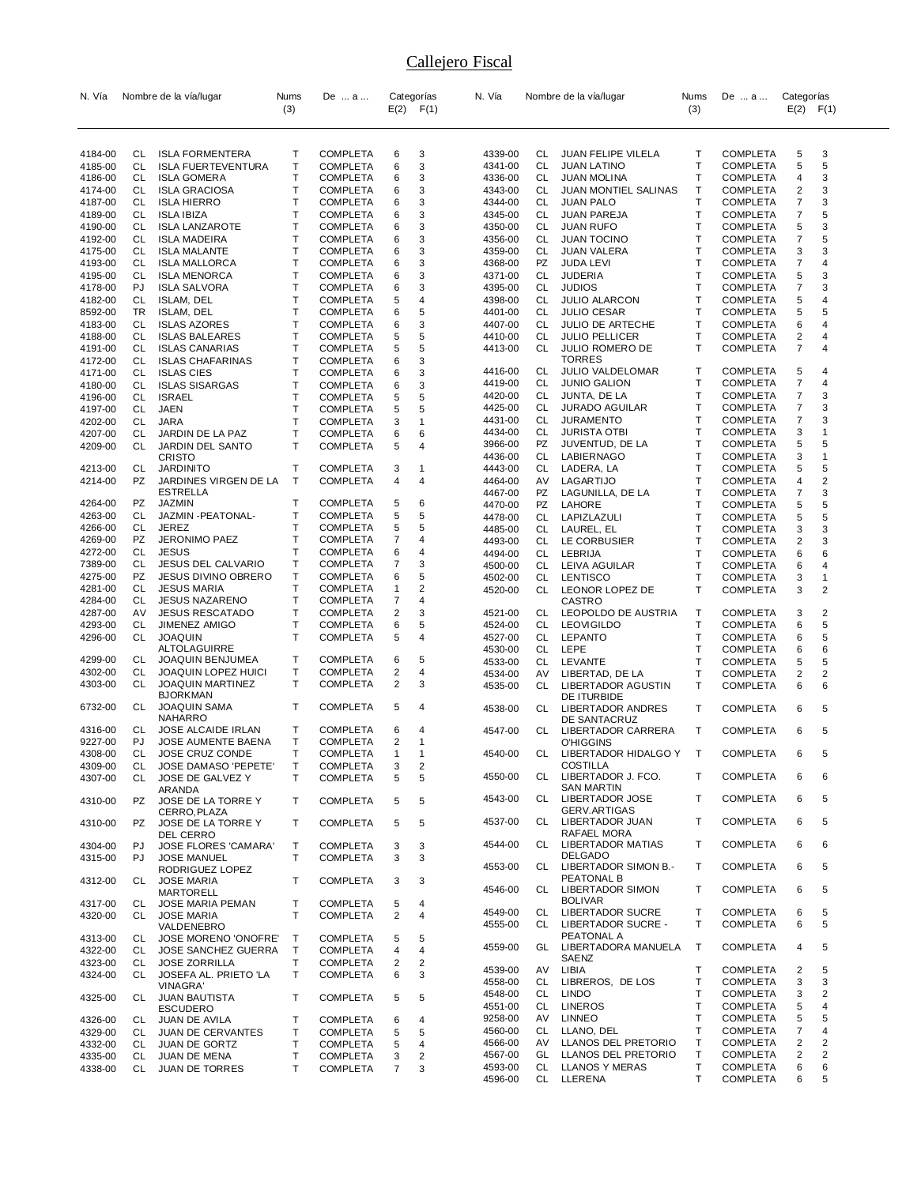# Callejero Fiscal

| N. Vía | | Nombre de la vía/lugar | Nums (3) | De ... a ... | Categorías E(2) | F(1) |
|---|---|---|---|---|---|---|
| 4184-00 | CL | ISLA FORMENTERA | T | COMPLETA | 6 | 3 |
| 4185-00 | CL | ISLA FUERTEVENTURA | T | COMPLETA | 6 | 3 |
| 4186-00 | CL | ISLA GOMERA | T | COMPLETA | 6 | 3 |
| 4174-00 | CL | ISLA GRACIOSA | T | COMPLETA | 6 | 3 |
| 4187-00 | CL | ISLA HIERRO | T | COMPLETA | 6 | 3 |
| 4189-00 | CL | ISLA IBIZA | T | COMPLETA | 6 | 3 |
| 4190-00 | CL | ISLA LANZAROTE | T | COMPLETA | 6 | 3 |
| 4192-00 | CL | ISLA MADEIRA | T | COMPLETA | 6 | 3 |
| 4175-00 | CL | ISLA MALANTE | T | COMPLETA | 6 | 3 |
| 4193-00 | CL | ISLA MALLORCA | T | COMPLETA | 6 | 3 |
| 4195-00 | CL | ISLA MENORCA | T | COMPLETA | 6 | 3 |
| 4178-00 | PJ | ISLA SALVORA | T | COMPLETA | 6 | 3 |
| 4182-00 | CL | ISLAM, DEL | T | COMPLETA | 5 | 4 |
| 8592-00 | TR | ISLAM, DEL | T | COMPLETA | 6 | 5 |
| 4183-00 | CL | ISLAS AZORES | T | COMPLETA | 6 | 3 |
| 4188-00 | CL | ISLAS BALEARES | T | COMPLETA | 5 | 5 |
| 4191-00 | CL | ISLAS CANARIAS | T | COMPLETA | 5 | 5 |
| 4172-00 | CL | ISLAS CHAFARINAS | T | COMPLETA | 6 | 3 |
| 4171-00 | CL | ISLAS CIES | T | COMPLETA | 6 | 3 |
| 4180-00 | CL | ISLAS SISARGAS | T | COMPLETA | 6 | 3 |
| 4196-00 | CL | ISRAEL | T | COMPLETA | 5 | 5 |
| 4197-00 | CL | JAEN | T | COMPLETA | 5 | 5 |
| 4202-00 | CL | JARA | T | COMPLETA | 3 | 1 |
| 4207-00 | CL | JARDIN DE LA PAZ | T | COMPLETA | 6 | 6 |
| 4209-00 | CL | JARDIN DEL SANTO CRISTO | T | COMPLETA | 5 | 4 |
| 4213-00 | CL | JARDINITO | T | COMPLETA | 3 | 1 |
| 4214-00 | PZ | JARDINES VIRGEN DE LA ESTRELLA | T | COMPLETA | 4 | 4 |
| 4264-00 | PZ | JAZMIN | T | COMPLETA | 5 | 6 |
| 4263-00 | CL | JAZMIN -PEATONAL- | T | COMPLETA | 5 | 5 |
| 4266-00 | CL | JEREZ | T | COMPLETA | 5 | 5 |
| 4269-00 | PZ | JERONIMO PAEZ | T | COMPLETA | 7 | 4 |
| 4272-00 | CL | JESUS | T | COMPLETA | 6 | 4 |
| 7389-00 | CL | JESUS DEL CALVARIO | T | COMPLETA | 7 | 3 |
| 4275-00 | PZ | JESUS DIVINO OBRERO | T | COMPLETA | 6 | 5 |
| 4281-00 | CL | JESUS MARIA | T | COMPLETA | 1 | 2 |
| 4284-00 | CL | JESUS NAZARENO | T | COMPLETA | 7 | 4 |
| 4287-00 | AV | JESUS RESCATADO | T | COMPLETA | 2 | 3 |
| 4293-00 | CL | JIMENEZ AMIGO | T | COMPLETA | 6 | 5 |
| 4296-00 | CL | JOAQUIN ALTOLAGUIRRE | T | COMPLETA | 5 | 4 |
| 4299-00 | CL | JOAQUIN BENJUMEA | T | COMPLETA | 6 | 5 |
| 4302-00 | CL | JOAQUIN LOPEZ HUICI | T | COMPLETA | 2 | 4 |
| 4303-00 | CL | JOAQUIN MARTINEZ BJORKMAN | T | COMPLETA | 2 | 3 |
| 6732-00 | CL | JOAQUIN SAMA NAHARRO | T | COMPLETA | 5 | 4 |
| 4316-00 | CL | JOSE ALCAIDE IRLAN | T | COMPLETA | 6 | 4 |
| 9227-00 | PJ | JOSE AUMENTE BAENA | T | COMPLETA | 2 | 1 |
| 4308-00 | CL | JOSE CRUZ CONDE | T | COMPLETA | 1 | 1 |
| 4309-00 | CL | JOSE DAMASO 'PEPETE' | T | COMPLETA | 3 | 2 |
| 4307-00 | CL | JOSE DE GALVEZ Y ARANDA | T | COMPLETA | 5 | 5 |
| 4310-00 | PZ | JOSE DE LA TORRE Y CERRO,PLAZA | T | COMPLETA | 5 | 5 |
| 4310-00 | PZ | JOSE DE LA TORRE Y DEL CERRO | T | COMPLETA | 5 | 5 |
| 4304-00 | PJ | JOSE FLORES 'CAMARA' | T | COMPLETA | 3 | 3 |
| 4315-00 | PJ | JOSE MANUEL RODRIGUEZ LOPEZ | T | COMPLETA | 3 | 3 |
| 4312-00 | CL | JOSE MARIA MARTORELL | T | COMPLETA | 3 | 3 |
| 4317-00 | CL | JOSE MARIA PEMAN | T | COMPLETA | 5 | 4 |
| 4320-00 | CL | JOSE MARIA VALDENEBRO | T | COMPLETA | 2 | 4 |
| 4313-00 | CL | JOSE MORENO 'ONOFRE' | T | COMPLETA | 5 | 5 |
| 4322-00 | CL | JOSE SANCHEZ GUERRA | T | COMPLETA | 4 | 4 |
| 4323-00 | CL | JOSE ZORRILLA | T | COMPLETA | 2 | 2 |
| 4324-00 | CL | JOSEFA AL. PRIETO 'LA VINAGRA' | T | COMPLETA | 6 | 3 |
| 4325-00 | CL | JUAN BAUTISTA ESCUDERO | T | COMPLETA | 5 | 5 |
| 4326-00 | CL | JUAN DE AVILA | T | COMPLETA | 6 | 4 |
| 4329-00 | CL | JUAN DE CERVANTES | T | COMPLETA | 5 | 5 |
| 4332-00 | CL | JUAN DE GORTZ | T | COMPLETA | 5 | 4 |
| 4335-00 | CL | JUAN DE MENA | T | COMPLETA | 3 | 2 |
| 4338-00 | CL | JUAN DE TORRES | T | COMPLETA | 7 | 3 |
| 4339-00 | CL | JUAN FELIPE VILELA | T | COMPLETA | 5 | 3 |
| 4341-00 | CL | JUAN LATINO | T | COMPLETA | 5 | 5 |
| 4336-00 | CL | JUAN MOLINA | T | COMPLETA | 4 | 3 |
| 4343-00 | CL | JUAN MONTIEL SALINAS | T | COMPLETA | 2 | 3 |
| 4344-00 | CL | JUAN PALO | T | COMPLETA | 7 | 3 |
| 4345-00 | CL | JUAN PAREJA | T | COMPLETA | 7 | 5 |
| 4350-00 | CL | JUAN RUFO | T | COMPLETA | 5 | 3 |
| 4356-00 | CL | JUAN TOCINO | T | COMPLETA | 7 | 5 |
| 4359-00 | CL | JUAN VALERA | T | COMPLETA | 3 | 3 |
| 4368-00 | PZ | JUDA LEVI | T | COMPLETA | 7 | 4 |
| 4371-00 | CL | JUDERIA | T | COMPLETA | 5 | 3 |
| 4395-00 | CL | JUDIOS | T | COMPLETA | 7 | 3 |
| 4398-00 | CL | JULIO ALARCON | T | COMPLETA | 5 | 4 |
| 4401-00 | CL | JULIO CESAR | T | COMPLETA | 5 | 5 |
| 4407-00 | CL | JULIO DE ARTECHE | T | COMPLETA | 6 | 4 |
| 4410-00 | CL | JULIO PELLICER | T | COMPLETA | 2 | 4 |
| 4413-00 | CL | JULIO ROMERO DE TORRES | T | COMPLETA | 7 | 4 |
| 4416-00 | CL | JULIO VALDELOMAR | T | COMPLETA | 5 | 4 |
| 4419-00 | CL | JUNIO GALION | T | COMPLETA | 7 | 4 |
| 4420-00 | CL | JUNTA, DE LA | T | COMPLETA | 7 | 3 |
| 4425-00 | CL | JURADO AGUILAR | T | COMPLETA | 7 | 3 |
| 4431-00 | CL | JURAMENTO | T | COMPLETA | 7 | 3 |
| 4434-00 | CL | JURISTA OTBI | T | COMPLETA | 3 | 1 |
| 3966-00 | PZ | JUVENTUD, DE LA | T | COMPLETA | 5 | 5 |
| 4436-00 | CL | LABIERNAGO | T | COMPLETA | 3 | 1 |
| 4443-00 | CL | LADERA, LA | T | COMPLETA | 5 | 5 |
| 4464-00 | AV | LAGARTIJO | T | COMPLETA | 4 | 2 |
| 4467-00 | PZ | LAGUNILLA, DE LA | T | COMPLETA | 7 | 3 |
| 4470-00 | PZ | LAHORE | T | COMPLETA | 5 | 5 |
| 4478-00 | CL | LAPIZLAZULI | T | COMPLETA | 5 | 5 |
| 4485-00 | CL | LAUREL, EL | T | COMPLETA | 3 | 3 |
| 4493-00 | CL | LE CORBUSIER | T | COMPLETA | 2 | 3 |
| 4494-00 | CL | LEBRIJA | T | COMPLETA | 6 | 6 |
| 4500-00 | CL | LEIVA AGUILAR | T | COMPLETA | 6 | 4 |
| 4502-00 | CL | LENTISCO | T | COMPLETA | 3 | 1 |
| 4520-00 | CL | LEONOR LOPEZ DE CASTRO | T | COMPLETA | 3 | 2 |
| 4521-00 | CL | LEOPOLDO DE AUSTRIA | T | COMPLETA | 3 | 2 |
| 4524-00 | CL | LEOVIGILDO | T | COMPLETA | 6 | 5 |
| 4527-00 | CL | LEPANTO | T | COMPLETA | 6 | 5 |
| 4530-00 | CL | LEPE | T | COMPLETA | 6 | 6 |
| 4533-00 | CL | LEVANTE | T | COMPLETA | 5 | 5 |
| 4534-00 | AV | LIBERTAD, DE LA | T | COMPLETA | 2 | 2 |
| 4535-00 | CL | LIBERTADOR AGUSTIN DE ITURBIDE | T | COMPLETA | 6 | 6 |
| 4538-00 | CL | LIBERTADOR ANDRES DE SANTACRUZ | T | COMPLETA | 6 | 5 |
| 4547-00 | CL | LIBERTADOR CARRERA O'HIGGINS | T | COMPLETA | 6 | 5 |
| 4540-00 | CL | LIBERTADOR HIDALGO Y COSTILLA | T | COMPLETA | 6 | 5 |
| 4550-00 | CL | LIBERTADOR J. FCO. SAN MARTIN | T | COMPLETA | 6 | 6 |
| 4543-00 | CL | LIBERTADOR JOSE GERV.ARTIGAS | T | COMPLETA | 6 | 5 |
| 4537-00 | CL | LIBERTADOR JUAN RAFAEL MORA | T | COMPLETA | 6 | 5 |
| 4544-00 | CL | LIBERTADOR MATIAS DELGADO | T | COMPLETA | 6 | 6 |
| 4553-00 | CL | LIBERTADOR SIMON B.- PEATONAL B | T | COMPLETA | 6 | 5 |
| 4546-00 | CL | LIBERTADOR SIMON BOLIVAR | T | COMPLETA | 6 | 5 |
| 4549-00 | CL | LIBERTADOR SUCRE | T | COMPLETA | 6 | 5 |
| 4555-00 | CL | LIBERTADOR SUCRE - PEATONAL A | T | COMPLETA | 6 | 5 |
| 4559-00 | GL | LIBERTADORA MANUELA SAENZ | T | COMPLETA | 4 | 5 |
| 4539-00 | AV | LIBIA | T | COMPLETA | 2 | 5 |
| 4558-00 | CL | LIBREROS, DE LOS | T | COMPLETA | 3 | 3 |
| 4548-00 | CL | LINDO | T | COMPLETA | 3 | 2 |
| 4551-00 | CL | LINEROS | T | COMPLETA | 5 | 4 |
| 9258-00 | AV | LINNEO | T | COMPLETA | 5 | 5 |
| 4560-00 | CL | LLANO, DEL | T | COMPLETA | 7 | 4 |
| 4566-00 | AV | LLANOS DEL PRETORIO | T | COMPLETA | 2 | 2 |
| 4567-00 | GL | LLANOS DEL PRETORIO | T | COMPLETA | 2 | 2 |
| 4593-00 | CL | LLANOS Y MERAS | T | COMPLETA | 6 | 6 |
| 4596-00 | CL | LLERENA | T | COMPLETA | 6 | 5 |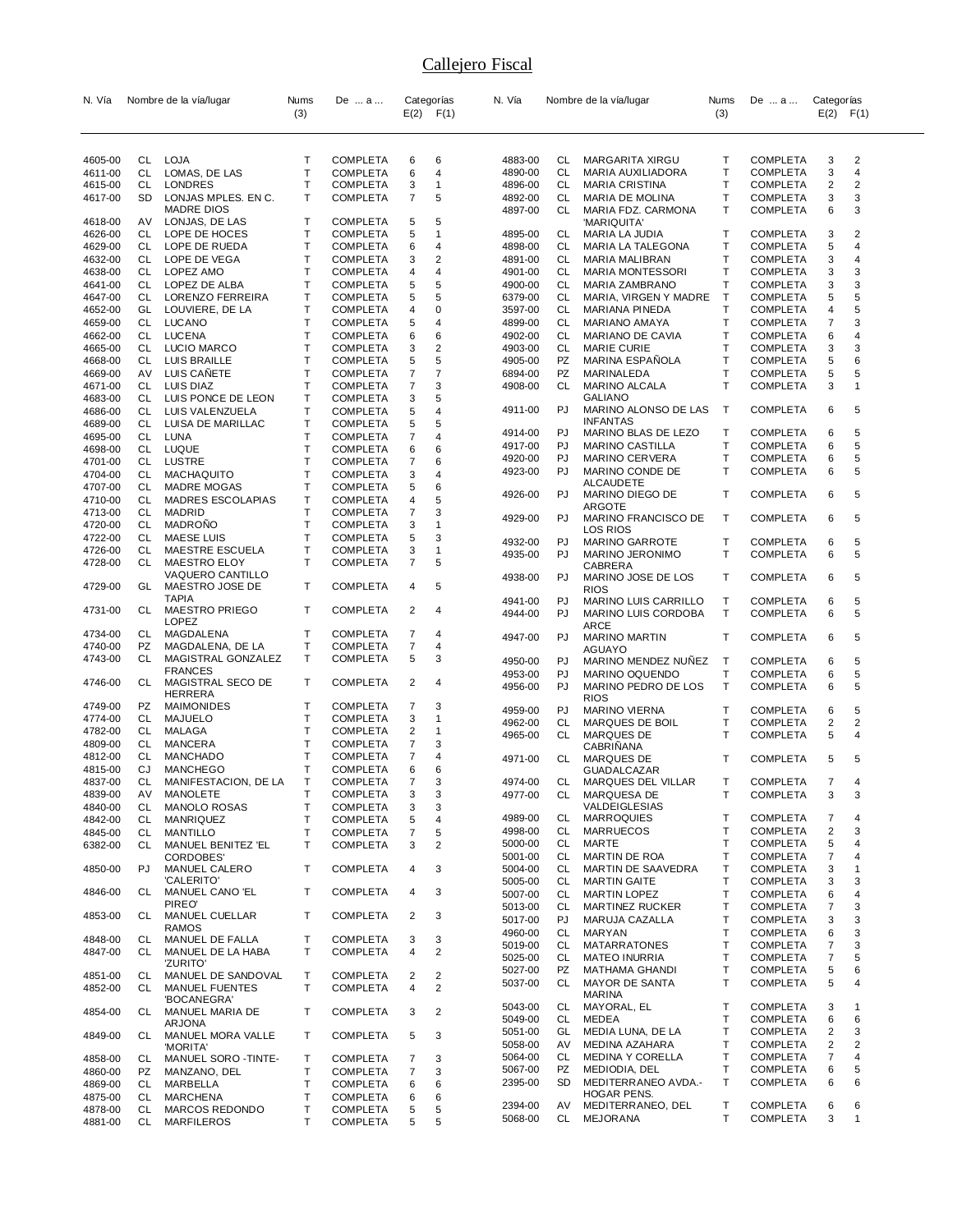# Callejero Fiscal

| N. Vía | | Nombre de la vía/lugar | Nums (3) | De ... a ... | Categorías E(2) | F(1) |
|---|---|---|---|---|---|---|
| 4605-00 | CL | LOJA | T | COMPLETA | 6 | 6 |
| 4611-00 | CL | LOMAS, DE LAS | T | COMPLETA | 6 | 4 |
| 4615-00 | CL | LONDRES | T | COMPLETA | 3 | 1 |
| 4617-00 | SD | LONJAS MPLES. EN C. MADRE DIOS | T | COMPLETA | 7 | 5 |
| 4618-00 | AV | LONJAS, DE LAS | T | COMPLETA | 5 | 5 |
| 4626-00 | CL | LOPE DE HOCES | T | COMPLETA | 5 | 1 |
| 4629-00 | CL | LOPE DE RUEDA | T | COMPLETA | 6 | 4 |
| 4632-00 | CL | LOPE DE VEGA | T | COMPLETA | 3 | 2 |
| 4638-00 | CL | LOPEZ AMO | T | COMPLETA | 4 | 4 |
| 4641-00 | CL | LOPEZ DE ALBA | T | COMPLETA | 5 | 5 |
| 4647-00 | CL | LORENZO FERREIRA | T | COMPLETA | 5 | 5 |
| 4652-00 | GL | LOUVIERE, DE LA | T | COMPLETA | 4 | 0 |
| 4659-00 | CL | LUCANO | T | COMPLETA | 5 | 4 |
| 4662-00 | CL | LUCENA | T | COMPLETA | 6 | 6 |
| 4665-00 | CL | LUCIO MARCO | T | COMPLETA | 3 | 2 |
| 4668-00 | CL | LUIS BRAILLE | T | COMPLETA | 5 | 5 |
| 4669-00 | AV | LUIS CAÑETE | T | COMPLETA | 7 | 7 |
| 4671-00 | CL | LUIS DIAZ | T | COMPLETA | 7 | 3 |
| 4683-00 | CL | LUIS PONCE DE LEON | T | COMPLETA | 3 | 5 |
| 4686-00 | CL | LUIS VALENZUELA | T | COMPLETA | 5 | 4 |
| 4689-00 | CL | LUISA DE MARILLAC | T | COMPLETA | 5 | 5 |
| 4695-00 | CL | LUNA | T | COMPLETA | 7 | 4 |
| 4698-00 | CL | LUQUE | T | COMPLETA | 6 | 6 |
| 4701-00 | CL | LUSTRE | T | COMPLETA | 7 | 6 |
| 4704-00 | CL | MACHAQUITO | T | COMPLETA | 3 | 4 |
| 4707-00 | CL | MADRE MOGAS | T | COMPLETA | 5 | 6 |
| 4710-00 | CL | MADRES ESCOLAPIAS | T | COMPLETA | 4 | 5 |
| 4713-00 | CL | MADRID | T | COMPLETA | 7 | 3 |
| 4720-00 | CL | MADROÑO | T | COMPLETA | 3 | 1 |
| 4722-00 | CL | MAESE LUIS | T | COMPLETA | 5 | 3 |
| 4726-00 | CL | MAESTRE ESCUELA | T | COMPLETA | 3 | 1 |
| 4728-00 | CL | MAESTRO ELOY VAQUERO CANTILLO | T | COMPLETA | 7 | 5 |
| 4729-00 | GL | MAESTRO JOSE DE TAPIA | T | COMPLETA | 4 | 5 |
| 4731-00 | CL | MAESTRO PRIEGO LOPEZ | T | COMPLETA | 2 | 4 |
| 4734-00 | CL | MAGDALENA | T | COMPLETA | 7 | 4 |
| 4740-00 | PZ | MAGDALENA, DE LA | T | COMPLETA | 7 | 4 |
| 4743-00 | CL | MAGISTRAL GONZALEZ FRANCES | T | COMPLETA | 5 | 3 |
| 4746-00 | CL | MAGISTRAL SECO DE HERRERA | T | COMPLETA | 2 | 4 |
| 4749-00 | PZ | MAIMONIDES | T | COMPLETA | 7 | 3 |
| 4774-00 | CL | MAJUELO | T | COMPLETA | 3 | 1 |
| 4782-00 | CL | MALAGA | T | COMPLETA | 2 | 1 |
| 4809-00 | CL | MANCERA | T | COMPLETA | 7 | 3 |
| 4812-00 | CL | MANCHADO | T | COMPLETA | 7 | 4 |
| 4815-00 | CJ | MANCHEGO | T | COMPLETA | 6 | 6 |
| 4837-00 | CL | MANIFESTACION, DE LA | T | COMPLETA | 7 | 3 |
| 4839-00 | AV | MANOLETE | T | COMPLETA | 3 | 3 |
| 4840-00 | CL | MANOLO ROSAS | T | COMPLETA | 3 | 3 |
| 4842-00 | CL | MANRIQUEZ | T | COMPLETA | 5 | 4 |
| 4845-00 | CL | MANTILLO | T | COMPLETA | 7 | 5 |
| 6382-00 | CL | MANUEL BENITEZ 'EL CORDOBES' | T | COMPLETA | 3 | 2 |
| 4850-00 | PJ | MANUEL CALERO 'CALERITO' | T | COMPLETA | 4 | 3 |
| 4846-00 | CL | MANUEL CANO 'EL PIREO' | T | COMPLETA | 4 | 3 |
| 4853-00 | CL | MANUEL CUELLAR RAMOS | T | COMPLETA | 2 | 3 |
| 4848-00 | CL | MANUEL DE FALLA | T | COMPLETA | 3 | 3 |
| 4847-00 | CL | MANUEL DE LA HABA 'ZURITO' | T | COMPLETA | 4 | 2 |
| 4851-00 | CL | MANUEL DE SANDOVAL | T | COMPLETA | 2 | 2 |
| 4852-00 | CL | MANUEL FUENTES 'BOCANEGRA' | T | COMPLETA | 4 | 2 |
| 4854-00 | CL | MANUEL MARIA DE ARJONA | T | COMPLETA | 3 | 2 |
| 4849-00 | CL | MANUEL MORA VALLE 'MORITA' | T | COMPLETA | 5 | 3 |
| 4858-00 | CL | MANUEL SORO -TINTE- | T | COMPLETA | 7 | 3 |
| 4860-00 | PZ | MANZANO, DEL | T | COMPLETA | 7 | 3 |
| 4869-00 | CL | MARBELLA | T | COMPLETA | 6 | 6 |
| 4875-00 | CL | MARCHENA | T | COMPLETA | 6 | 6 |
| 4878-00 | CL | MARCOS REDONDO | T | COMPLETA | 5 | 5 |
| 4881-00 | CL | MARFILEROS | T | COMPLETA | 5 | 5 |
| 4883-00 | CL | MARGARITA XIRGU | T | COMPLETA | 3 | 2 |
| 4890-00 | CL | MARIA AUXILIADORA | T | COMPLETA | 3 | 4 |
| 4896-00 | CL | MARIA CRISTINA | T | COMPLETA | 2 | 2 |
| 4892-00 | CL | MARIA DE MOLINA | T | COMPLETA | 3 | 3 |
| 4897-00 | CL | MARIA FDZ. CARMONA 'MARIQUITA' | T | COMPLETA | 6 | 3 |
| 4895-00 | CL | MARIA LA JUDIA | T | COMPLETA | 3 | 2 |
| 4898-00 | CL | MARIA LA TALEGONA | T | COMPLETA | 5 | 4 |
| 4891-00 | CL | MARIA MALIBRAN | T | COMPLETA | 3 | 4 |
| 4901-00 | CL | MARIA MONTESSORI | T | COMPLETA | 3 | 3 |
| 4900-00 | CL | MARIA ZAMBRANO | T | COMPLETA | 3 | 3 |
| 6379-00 | CL | MARIA, VIRGEN Y MADRE | T | COMPLETA | 5 | 5 |
| 3597-00 | CL | MARIANA PINEDA | T | COMPLETA | 4 | 5 |
| 4899-00 | CL | MARIANO AMAYA | T | COMPLETA | 7 | 3 |
| 4902-00 | CL | MARIANO DE CAVIA | T | COMPLETA | 6 | 4 |
| 4903-00 | CL | MARIE CURIE | T | COMPLETA | 3 | 3 |
| 4905-00 | PZ | MARINA ESPAÑOLA | T | COMPLETA | 5 | 6 |
| 6894-00 | PZ | MARINALEDA | T | COMPLETA | 5 | 5 |
| 4908-00 | CL | MARINO ALCALA GALIANO | T | COMPLETA | 3 | 1 |
| 4911-00 | PJ | MARINO ALONSO DE LAS INFANTAS | T | COMPLETA | 6 | 5 |
| 4914-00 | PJ | MARINO BLAS DE LEZO | T | COMPLETA | 6 | 5 |
| 4917-00 | PJ | MARINO CASTILLA | T | COMPLETA | 6 | 5 |
| 4920-00 | PJ | MARINO CERVERA | T | COMPLETA | 6 | 5 |
| 4923-00 | PJ | MARINO CONDE DE ALCAUDETE | T | COMPLETA | 6 | 5 |
| 4926-00 | PJ | MARINO DIEGO DE ARGOTE | T | COMPLETA | 6 | 5 |
| 4929-00 | PJ | MARINO FRANCISCO DE LOS RIOS | T | COMPLETA | 6 | 5 |
| 4932-00 | PJ | MARINO GARROTE | T | COMPLETA | 6 | 5 |
| 4935-00 | PJ | MARINO JERONIMO CABRERA | T | COMPLETA | 6 | 5 |
| 4938-00 | PJ | MARINO JOSE DE LOS RIOS | T | COMPLETA | 6 | 5 |
| 4941-00 | PJ | MARINO LUIS CARRILLO | T | COMPLETA | 6 | 5 |
| 4944-00 | PJ | MARINO LUIS CORDOBA ARCE | T | COMPLETA | 6 | 5 |
| 4947-00 | PJ | MARINO MARTIN AGUAYO | T | COMPLETA | 6 | 5 |
| 4950-00 | PJ | MARINO MENDEZ NUÑEZ | T | COMPLETA | 6 | 5 |
| 4953-00 | PJ | MARINO OQUENDO | T | COMPLETA | 6 | 5 |
| 4956-00 | PJ | MARINO PEDRO DE LOS RIOS | T | COMPLETA | 6 | 5 |
| 4959-00 | PJ | MARINO VIERNA | T | COMPLETA | 6 | 5 |
| 4962-00 | CL | MARQUES DE BOIL | T | COMPLETA | 2 | 2 |
| 4965-00 | CL | MARQUES DE CABRIÑANA | T | COMPLETA | 5 | 4 |
| 4971-00 | CL | MARQUES DE GUADALCAZAR | T | COMPLETA | 5 | 5 |
| 4974-00 | CL | MARQUES DEL VILLAR | T | COMPLETA | 7 | 4 |
| 4977-00 | CL | MARQUESA DE VALDEIGLESIAS | T | COMPLETA | 3 | 3 |
| 4989-00 | CL | MARROQUIES | T | COMPLETA | 7 | 4 |
| 4998-00 | CL | MARRUECOS | T | COMPLETA | 2 | 3 |
| 5000-00 | CL | MARTE | T | COMPLETA | 5 | 4 |
| 5001-00 | CL | MARTIN DE ROA | T | COMPLETA | 7 | 4 |
| 5004-00 | CL | MARTIN DE SAAVEDRA | T | COMPLETA | 3 | 1 |
| 5005-00 | CL | MARTIN GAITE | T | COMPLETA | 3 | 3 |
| 5007-00 | CL | MARTIN LOPEZ | T | COMPLETA | 6 | 4 |
| 5013-00 | CL | MARTINEZ RUCKER | T | COMPLETA | 7 | 3 |
| 5017-00 | PJ | MARUJA CAZALLA | T | COMPLETA | 3 | 3 |
| 4960-00 | CL | MARYAN | T | COMPLETA | 6 | 3 |
| 5019-00 | CL | MATARRATONES | T | COMPLETA | 7 | 3 |
| 5025-00 | CL | MATEO INURRIA | T | COMPLETA | 7 | 5 |
| 5027-00 | PZ | MATHAMA GHANDI | T | COMPLETA | 5 | 6 |
| 5037-00 | CL | MAYOR DE SANTA MARINA | T | COMPLETA | 5 | 4 |
| 5043-00 | CL | MAYORAL, EL | T | COMPLETA | 3 | 1 |
| 5049-00 | CL | MEDEA | T | COMPLETA | 6 | 6 |
| 5051-00 | GL | MEDIA LUNA, DE LA | T | COMPLETA | 2 | 3 |
| 5058-00 | AV | MEDINA AZAHARA | T | COMPLETA | 2 | 2 |
| 5064-00 | CL | MEDINA Y CORELLA | T | COMPLETA | 7 | 4 |
| 5067-00 | PZ | MEDIODIA, DEL | T | COMPLETA | 6 | 5 |
| 2395-00 | SD | MEDITERRANEO AVDA.- HOGAR PENS. | T | COMPLETA | 6 | 6 |
| 2394-00 | AV | MEDITERRANEO, DEL | T | COMPLETA | 6 | 6 |
| 5068-00 | CL | MEJORANA | T | COMPLETA | 3 | 1 |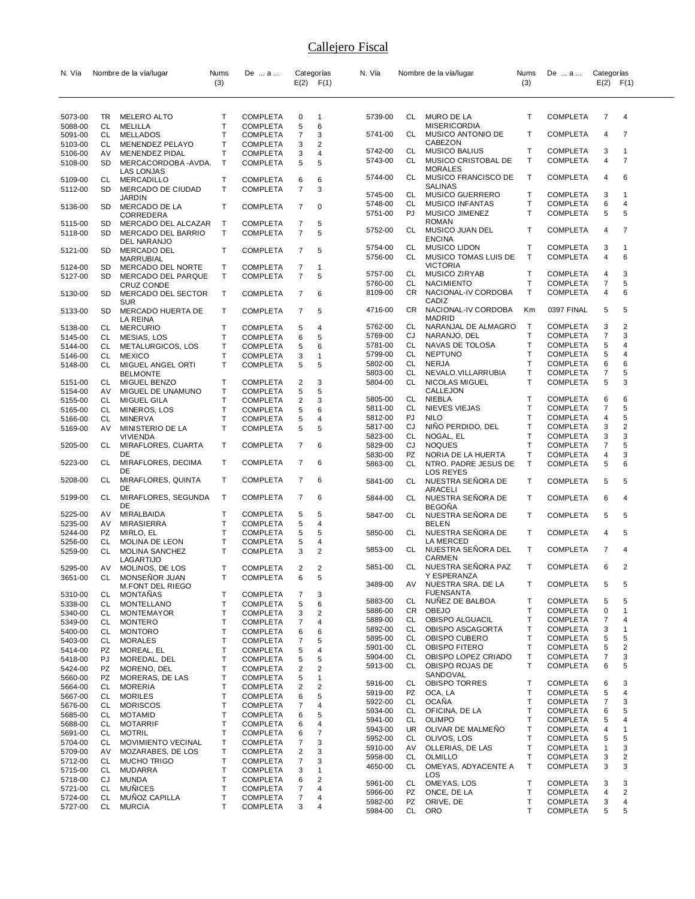# Callejero Fiscal

| N. Vía | | Nombre de la vía/lugar | Nums (3) | De ... a ... | Categorías E(2) | F(1) |
|---|---|---|---|---|---|---|
| 5073-00 | TR | MELERO ALTO | T | COMPLETA | 0 | 1 |
| 5088-00 | CL | MELILLA | T | COMPLETA | 5 | 6 |
| 5091-00 | CL | MELLADOS | T | COMPLETA | 7 | 3 |
| 5103-00 | CL | MENENDEZ PELAYO | T | COMPLETA | 3 | 2 |
| 5106-00 | AV | MENENDEZ PIDAL | T | COMPLETA | 3 | 4 |
| 5108-00 | SD | MERCACORDOBA -AVDA. LAS LONJAS | T | COMPLETA | 5 | 5 |
| 5109-00 | CL | MERCADILLO | T | COMPLETA | 6 | 6 |
| 5112-00 | SD | MERCADO DE CIUDAD JARDIN | T | COMPLETA | 7 | 3 |
| 5136-00 | SD | MERCADO DE LA CORREDERA | T | COMPLETA | 7 | 0 |
| 5115-00 | SD | MERCADO DEL ALCAZAR | T | COMPLETA | 7 | 5 |
| 5118-00 | SD | MERCADO DEL BARRIO DEL NARANJO | T | COMPLETA | 7 | 5 |
| 5121-00 | SD | MERCADO DEL MARRUBIAL | T | COMPLETA | 7 | 5 |
| 5124-00 | SD | MERCADO DEL NORTE | T | COMPLETA | 7 | 1 |
| 5127-00 | SD | MERCADO DEL PARQUE CRUZ CONDE | T | COMPLETA | 7 | 5 |
| 5130-00 | SD | MERCADO DEL SECTOR SUR | T | COMPLETA | 7 | 6 |
| 5133-00 | SD | MERCADO HUERTA DE LA REINA | T | COMPLETA | 7 | 5 |
| 5138-00 | CL | MERCURIO | T | COMPLETA | 5 | 4 |
| 5145-00 | CL | MESIAS, LOS | T | COMPLETA | 6 | 5 |
| 5144-00 | CL | METALURGICOS, LOS | T | COMPLETA | 5 | 6 |
| 5146-00 | CL | MEXICO | T | COMPLETA | 3 | 1 |
| 5148-00 | CL | MIGUEL ANGEL ORTI BELMONTE | T | COMPLETA | 5 | 5 |
| 5151-00 | CL | MIGUEL BENZO | T | COMPLETA | 2 | 3 |
| 5154-00 | AV | MIGUEL DE UNAMUNO | T | COMPLETA | 5 | 5 |
| 5155-00 | CL | MIGUEL GILA | T | COMPLETA | 2 | 3 |
| 5165-00 | CL | MINEROS, LOS | T | COMPLETA | 5 | 6 |
| 5166-00 | CL | MINERVA | T | COMPLETA | 5 | 4 |
| 5169-00 | AV | MINISTERIO DE LA VIVIENDA | T | COMPLETA | 5 | 5 |
| 5205-00 | CL | MIRAFLORES, CUARTA DE | T | COMPLETA | 7 | 6 |
| 5223-00 | CL | MIRAFLORES, DECIMA DE | T | COMPLETA | 7 | 6 |
| 5208-00 | CL | MIRAFLORES, QUINTA DE | T | COMPLETA | 7 | 6 |
| 5199-00 | CL | MIRAFLORES, SEGUNDA DE | T | COMPLETA | 7 | 6 |
| 5225-00 | AV | MIRALBAIDA | T | COMPLETA | 5 | 5 |
| 5235-00 | AV | MIRASIERRA | T | COMPLETA | 5 | 4 |
| 5244-00 | PZ | MIRLO, EL | T | COMPLETA | 5 | 5 |
| 5256-00 | CL | MOLINA DE LEON | T | COMPLETA | 5 | 4 |
| 5259-00 | CL | MOLINA SANCHEZ LAGARTIJO | T | COMPLETA | 3 | 2 |
| 5295-00 | AV | MOLINOS, DE LOS | T | COMPLETA | 2 | 2 |
| 3651-00 | CL | MONSEÑOR JUAN M.FONT DEL RIEGO | T | COMPLETA | 6 | 5 |
| 5310-00 | CL | MONTAÑAS | T | COMPLETA | 7 | 3 |
| 5338-00 | CL | MONTELLANO | T | COMPLETA | 5 | 6 |
| 5340-00 | CL | MONTEMAYOR | T | COMPLETA | 3 | 2 |
| 5349-00 | CL | MONTERO | T | COMPLETA | 7 | 4 |
| 5400-00 | CL | MONTORO | T | COMPLETA | 6 | 6 |
| 5403-00 | CL | MORALES | T | COMPLETA | 7 | 5 |
| 5414-00 | PZ | MOREAL, EL | T | COMPLETA | 5 | 4 |
| 5418-00 | PJ | MOREDAL, DEL | T | COMPLETA | 5 | 5 |
| 5424-00 | PZ | MORENO, DEL | T | COMPLETA | 2 | 2 |
| 5660-00 | PZ | MORERAS, DE LAS | T | COMPLETA | 5 | 1 |
| 5664-00 | CL | MORERIA | T | COMPLETA | 2 | 2 |
| 5667-00 | CL | MORILES | T | COMPLETA | 6 | 5 |
| 5676-00 | CL | MORISCOS | T | COMPLETA | 7 | 4 |
| 5685-00 | CL | MOTAMID | T | COMPLETA | 6 | 5 |
| 5688-00 | CL | MOTARRIF | T | COMPLETA | 6 | 4 |
| 5691-00 | CL | MOTRIL | T | COMPLETA | 6 | 7 |
| 5704-00 | CL | MOVIMIENTO VECINAL | T | COMPLETA | 7 | 3 |
| 5709-00 | AV | MOZARABES, DE LOS | T | COMPLETA | 2 | 3 |
| 5712-00 | CL | MUCHO TRIGO | T | COMPLETA | 7 | 3 |
| 5715-00 | CL | MUDARRA | T | COMPLETA | 3 | 1 |
| 5718-00 | CJ | MUNDA | T | COMPLETA | 6 | 2 |
| 5721-00 | CL | MUÑICES | T | COMPLETA | 7 | 4 |
| 5724-00 | CL | MUÑOZ CAPILLA | T | COMPLETA | 7 | 4 |
| 5727-00 | CL | MURCIA | T | COMPLETA | 3 | 4 |
| 5739-00 | CL | MURO DE LA MISERICORDIA | T | COMPLETA | 7 | 4 |
| 5741-00 | CL | MUSICO ANTONIO DE CABEZON | T | COMPLETA | 4 | 7 |
| 5742-00 | CL | MUSICO BALIUS | T | COMPLETA | 3 | 1 |
| 5743-00 | CL | MUSICO CRISTOBAL DE MORALES | T | COMPLETA | 4 | 7 |
| 5744-00 | CL | MUSICO FRANCISCO DE SALINAS | T | COMPLETA | 4 | 6 |
| 5745-00 | CL | MUSICO GUERRERO | T | COMPLETA | 3 | 1 |
| 5748-00 | CL | MUSICO INFANTAS | T | COMPLETA | 6 | 4 |
| 5751-00 | PJ | MUSICO JIMENEZ ROMAN | T | COMPLETA | 5 | 5 |
| 5752-00 | CL | MUSICO JUAN DEL ENCINA | T | COMPLETA | 4 | 7 |
| 5754-00 | CL | MUSICO LIDON | T | COMPLETA | 3 | 1 |
| 5756-00 | CL | MUSICO TOMAS LUIS DE VICTORIA | T | COMPLETA | 4 | 6 |
| 5757-00 | CL | MUSICO ZIRYAB | T | COMPLETA | 4 | 3 |
| 5760-00 | CL | NACIMIENTO | T | COMPLETA | 7 | 5 |
| 8109-00 | CR | NACIONAL-IV CORDOBA CADIZ | T | COMPLETA | 4 | 6 |
| 4716-00 | CR | NACIONAL-IV CORDOBA MADRID | Km | 0397 FINAL | 5 | 5 |
| 5762-00 | CL | NARANJAL DE ALMAGRO | T | COMPLETA | 3 | 2 |
| 5769-00 | CJ | NARANJO, DEL | T | COMPLETA | 7 | 3 |
| 5781-00 | CL | NAVAS DE TOLOSA | T | COMPLETA | 5 | 4 |
| 5799-00 | CL | NEPTUNO | T | COMPLETA | 5 | 4 |
| 5802-00 | CL | NERJA | T | COMPLETA | 6 | 6 |
| 5803-00 | CL | NEVALO.VILLARRUBIA | T | COMPLETA | 7 | 5 |
| 5804-00 | CL | NICOLAS MIGUEL CALLEJON | T | COMPLETA | 5 | 3 |
| 5805-00 | CL | NIEBLA | T | COMPLETA | 6 | 6 |
| 5811-00 | CL | NIEVES VIEJAS | T | COMPLETA | 7 | 5 |
| 5812-00 | PJ | NILO | T | COMPLETA | 4 | 5 |
| 5817-00 | CJ | NIÑO PERDIDO, DEL | T | COMPLETA | 3 | 2 |
| 5823-00 | CL | NOGAL, EL | T | COMPLETA | 3 | 3 |
| 5829-00 | CJ | NOQUES | T | COMPLETA | 7 | 5 |
| 5830-00 | PZ | NORIA DE LA HUERTA | T | COMPLETA | 4 | 3 |
| 5863-00 | CL | NTRO. PADRE JESUS DE LOS REYES | T | COMPLETA | 5 | 6 |
| 5841-00 | CL | NUESTRA SEÑORA DE ARACELI | T | COMPLETA | 5 | 5 |
| 5844-00 | CL | NUESTRA SEÑORA DE BEGOÑA | T | COMPLETA | 6 | 4 |
| 5847-00 | CL | NUESTRA SEÑORA DE BELEN | T | COMPLETA | 5 | 5 |
| 5850-00 | CL | NUESTRA SEÑORA DE LA MERCED | T | COMPLETA | 4 | 5 |
| 5853-00 | CL | NUESTRA SEÑORA DEL CARMEN | T | COMPLETA | 7 | 4 |
| 5851-00 | CL | NUESTRA SEÑORA PAZ Y ESPERANZA | T | COMPLETA | 6 | 2 |
| 3489-00 | AV | NUESTRA SRA. DE LA FUENSANTA | T | COMPLETA | 5 | 5 |
| 5883-00 | CL | NUÑEZ DE BALBOA | T | COMPLETA | 5 | 5 |
| 5886-00 | CR | OBEJO | T | COMPLETA | 0 | 1 |
| 5889-00 | CL | OBISPO ALGUACIL | T | COMPLETA | 7 | 4 |
| 5892-00 | CL | OBISPO ASCAGORTA | T | COMPLETA | 3 | 1 |
| 5895-00 | CL | OBISPO CUBERO | T | COMPLETA | 5 | 5 |
| 5901-00 | CL | OBISPO FITERO | T | COMPLETA | 5 | 2 |
| 5904-00 | CL | OBISPO LOPEZ CRIADO | T | COMPLETA | 7 | 3 |
| 5913-00 | CL | OBISPO ROJAS DE SANDOVAL | T | COMPLETA | 6 | 5 |
| 5916-00 | CL | OBISPO TORRES | T | COMPLETA | 6 | 3 |
| 5919-00 | PZ | OCA, LA | T | COMPLETA | 5 | 4 |
| 5922-00 | CL | OCAÑA | T | COMPLETA | 7 | 3 |
| 5934-00 | CL | OFICINA, DE LA | T | COMPLETA | 6 | 5 |
| 5941-00 | CL | OLIMPO | T | COMPLETA | 5 | 4 |
| 5943-00 | UR | OLIVAR DE MALMEÑO | T | COMPLETA | 4 | 1 |
| 5952-00 | CL | OLIVOS, LOS | T | COMPLETA | 5 | 5 |
| 5910-00 | AV | OLLERIAS, DE LAS | T | COMPLETA | 1 | 3 |
| 5958-00 | CL | OLMILLO | T | COMPLETA | 3 | 2 |
| 4650-00 | CL | OMEYAS, ADYACENTE A LOS | T | COMPLETA | 3 | 3 |
| 5961-00 | CL | OMEYAS, LOS | T | COMPLETA | 3 | 3 |
| 5966-00 | PZ | ONCE, DE LA | T | COMPLETA | 4 | 2 |
| 5982-00 | PZ | ORIVE, DE | T | COMPLETA | 3 | 4 |
| 5984-00 | CL | ORO | T | COMPLETA | 5 | 5 |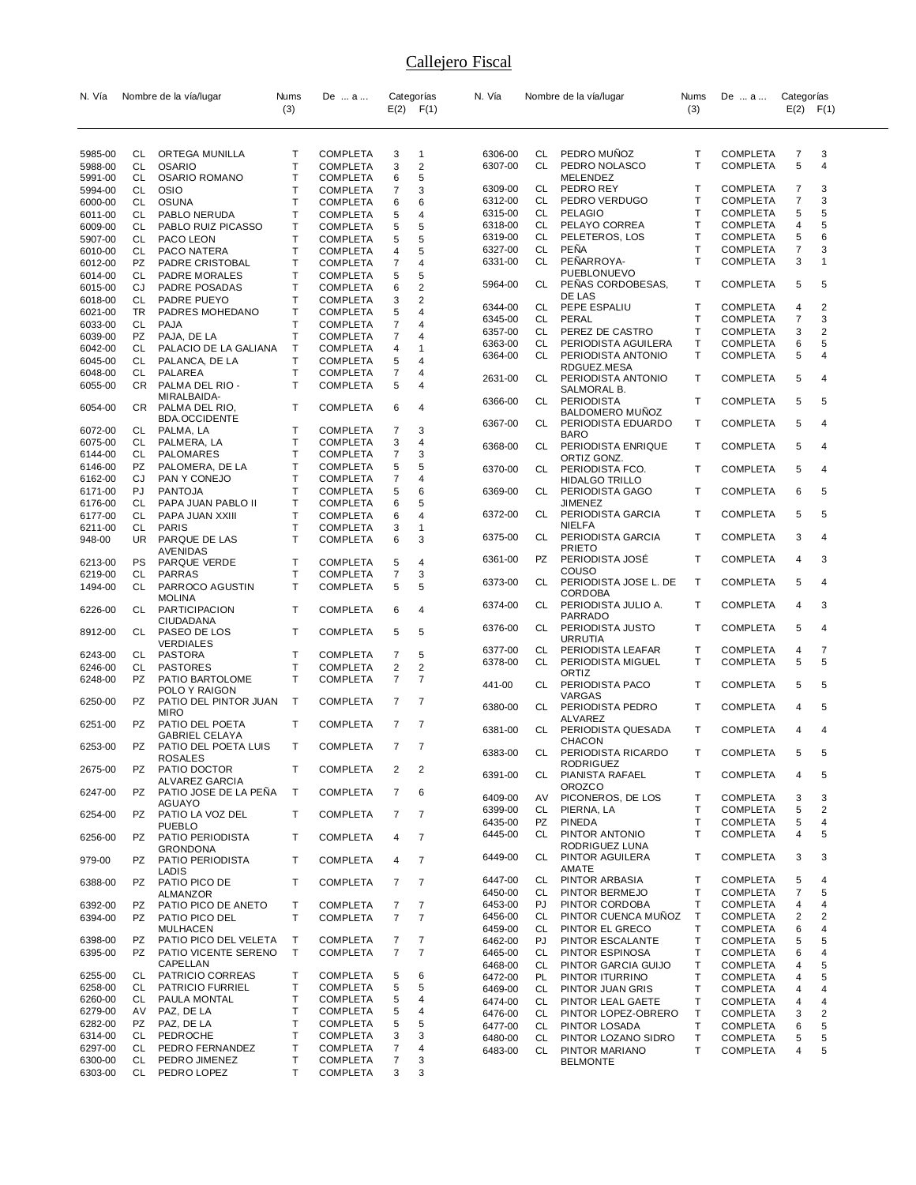# Callejero Fiscal

| N. Vía | | Nombre de la vía/lugar | Nums (3) | De ... a ... | Categorías E(2) | F(1) |
|---|---|---|---|---|---|---|
| 5985-00 | CL | ORTEGA MUNILLA | T | COMPLETA | 3 | 1 |
| 5988-00 | CL | OSARIO | T | COMPLETA | 3 | 2 |
| 5991-00 | CL | OSARIO ROMANO | T | COMPLETA | 6 | 5 |
| 5994-00 | CL | OSIO | T | COMPLETA | 7 | 3 |
| 6000-00 | CL | OSUNA | T | COMPLETA | 6 | 6 |
| 6011-00 | CL | PABLO NERUDA | T | COMPLETA | 5 | 4 |
| 6009-00 | CL | PABLO RUIZ PICASSO | T | COMPLETA | 5 | 5 |
| 5907-00 | CL | PACO LEON | T | COMPLETA | 5 | 5 |
| 6010-00 | CL | PACO NATERA | T | COMPLETA | 4 | 5 |
| 6012-00 | PZ | PADRE CRISTOBAL | T | COMPLETA | 7 | 4 |
| 6014-00 | CL | PADRE MORALES | T | COMPLETA | 5 | 5 |
| 6015-00 | CJ | PADRE POSADAS | T | COMPLETA | 6 | 2 |
| 6018-00 | CL | PADRE PUEYO | T | COMPLETA | 3 | 2 |
| 6021-00 | TR | PADRES MOHEDANO | T | COMPLETA | 5 | 4 |
| 6033-00 | CL | PAJA | T | COMPLETA | 7 | 4 |
| 6039-00 | PZ | PAJA, DE LA | T | COMPLETA | 7 | 4 |
| 6042-00 | CL | PALACIO DE LA GALIANA | T | COMPLETA | 4 | 1 |
| 6045-00 | CL | PALANCA, DE LA | T | COMPLETA | 5 | 4 |
| 6048-00 | CL | PALAREA | T | COMPLETA | 7 | 4 |
| 6055-00 | CR | PALMA DEL RIO - MIRALBAIDA- | T | COMPLETA | 5 | 4 |
| 6054-00 | CR | PALMA DEL RIO, BDA.OCCIDENTE | T | COMPLETA | 6 | 4 |
| 6072-00 | CL | PALMA, LA | T | COMPLETA | 7 | 3 |
| 6075-00 | CL | PALMERA, LA | T | COMPLETA | 3 | 4 |
| 6144-00 | CL | PALOMARES | T | COMPLETA | 7 | 3 |
| 6146-00 | PZ | PALOMERA, DE LA | T | COMPLETA | 5 | 5 |
| 6162-00 | CJ | PAN Y CONEJO | T | COMPLETA | 7 | 4 |
| 6171-00 | PJ | PANTOJA | T | COMPLETA | 5 | 6 |
| 6176-00 | CL | PAPA JUAN PABLO II | T | COMPLETA | 6 | 5 |
| 6177-00 | CL | PAPA JUAN XXIII | T | COMPLETA | 6 | 4 |
| 6211-00 | CL | PARIS | T | COMPLETA | 3 | 1 |
| 948-00 | UR | PARQUE DE LAS AVENIDAS | T | COMPLETA | 6 | 3 |
| 6213-00 | PS | PARQUE VERDE | T | COMPLETA | 5 | 4 |
| 6219-00 | CL | PARRAS | T | COMPLETA | 7 | 3 |
| 1494-00 | CL | PARROCO AGUSTIN MOLINA | T | COMPLETA | 5 | 5 |
| 6226-00 | CL | PARTICIPACION CIUDADANA | T | COMPLETA | 6 | 4 |
| 8912-00 | CL | PASEO DE LOS VERDIALES | T | COMPLETA | 5 | 5 |
| 6243-00 | CL | PASTORA | T | COMPLETA | 7 | 5 |
| 6246-00 | CL | PASTORES | T | COMPLETA | 2 | 2 |
| 6248-00 | PZ | PATIO BARTOLOME POLO Y RAIGON | T | COMPLETA | 7 | 7 |
| 6250-00 | PZ | PATIO DEL PINTOR JUAN MIRO | T | COMPLETA | 7 | 7 |
| 6251-00 | PZ | PATIO DEL POETA GABRIEL CELAYA | T | COMPLETA | 7 | 7 |
| 6253-00 | PZ | PATIO DEL POETA LUIS ROSALES | T | COMPLETA | 7 | 7 |
| 2675-00 | PZ | PATIO DOCTOR ALVAREZ GARCIA | T | COMPLETA | 2 | 2 |
| 6247-00 | PZ | PATIO JOSE DE LA PEÑA AGUAYO | T | COMPLETA | 7 | 6 |
| 6254-00 | PZ | PATIO LA VOZ DEL PUEBLO | T | COMPLETA | 7 | 7 |
| 6256-00 | PZ | PATIO PERIODISTA GRONDONA | T | COMPLETA | 4 | 7 |
| 979-00 | PZ | PATIO PERIODISTA LADIS | T | COMPLETA | 4 | 7 |
| 6388-00 | PZ | PATIO PICO DE ALMANZOR | T | COMPLETA | 7 | 7 |
| 6392-00 | PZ | PATIO PICO DE ANETO | T | COMPLETA | 7 | 7 |
| 6394-00 | PZ | PATIO PICO DEL MULHACEN | T | COMPLETA | 7 | 7 |
| 6398-00 | PZ | PATIO PICO DEL VELETA | T | COMPLETA | 7 | 7 |
| 6395-00 | PZ | PATIO VICENTE SERENO CAPELLAN | T | COMPLETA | 7 | 7 |
| 6255-00 | CL | PATRICIO CORREAS | T | COMPLETA | 5 | 6 |
| 6258-00 | CL | PATRICIO FURRIEL | T | COMPLETA | 5 | 5 |
| 6260-00 | CL | PAULA MONTAL | T | COMPLETA | 5 | 4 |
| 6279-00 | AV | PAZ, DE LA | T | COMPLETA | 5 | 4 |
| 6282-00 | PZ | PAZ, DE LA | T | COMPLETA | 5 | 5 |
| 6314-00 | CL | PEDROCHE | T | COMPLETA | 3 | 3 |
| 6297-00 | CL | PEDRO FERNANDEZ | T | COMPLETA | 7 | 4 |
| 6300-00 | CL | PEDRO JIMENEZ | T | COMPLETA | 7 | 3 |
| 6303-00 | CL | PEDRO LOPEZ | T | COMPLETA | 3 | 3 |
| 6306-00 | CL | PEDRO MUÑOZ | T | COMPLETA | 7 | 3 |
| 6307-00 | CL | PEDRO NOLASCO MELENDEZ | T | COMPLETA | 5 | 4 |
| 6309-00 | CL | PEDRO REY | T | COMPLETA | 7 | 3 |
| 6312-00 | CL | PEDRO VERDUGO | T | COMPLETA | 7 | 3 |
| 6315-00 | CL | PELAGIO | T | COMPLETA | 5 | 5 |
| 6318-00 | CL | PELAYO CORREA | T | COMPLETA | 4 | 5 |
| 6319-00 | CL | PELETEROS, LOS | T | COMPLETA | 5 | 6 |
| 6327-00 | CL | PEÑA | T | COMPLETA | 7 | 3 |
| 6331-00 | CL | PEÑARROYA-PUEBLONUEVO | T | COMPLETA | 3 | 1 |
| 5964-00 | CL | PEÑAS CORDOBESAS, DE LAS | T | COMPLETA | 5 | 5 |
| 6344-00 | CL | PEPE ESPALIU | T | COMPLETA | 4 | 2 |
| 6345-00 | CL | PERAL | T | COMPLETA | 7 | 3 |
| 6357-00 | CL | PEREZ DE CASTRO | T | COMPLETA | 3 | 2 |
| 6363-00 | CL | PERIODISTA AGUILERA | T | COMPLETA | 6 | 5 |
| 6364-00 | CL | PERIODISTA ANTONIO RDGUEZ.MESA | T | COMPLETA | 5 | 4 |
| 2631-00 | CL | PERIODISTA ANTONIO SALMORAL B. | T | COMPLETA | 5 | 4 |
| 6366-00 | CL | PERIODISTA BALDOMERO MUÑOZ | T | COMPLETA | 5 | 5 |
| 6367-00 | CL | PERIODISTA EDUARDO BARO | T | COMPLETA | 5 | 4 |
| 6368-00 | CL | PERIODISTA ENRIQUE ORTIZ GONZ. | T | COMPLETA | 5 | 4 |
| 6370-00 | CL | PERIODISTA FCO. HIDALGO TRILLO | T | COMPLETA | 5 | 4 |
| 6369-00 | CL | PERIODISTA GAGO JIMENEZ | T | COMPLETA | 6 | 5 |
| 6372-00 | CL | PERIODISTA GARCIA NIELFA | T | COMPLETA | 5 | 5 |
| 6375-00 | CL | PERIODISTA GARCIA PRIETO | T | COMPLETA | 3 | 4 |
| 6361-00 | PZ | PERIODISTA JOSÉ COUSO | T | COMPLETA | 4 | 3 |
| 6373-00 | CL | PERIODISTA JOSE L. DE CORDOBA | T | COMPLETA | 5 | 4 |
| 6374-00 | CL | PERIODISTA JULIO A. PARRADO | T | COMPLETA | 4 | 3 |
| 6376-00 | CL | PERIODISTA JUSTO URRUTIA | T | COMPLETA | 5 | 4 |
| 6377-00 | CL | PERIODISTA LEAFAR | T | COMPLETA | 4 | 7 |
| 6378-00 | CL | PERIODISTA MIGUEL ORTIZ | T | COMPLETA | 5 | 5 |
| 441-00 | CL | PERIODISTA PACO VARGAS | T | COMPLETA | 5 | 5 |
| 6380-00 | CL | PERIODISTA PEDRO ALVAREZ | T | COMPLETA | 4 | 5 |
| 6381-00 | CL | PERIODISTA QUESADA CHACON | T | COMPLETA | 4 | 4 |
| 6383-00 | CL | PERIODISTA RICARDO RODRIGUEZ | T | COMPLETA | 5 | 5 |
| 6391-00 | CL | PIANISTA RAFAEL OROZCO | T | COMPLETA | 4 | 5 |
| 6409-00 | AV | PICONEROS, DE LOS | T | COMPLETA | 3 | 3 |
| 6399-00 | CL | PIERNA, LA | T | COMPLETA | 5 | 2 |
| 6435-00 | PZ | PINEDA | T | COMPLETA | 5 | 4 |
| 6445-00 | CL | PINTOR ANTONIO RODRIGUEZ LUNA | T | COMPLETA | 4 | 5 |
| 6449-00 | CL | PINTOR AGUILERA AMATE | T | COMPLETA | 3 | 3 |
| 6447-00 | CL | PINTOR ARBASIA | T | COMPLETA | 5 | 4 |
| 6450-00 | CL | PINTOR BERMEJO | T | COMPLETA | 7 | 5 |
| 6453-00 | PJ | PINTOR CORDOBA | T | COMPLETA | 4 | 4 |
| 6456-00 | CL | PINTOR CUENCA MUÑOZ | T | COMPLETA | 2 | 2 |
| 6459-00 | CL | PINTOR EL GRECO | T | COMPLETA | 6 | 4 |
| 6462-00 | PJ | PINTOR ESCALANTE | T | COMPLETA | 5 | 5 |
| 6465-00 | CL | PINTOR ESPINOSA | T | COMPLETA | 6 | 4 |
| 6468-00 | CL | PINTOR GARCIA GUIJO | T | COMPLETA | 4 | 5 |
| 6472-00 | PL | PINTOR ITURRINO | T | COMPLETA | 4 | 5 |
| 6469-00 | CL | PINTOR JUAN GRIS | T | COMPLETA | 4 | 4 |
| 6474-00 | CL | PINTOR LEAL GAETE | T | COMPLETA | 4 | 4 |
| 6476-00 | CL | PINTOR LOPEZ-OBRERO | T | COMPLETA | 3 | 2 |
| 6477-00 | CL | PINTOR LOSADA | T | COMPLETA | 6 | 5 |
| 6480-00 | CL | PINTOR LOZANO SIDRO | T | COMPLETA | 5 | 5 |
| 6483-00 | CL | PINTOR MARIANO BELMONTE | T | COMPLETA | 4 | 5 |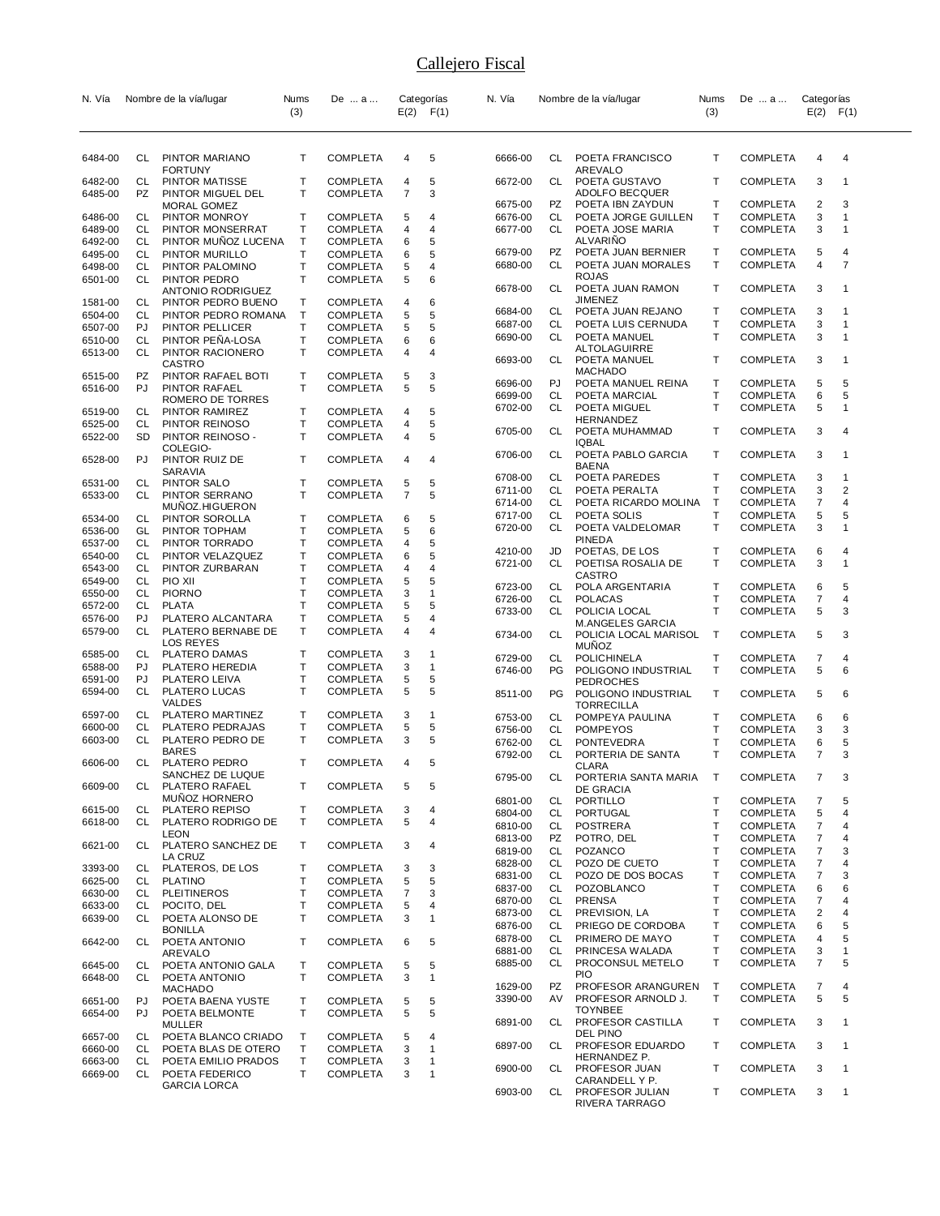# Callejero Fiscal

| N. Vía | | Nombre de la vía/lugar | Nums (3) | De ... a ... | Categorías E(2) | F(1) |
|---|---|---|---|---|---|---|
| 6484-00 | CL | PINTOR MARIANO FORTUNY | T | COMPLETA | 4 | 5 |
| 6482-00 | CL | PINTOR MATISSE | T | COMPLETA | 4 | 5 |
| 6485-00 | PZ | PINTOR MIGUEL DEL MORAL GOMEZ | T | COMPLETA | 7 | 3 |
| 6486-00 | CL | PINTOR MONROY | T | COMPLETA | 5 | 4 |
| 6489-00 | CL | PINTOR MONSERRAT | T | COMPLETA | 4 | 4 |
| 6492-00 | CL | PINTOR MUÑOZ LUCENA | T | COMPLETA | 6 | 5 |
| 6495-00 | CL | PINTOR MURILLO | T | COMPLETA | 6 | 5 |
| 6498-00 | CL | PINTOR PALOMINO | T | COMPLETA | 5 | 4 |
| 6501-00 | CL | PINTOR PEDRO ANTONIO RODRIGUEZ | T | COMPLETA | 5 | 6 |
| 1581-00 | CL | PINTOR PEDRO BUENO | T | COMPLETA | 4 | 6 |
| 6504-00 | CL | PINTOR PEDRO ROMANA | T | COMPLETA | 5 | 5 |
| 6507-00 | PJ | PINTOR PELLICER | T | COMPLETA | 5 | 5 |
| 6510-00 | CL | PINTOR PEÑA-LOSA | T | COMPLETA | 6 | 6 |
| 6513-00 | CL | PINTOR RACIONERO CASTRO | T | COMPLETA | 4 | 4 |
| 6515-00 | PZ | PINTOR RAFAEL BOTI | T | COMPLETA | 5 | 3 |
| 6516-00 | PJ | PINTOR RAFAEL ROMERO DE TORRES | T | COMPLETA | 5 | 5 |
| 6519-00 | CL | PINTOR RAMIREZ | T | COMPLETA | 4 | 5 |
| 6525-00 | CL | PINTOR REINOSO | T | COMPLETA | 4 | 5 |
| 6522-00 | SD | PINTOR REINOSO - COLEGIO- | T | COMPLETA | 4 | 5 |
| 6528-00 | PJ | PINTOR RUIZ DE SARAVIA | T | COMPLETA | 4 | 4 |
| 6531-00 | CL | PINTOR SALO | T | COMPLETA | 5 | 5 |
| 6533-00 | CL | PINTOR SERRANO MUÑOZ.HIGUERON | T | COMPLETA | 7 | 5 |
| 6534-00 | CL | PINTOR SOROLLA | T | COMPLETA | 6 | 5 |
| 6536-00 | GL | PINTOR TOPHAM | T | COMPLETA | 5 | 6 |
| 6537-00 | CL | PINTOR TORRADO | T | COMPLETA | 4 | 5 |
| 6540-00 | CL | PINTOR VELAZQUEZ | T | COMPLETA | 6 | 5 |
| 6543-00 | CL | PINTOR ZURBARAN | T | COMPLETA | 4 | 4 |
| 6549-00 | CL | PIO XII | T | COMPLETA | 5 | 5 |
| 6550-00 | CL | PIORNO | T | COMPLETA | 3 | 1 |
| 6572-00 | CL | PLATA | T | COMPLETA | 5 | 5 |
| 6576-00 | PJ | PLATERO ALCANTARA | T | COMPLETA | 5 | 4 |
| 6579-00 | CL | PLATERO BERNABE DE LOS REYES | T | COMPLETA | 4 | 4 |
| 6585-00 | CL | PLATERO DAMAS | T | COMPLETA | 3 | 1 |
| 6588-00 | PJ | PLATERO HEREDIA | T | COMPLETA | 3 | 1 |
| 6591-00 | PJ | PLATERO LEIVA | T | COMPLETA | 5 | 5 |
| 6594-00 | CL | PLATERO LUCAS VALDES | T | COMPLETA | 5 | 5 |
| 6597-00 | CL | PLATERO MARTINEZ | T | COMPLETA | 3 | 1 |
| 6600-00 | CL | PLATERO PEDRAJAS | T | COMPLETA | 5 | 5 |
| 6603-00 | CL | PLATERO PEDRO DE BARES | T | COMPLETA | 3 | 5 |
| 6606-00 | CL | PLATERO PEDRO SANCHEZ DE LUQUE | T | COMPLETA | 4 | 5 |
| 6609-00 | CL | PLATERO RAFAEL MUÑOZ HORNERO | T | COMPLETA | 5 | 5 |
| 6615-00 | CL | PLATERO REPISO | T | COMPLETA | 3 | 4 |
| 6618-00 | CL | PLATERO RODRIGO DE LEON | T | COMPLETA | 5 | 4 |
| 6621-00 | CL | PLATERO SANCHEZ DE LA CRUZ | T | COMPLETA | 3 | 4 |
| 3393-00 | CL | PLATEROS, DE LOS | T | COMPLETA | 3 | 3 |
| 6625-00 | CL | PLATINO | T | COMPLETA | 5 | 5 |
| 6630-00 | CL | PLEITINEROS | T | COMPLETA | 7 | 3 |
| 6633-00 | CL | POCITO, DEL | T | COMPLETA | 5 | 4 |
| 6639-00 | CL | POETA ALONSO DE BONILLA | T | COMPLETA | 3 | 1 |
| 6642-00 | CL | POETA ANTONIO AREVALO | T | COMPLETA | 6 | 5 |
| 6645-00 | CL | POETA ANTONIO GALA | T | COMPLETA | 5 | 5 |
| 6648-00 | CL | POETA ANTONIO MACHADO | T | COMPLETA | 3 | 1 |
| 6651-00 | PJ | POETA BAENA YUSTE | T | COMPLETA | 5 | 5 |
| 6654-00 | PJ | POETA BELMONTE MULLER | T | COMPLETA | 5 | 5 |
| 6657-00 | CL | POETA BLANCO CRIADO | T | COMPLETA | 5 | 4 |
| 6660-00 | CL | POETA BLAS DE OTERO | T | COMPLETA | 3 | 1 |
| 6663-00 | CL | POETA EMILIO PRADOS | T | COMPLETA | 3 | 1 |
| 6669-00 | CL | POETA FEDERICO GARCIA LORCA | T | COMPLETA | 3 | 1 |
| 6666-00 | CL | POETA FRANCISCO AREVALO | T | COMPLETA | 4 | 4 |
| 6672-00 | CL | POETA GUSTAVO ADOLFO BECQUER | T | COMPLETA | 3 | 1 |
| 6675-00 | PZ | POETA IBN ZAYDUN | T | COMPLETA | 2 | 3 |
| 6676-00 | CL | POETA JORGE GUILLEN | T | COMPLETA | 3 | 1 |
| 6677-00 | CL | POETA JOSE MARIA ALVARIÑO | T | COMPLETA | 3 | 1 |
| 6679-00 | PZ | POETA JUAN BERNIER | T | COMPLETA | 5 | 4 |
| 6680-00 | CL | POETA JUAN MORALES ROJAS | T | COMPLETA | 4 | 7 |
| 6678-00 | CL | POETA JUAN RAMON JIMENEZ | T | COMPLETA | 3 | 1 |
| 6684-00 | CL | POETA JUAN REJANO | T | COMPLETA | 3 | 1 |
| 6687-00 | CL | POETA LUIS CERNUDA | T | COMPLETA | 3 | 1 |
| 6690-00 | CL | POETA MANUEL ALTOLAGUIRRE | T | COMPLETA | 3 | 1 |
| 6693-00 | CL | POETA MANUEL MACHADO | T | COMPLETA | 3 | 1 |
| 6696-00 | PJ | POETA MANUEL REINA | T | COMPLETA | 5 | 5 |
| 6699-00 | CL | POETA MARCIAL | T | COMPLETA | 6 | 5 |
| 6702-00 | CL | POETA MIGUEL HERNANDEZ | T | COMPLETA | 5 | 1 |
| 6705-00 | CL | POETA MUHAMMAD IQBAL | T | COMPLETA | 3 | 4 |
| 6706-00 | CL | POETA PABLO GARCIA BAENA | T | COMPLETA | 3 | 1 |
| 6708-00 | CL | POETA PAREDES | T | COMPLETA | 3 | 1 |
| 6711-00 | CL | POETA PERALTA | T | COMPLETA | 3 | 2 |
| 6714-00 | CL | POETA RICARDO MOLINA | T | COMPLETA | 7 | 4 |
| 6717-00 | CL | POETA SOLIS | T | COMPLETA | 5 | 5 |
| 6720-00 | CL | POETA VALDELOMAR PINEDA | T | COMPLETA | 3 | 1 |
| 4210-00 | JD | POETAS, DE LOS | T | COMPLETA | 6 | 4 |
| 6721-00 | CL | POETISA ROSALIA DE CASTRO | T | COMPLETA | 3 | 1 |
| 6723-00 | CL | POLA ARGENTARIA | T | COMPLETA | 6 | 5 |
| 6726-00 | CL | POLACAS | T | COMPLETA | 7 | 4 |
| 6733-00 | CL | POLICIA LOCAL M.ANGELES GARCIA | T | COMPLETA | 5 | 3 |
| 6734-00 | CL | POLICIA LOCAL MARISOL MUÑOZ | T | COMPLETA | 5 | 3 |
| 6729-00 | CL | POLICHINELA | T | COMPLETA | 7 | 4 |
| 6746-00 | PG | POLIGONO INDUSTRIAL PEDROCHES | T | COMPLETA | 5 | 6 |
| 8511-00 | PG | POLIGONO INDUSTRIAL TORRECILLA | T | COMPLETA | 5 | 6 |
| 6753-00 | CL | POMPEYA PAULINA | T | COMPLETA | 6 | 6 |
| 6756-00 | CL | POMPEYOS | T | COMPLETA | 3 | 3 |
| 6762-00 | CL | PONTEVEDRA | T | COMPLETA | 6 | 5 |
| 6792-00 | CL | PORTERIA DE SANTA CLARA | T | COMPLETA | 7 | 3 |
| 6795-00 | CL | PORTERIA SANTA MARIA DE GRACIA | T | COMPLETA | 7 | 3 |
| 6801-00 | CL | PORTILLO | T | COMPLETA | 7 | 5 |
| 6804-00 | CL | PORTUGAL | T | COMPLETA | 5 | 4 |
| 6810-00 | CL | POSTRERA | T | COMPLETA | 7 | 4 |
| 6813-00 | PZ | POTRO, DEL | T | COMPLETA | 7 | 4 |
| 6819-00 | CL | POZANCO | T | COMPLETA | 7 | 3 |
| 6828-00 | CL | POZO DE CUETO | T | COMPLETA | 7 | 4 |
| 6831-00 | CL | POZO DE DOS BOCAS | T | COMPLETA | 7 | 3 |
| 6837-00 | CL | POZOBLANCO | T | COMPLETA | 6 | 6 |
| 6870-00 | CL | PRENSA | T | COMPLETA | 7 | 4 |
| 6873-00 | CL | PREVISION, LA | T | COMPLETA | 2 | 4 |
| 6876-00 | CL | PRIEGO DE CORDOBA | T | COMPLETA | 6 | 5 |
| 6878-00 | CL | PRIMERO DE MAYO | T | COMPLETA | 4 | 5 |
| 6881-00 | CL | PRINCESA WALADA | T | COMPLETA | 3 | 1 |
| 6885-00 | CL | PROCONSUL METELO PIO | T | COMPLETA | 7 | 5 |
| 1629-00 | PZ | PROFESOR ARANGUREN | T | COMPLETA | 7 | 4 |
| 3390-00 | AV | PROFESOR ARNOLD J. TOYNBEE | T | COMPLETA | 5 | 5 |
| 6891-00 | CL | PROFESOR CASTILLA DEL PINO | T | COMPLETA | 3 | 1 |
| 6897-00 | CL | PROFESOR EDUARDO HERNANDEZ P. | T | COMPLETA | 3 | 1 |
| 6900-00 | CL | PROFESOR JUAN CARANDELL Y P. | T | COMPLETA | 3 | 1 |
| 6903-00 | CL | PROFESOR JULIAN RIVERA TARRAGO | T | COMPLETA | 3 | 1 |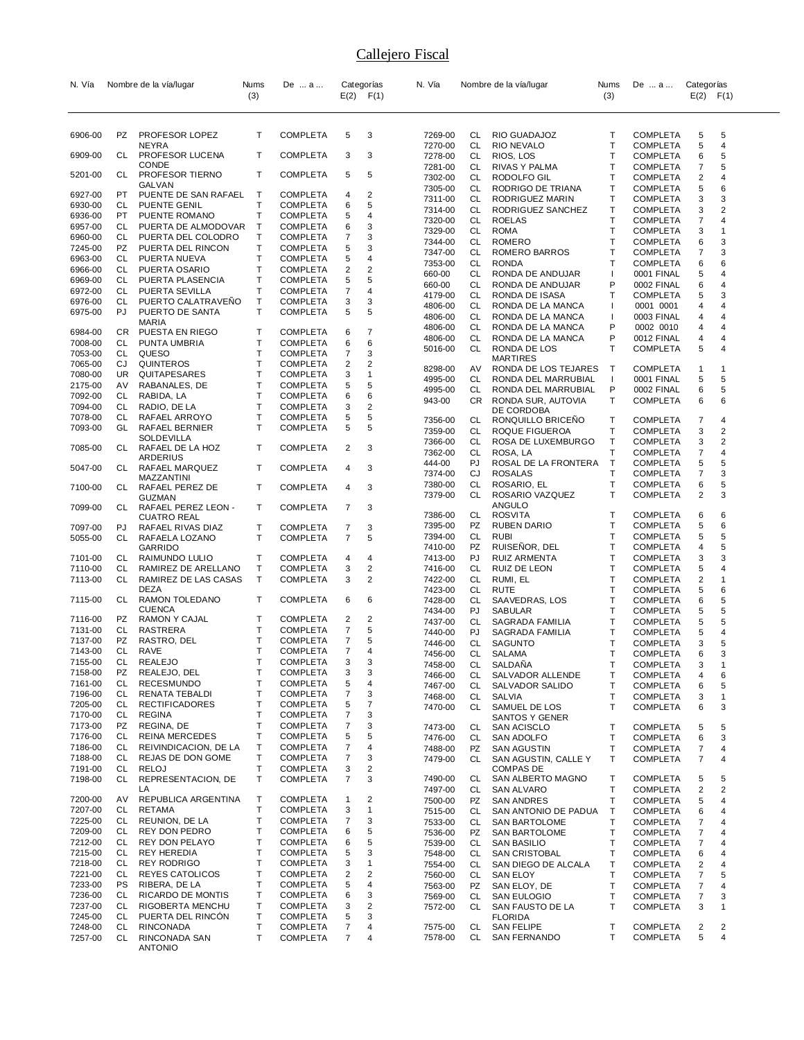# Callejero Fiscal

| N. Vía | | Nombre de la vía/lugar | Nums (3) | De ... a ... | Categorías E(2) | F(1) |
|---|---|---|---|---|---|---|
| 6906-00 | PZ | PROFESOR LOPEZ NEYRA | T | COMPLETA | 5 | 3 |
| 6909-00 | CL | PROFESOR LUCENA CONDE | T | COMPLETA | 3 | 3 |
| 5201-00 | CL | PROFESOR TIERNO GALVAN | T | COMPLETA | 5 | 5 |
| 6927-00 | PT | PUENTE DE SAN RAFAEL | T | COMPLETA | 4 | 2 |
| 6930-00 | CL | PUENTE GENIL | T | COMPLETA | 6 | 5 |
| 6936-00 | PT | PUENTE ROMANO | T | COMPLETA | 5 | 4 |
| 6957-00 | CL | PUERTA DE ALMODOVAR | T | COMPLETA | 6 | 3 |
| 6960-00 | CL | PUERTA DEL COLODRO | T | COMPLETA | 7 | 3 |
| 7245-00 | PZ | PUERTA DEL RINCON | T | COMPLETA | 5 | 3 |
| 6963-00 | CL | PUERTA NUEVA | T | COMPLETA | 5 | 4 |
| 6966-00 | CL | PUERTA OSARIO | T | COMPLETA | 2 | 2 |
| 6969-00 | CL | PUERTA PLASENCIA | T | COMPLETA | 5 | 5 |
| 6972-00 | CL | PUERTA SEVILLA | T | COMPLETA | 7 | 4 |
| 6976-00 | CL | PUERTO CALATRAVEÑO | T | COMPLETA | 3 | 3 |
| 6975-00 | PJ | PUERTO DE SANTA MARIA | T | COMPLETA | 5 | 5 |
| 6984-00 | CR | PUESTA EN RIEGO | T | COMPLETA | 6 | 7 |
| 7008-00 | CL | PUNTA UMBRIA | T | COMPLETA | 6 | 6 |
| 7053-00 | CL | QUESO | T | COMPLETA | 7 | 3 |
| 7065-00 | CJ | QUINTEROS | T | COMPLETA | 2 | 2 |
| 7080-00 | UR | QUITAPESARES | T | COMPLETA | 3 | 1 |
| 2175-00 | AV | RABANALES, DE | T | COMPLETA | 5 | 5 |
| 7092-00 | CL | RABIDA, LA | T | COMPLETA | 6 | 6 |
| 7094-00 | CL | RADIO, DE LA | T | COMPLETA | 3 | 2 |
| 7078-00 | CL | RAFAEL ARROYO | T | COMPLETA | 5 | 5 |
| 7093-00 | GL | RAFAEL BERNIER SOLDEVILLA | T | COMPLETA | 5 | 5 |
| 7085-00 | CL | RAFAEL DE LA HOZ ARDERIUS | T | COMPLETA | 2 | 3 |
| 5047-00 | CL | RAFAEL MARQUEZ MAZZANTINI | T | COMPLETA | 4 | 3 |
| 7100-00 | CL | RAFAEL PEREZ DE GUZMAN | T | COMPLETA | 4 | 3 |
| 7099-00 | CL | RAFAEL PEREZ LEON - CUATRO REAL | T | COMPLETA | 7 | 3 |
| 7097-00 | PJ | RAFAEL RIVAS DIAZ | T | COMPLETA | 7 | 3 |
| 5055-00 | CL | RAFAELA LOZANO GARRIDO | T | COMPLETA | 7 | 5 |
| 7101-00 | CL | RAIMUNDO LULIO | T | COMPLETA | 4 | 4 |
| 7110-00 | CL | RAMIREZ DE ARELLANO | T | COMPLETA | 3 | 2 |
| 7113-00 | CL | RAMIREZ DE LAS CASAS DEZA | T | COMPLETA | 3 | 2 |
| 7115-00 | CL | RAMON TOLEDANO CUENCA | T | COMPLETA | 6 | 6 |
| 7116-00 | PZ | RAMON Y CAJAL | T | COMPLETA | 2 | 2 |
| 7131-00 | CL | RASTRERA | T | COMPLETA | 7 | 5 |
| 7137-00 | PZ | RASTRO, DEL | T | COMPLETA | 7 | 5 |
| 7143-00 | CL | RAVE | T | COMPLETA | 7 | 4 |
| 7155-00 | CL | REALEJO | T | COMPLETA | 3 | 3 |
| 7158-00 | PZ | REALEJO, DEL | T | COMPLETA | 3 | 3 |
| 7161-00 | CL | RECESMUNDO | T | COMPLETA | 5 | 4 |
| 7196-00 | CL | RENATA TEBALDI | T | COMPLETA | 7 | 3 |
| 7205-00 | CL | RECTIFICADORES | T | COMPLETA | 5 | 7 |
| 7170-00 | CL | REGINA | T | COMPLETA | 7 | 3 |
| 7173-00 | PZ | REGINA, DE | T | COMPLETA | 7 | 3 |
| 7176-00 | CL | REINA MERCEDES | T | COMPLETA | 5 | 5 |
| 7186-00 | CL | REIVINDICACION, DE LA | T | COMPLETA | 7 | 4 |
| 7188-00 | CL | REJAS DE DON GOME | T | COMPLETA | 7 | 3 |
| 7191-00 | CL | RELOJ | T | COMPLETA | 3 | 2 |
| 7198-00 | CL | REPRESENTACION, DE LA | T | COMPLETA | 7 | 3 |
| 7200-00 | AV | REPUBLICA ARGENTINA | T | COMPLETA | 1 | 2 |
| 7207-00 | CL | RETAMA | T | COMPLETA | 3 | 1 |
| 7225-00 | CL | REUNION, DE LA | T | COMPLETA | 7 | 3 |
| 7209-00 | CL | REY DON PEDRO | T | COMPLETA | 6 | 5 |
| 7212-00 | CL | REY DON PELAYO | T | COMPLETA | 6 | 5 |
| 7215-00 | CL | REY HEREDIA | T | COMPLETA | 5 | 3 |
| 7218-00 | CL | REY RODRIGO | T | COMPLETA | 3 | 1 |
| 7221-00 | CL | REYES CATOLICOS | T | COMPLETA | 2 | 2 |
| 7233-00 | PS | RIBERA, DE LA | T | COMPLETA | 5 | 4 |
| 7236-00 | CL | RICARDO DE MONTIS | T | COMPLETA | 6 | 3 |
| 7237-00 | CL | RIGOBERTA MENCHU | T | COMPLETA | 3 | 2 |
| 7245-00 | CL | PUERTA DEL RINCÓN | T | COMPLETA | 5 | 3 |
| 7248-00 | CL | RINCONADA | T | COMPLETA | 7 | 4 |
| 7257-00 | CL | RINCONADA SAN ANTONIO | T | COMPLETA | 7 | 4 |
| 7269-00 | CL | RIO GUADAJOZ | T | COMPLETA | 5 | 5 |
| 7270-00 | CL | RIO NEVALO | T | COMPLETA | 5 | 4 |
| 7278-00 | CL | RIOS, LOS | T | COMPLETA | 6 | 5 |
| 7281-00 | CL | RIVAS Y PALMA | T | COMPLETA | 7 | 5 |
| 7302-00 | CL | RODOLFO GIL | T | COMPLETA | 2 | 4 |
| 7305-00 | CL | RODRIGO DE TRIANA | T | COMPLETA | 5 | 6 |
| 7311-00 | CL | RODRIGUEZ MARIN | T | COMPLETA | 3 | 3 |
| 7314-00 | CL | RODRIGUEZ SANCHEZ | T | COMPLETA | 3 | 2 |
| 7320-00 | CL | ROELAS | T | COMPLETA | 7 | 4 |
| 7329-00 | CL | ROMA | T | COMPLETA | 3 | 1 |
| 7344-00 | CL | ROMERO | T | COMPLETA | 6 | 3 |
| 7347-00 | CL | ROMERO BARROS | T | COMPLETA | 7 | 3 |
| 7353-00 | CL | RONDA | T | COMPLETA | 6 | 6 |
| 660-00 | CL | RONDA DE ANDUJAR | I | 0001 FINAL | 5 | 4 |
| 660-00 | CL | RONDA DE ANDUJAR | P | 0002 FINAL | 6 | 4 |
| 4179-00 | CL | RONDA DE ISASA | T | COMPLETA | 5 | 3 |
| 4806-00 | CL | RONDA DE LA MANCA | I | 0001 0001 | 4 | 4 |
| 4806-00 | CL | RONDA DE LA MANCA | I | 0003 FINAL | 4 | 4 |
| 4806-00 | CL | RONDA DE LA MANCA | P | 0002 0010 | 4 | 4 |
| 4806-00 | CL | RONDA DE LA MANCA | P | 0012 FINAL | 4 | 4 |
| 5016-00 | CL | RONDA DE LOS MARTIRES | T | COMPLETA | 5 | 4 |
| 8298-00 | AV | RONDA DE LOS TEJARES | T | COMPLETA | 1 | 1 |
| 4995-00 | CL | RONDA DEL MARRUBIAL | I | 0001 FINAL | 5 | 5 |
| 4995-00 | CL | RONDA DEL MARRUBIAL | P | 0002 FINAL | 6 | 5 |
| 943-00 | CR | RONDA SUR, AUTOVIA DE CORDOBA | T | COMPLETA | 6 | 6 |
| 7356-00 | CL | RONQUILLO BRICEÑO | T | COMPLETA | 7 | 4 |
| 7359-00 | CL | ROQUE FIGUEROA | T | COMPLETA | 3 | 2 |
| 7366-00 | CL | ROSA DE LUXEMBURGO | T | COMPLETA | 3 | 2 |
| 7362-00 | CL | ROSA, LA | T | COMPLETA | 7 | 4 |
| 444-00 | PJ | ROSAL DE LA FRONTERA | T | COMPLETA | 5 | 5 |
| 7374-00 | CJ | ROSALES | T | COMPLETA | 7 | 3 |
| 7380-00 | CL | ROSARIO, EL | T | COMPLETA | 6 | 5 |
| 7379-00 | CL | ROSARIO VAZQUEZ ANGULO | T | COMPLETA | 2 | 3 |
| 7386-00 | CL | ROSVITA | T | COMPLETA | 6 | 6 |
| 7395-00 | PZ | RUBEN DARIO | T | COMPLETA | 5 | 6 |
| 7394-00 | CL | RUBI | T | COMPLETA | 5 | 5 |
| 7410-00 | PZ | RUISEÑOR, DEL | T | COMPLETA | 4 | 5 |
| 7413-00 | PJ | RUIZ ARMENTA | T | COMPLETA | 3 | 3 |
| 7416-00 | CL | RUIZ DE LEON | T | COMPLETA | 5 | 4 |
| 7422-00 | CL | RUMI, EL | T | COMPLETA | 2 | 1 |
| 7423-00 | CL | RUTE | T | COMPLETA | 5 | 6 |
| 7428-00 | CL | SAAVEDRAS, LOS | T | COMPLETA | 6 | 5 |
| 7434-00 | PJ | SABULAR | T | COMPLETA | 5 | 5 |
| 7437-00 | CL | SAGRADA FAMILIA | T | COMPLETA | 5 | 5 |
| 7440-00 | PJ | SAGRADA FAMILIA | T | COMPLETA | 5 | 4 |
| 7446-00 | CL | SAGUNTO | T | COMPLETA | 3 | 5 |
| 7456-00 | CL | SALAMA | T | COMPLETA | 6 | 3 |
| 7458-00 | CL | SALDAÑA | T | COMPLETA | 3 | 1 |
| 7466-00 | CL | SALVADOR ALLENDE | T | COMPLETA | 4 | 6 |
| 7467-00 | CL | SALVADOR SALIDO | T | COMPLETA | 6 | 5 |
| 7468-00 | CL | SALVIA | T | COMPLETA | 3 | 1 |
| 7470-00 | CL | SAMUEL DE LOS SANTOS Y GENER | T | COMPLETA | 6 | 3 |
| 7473-00 | CL | SAN ACISCLO | T | COMPLETA | 5 | 5 |
| 7476-00 | CL | SAN ADOLFO | T | COMPLETA | 6 | 3 |
| 7488-00 | PZ | SAN AGUSTIN | T | COMPLETA | 7 | 4 |
| 7479-00 | CL | SAN AGUSTIN, CALLE Y COMPAS DE | T | COMPLETA | 7 | 4 |
| 7490-00 | CL | SAN ALBERTO MAGNO | T | COMPLETA | 5 | 5 |
| 7497-00 | CL | SAN ALVARO | T | COMPLETA | 2 | 2 |
| 7500-00 | PZ | SAN ANDRES | T | COMPLETA | 5 | 4 |
| 7515-00 | CL | SAN ANTONIO DE PADUA | T | COMPLETA | 6 | 4 |
| 7533-00 | CL | SAN BARTOLOME | T | COMPLETA | 7 | 4 |
| 7536-00 | PZ | SAN BARTOLOME | T | COMPLETA | 7 | 4 |
| 7539-00 | CL | SAN BASILIO | T | COMPLETA | 7 | 4 |
| 7548-00 | CL | SAN CRISTOBAL | T | COMPLETA | 6 | 4 |
| 7554-00 | CL | SAN DIEGO DE ALCALA | T | COMPLETA | 2 | 4 |
| 7560-00 | CL | SAN ELOY | T | COMPLETA | 7 | 5 |
| 7563-00 | PZ | SAN ELOY, DE | T | COMPLETA | 7 | 4 |
| 7569-00 | CL | SAN EULOGIO | T | COMPLETA | 7 | 3 |
| 7572-00 | CL | SAN FAUSTO DE LA FLORIDA | T | COMPLETA | 3 | 1 |
| 7575-00 | CL | SAN FELIPE | T | COMPLETA | 2 | 2 |
| 7578-00 | CL | SAN FERNANDO | T | COMPLETA | 5 | 4 |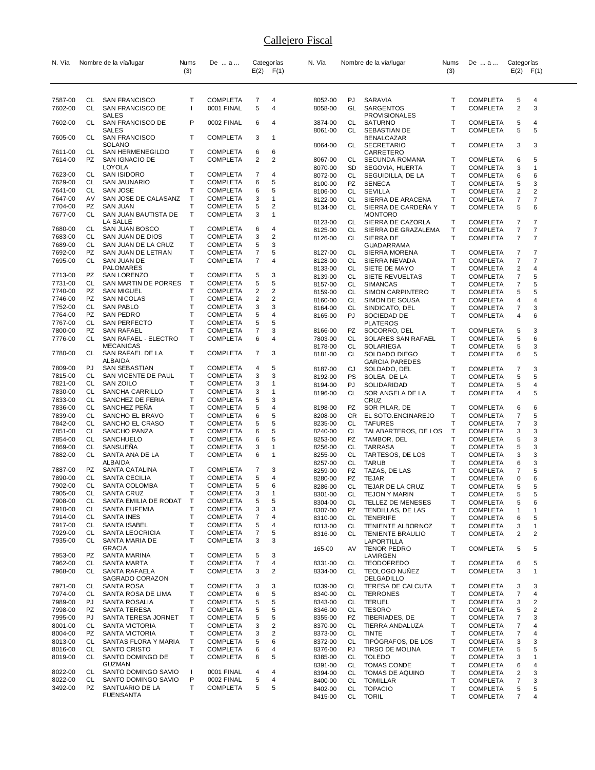# Callejero Fiscal

| N. Vía | | Nombre de la vía/lugar | Nums (3) | De ... a ... | Categorías E(2) | F(1) |
|---|---|---|---|---|---|---|
| 7587-00 | CL | SAN FRANCISCO | T | COMPLETA | 7 | 4 |
| 7602-00 | CL | SAN FRANCISCO DE SALES | I | 0001 FINAL | 5 | 4 |
| 7602-00 | CL | SAN FRANCISCO DE SALES | P | 0002 FINAL | 6 | 4 |
| 7605-00 | CL | SAN FRANCISCO SOLANO | T | COMPLETA | 3 | 1 |
| 7611-00 | CL | SAN HERMENEGILDO | T | COMPLETA | 6 | 6 |
| 7614-00 | PZ | SAN IGNACIO DE LOYOLA | T | COMPLETA | 2 | 2 |
| 7623-00 | CL | SAN ISIDORO | T | COMPLETA | 7 | 4 |
| 7629-00 | CL | SAN JAUNARIO | T | COMPLETA | 6 | 5 |
| 7641-00 | CL | SAN JOSE | T | COMPLETA | 6 | 5 |
| 7647-00 | AV | SAN JOSE DE CALASANZ | T | COMPLETA | 3 | 1 |
| 7704-00 | PZ | SAN JUAN | T | COMPLETA | 5 | 2 |
| 7677-00 | CL | SAN JUAN BAUTISTA DE LA SALLE | T | COMPLETA | 3 | 1 |
| 7680-00 | CL | SAN JUAN BOSCO | T | COMPLETA | 6 | 4 |
| 7683-00 | CL | SAN JUAN DE DIOS | T | COMPLETA | 3 | 2 |
| 7689-00 | CL | SAN JUAN DE LA CRUZ | T | COMPLETA | 5 | 3 |
| 7692-00 | PZ | SAN JUAN DE LETRAN | T | COMPLETA | 7 | 5 |
| 7695-00 | CL | SAN JUAN DE PALOMARES | T | COMPLETA | 7 | 4 |
| 7713-00 | PZ | SAN LORENZO | T | COMPLETA | 5 | 3 |
| 7731-00 | CL | SAN MARTIN DE PORRES | T | COMPLETA | 5 | 5 |
| 7740-00 | PZ | SAN MIGUEL | T | COMPLETA | 2 | 2 |
| 7746-00 | PZ | SAN NICOLAS | T | COMPLETA | 2 | 2 |
| 7752-00 | CL | SAN PABLO | T | COMPLETA | 3 | 3 |
| 7764-00 | PZ | SAN PEDRO | T | COMPLETA | 5 | 4 |
| 7767-00 | CL | SAN PERFECTO | T | COMPLETA | 5 | 5 |
| 7800-00 | PZ | SAN RAFAEL | T | COMPLETA | 7 | 3 |
| 7776-00 | CL | SAN RAFAEL - ELECTRO MECANICAS | T | COMPLETA | 6 | 4 |
| 7780-00 | CL | SAN RAFAEL DE LA ALBAIDA | T | COMPLETA | 7 | 3 |
| 7809-00 | PJ | SAN SEBASTIAN | T | COMPLETA | 4 | 5 |
| 7815-00 | CL | SAN VICENTE DE PAUL | T | COMPLETA | 3 | 3 |
| 7821-00 | CL | SAN ZOILO | T | COMPLETA | 3 | 1 |
| 7830-00 | CL | SANCHA CARRILLO | T | COMPLETA | 3 | 1 |
| 7833-00 | CL | SANCHEZ DE FERIA | T | COMPLETA | 5 | 3 |
| 7836-00 | CL | SANCHEZ PEÑA | T | COMPLETA | 5 | 4 |
| 7839-00 | CL | SANCHO EL BRAVO | T | COMPLETA | 6 | 5 |
| 7842-00 | CL | SANCHO EL CRASO | T | COMPLETA | 5 | 5 |
| 7851-00 | CL | SANCHO PANZA | T | COMPLETA | 6 | 5 |
| 7854-00 | CL | SANCHUELO | T | COMPLETA | 6 | 5 |
| 7869-00 | CL | SANSUEÑA | T | COMPLETA | 3 | 1 |
| 7882-00 | CL | SANTA ANA DE LA ALBAIDA | T | COMPLETA | 6 | 1 |
| 7887-00 | PZ | SANTA CATALINA | T | COMPLETA | 7 | 3 |
| 7890-00 | CL | SANTA CECILIA | T | COMPLETA | 5 | 4 |
| 7902-00 | CL | SANTA COLOMBA | T | COMPLETA | 5 | 6 |
| 7905-00 | CL | SANTA CRUZ | T | COMPLETA | 3 | 1 |
| 7908-00 | CL | SANTA EMILIA DE RODAT | T | COMPLETA | 5 | 5 |
| 7910-00 | CL | SANTA EUFEMIA | T | COMPLETA | 3 | 3 |
| 7914-00 | CL | SANTA INES | T | COMPLETA | 7 | 4 |
| 7917-00 | CL | SANTA ISABEL | T | COMPLETA | 5 | 4 |
| 7929-00 | CL | SANTA LEOCRICIA | T | COMPLETA | 7 | 5 |
| 7935-00 | CL | SANTA MARIA DE GRACIA | T | COMPLETA | 3 | 3 |
| 7953-00 | PZ | SANTA MARINA | T | COMPLETA | 5 | 3 |
| 7962-00 | CL | SANTA MARTA | T | COMPLETA | 7 | 4 |
| 7968-00 | CL | SANTA RAFAELA SAGRADO CORAZON | T | COMPLETA | 3 | 2 |
| 7971-00 | CL | SANTA ROSA | T | COMPLETA | 3 | 3 |
| 7974-00 | CL | SANTA ROSA DE LIMA | T | COMPLETA | 6 | 5 |
| 7989-00 | PJ | SANTA ROSALIA | T | COMPLETA | 5 | 5 |
| 7998-00 | PZ | SANTA TERESA | T | COMPLETA | 5 | 5 |
| 7995-00 | PJ | SANTA TERESA JORNET | T | COMPLETA | 5 | 5 |
| 8001-00 | CL | SANTA VICTORIA | T | COMPLETA | 3 | 2 |
| 8004-00 | PZ | SANTA VICTORIA | T | COMPLETA | 3 | 2 |
| 8013-00 | CL | SANTAS FLORA Y MARIA | T | COMPLETA | 5 | 6 |
| 8016-00 | CL | SANTO CRISTO | T | COMPLETA | 6 | 4 |
| 8019-00 | CL | SANTO DOMINGO DE GUZMAN | T | COMPLETA | 6 | 5 |
| 8022-00 | CL | SANTO DOMINGO SAVIO | I | 0001 FINAL | 4 | 4 |
| 8022-00 | CL | SANTO DOMINGO SAVIO | P | 0002 FINAL | 5 | 4 |
| 3492-00 | PZ | SANTUARIO DE LA FUENSANTA | T | COMPLETA | 5 | 5 |
| 8052-00 | PJ | SARAVIA | T | COMPLETA | 5 | 4 |
| 8058-00 | GL | SARGENTOS PROVISIONALES | T | COMPLETA | 2 | 3 |
| 3874-00 | CL | SATURNO | T | COMPLETA | 5 | 4 |
| 8061-00 | CL | SEBASTIAN DE BENALCAZAR | T | COMPLETA | 5 | 5 |
| 8064-00 | CL | SECRETARIO CARRETERO | T | COMPLETA | 3 | 3 |
| 8067-00 | CL | SECUNDA ROMANA | T | COMPLETA | 6 | 5 |
| 8070-00 | SD | SEGOVIA, HUERTA | T | COMPLETA | 3 | 1 |
| 8072-00 | CL | SEGUIDILLA, DE LA | T | COMPLETA | 6 | 6 |
| 8100-00 | PZ | SENECA | T | COMPLETA | 5 | 3 |
| 8106-00 | CL | SEVILLA | T | COMPLETA | 2 | 2 |
| 8122-00 | CL | SIERRA DE ARACENA | T | COMPLETA | 7 | 7 |
| 8134-00 | CL | SIERRA DE CARDEÑA Y MONTORO | T | COMPLETA | 5 | 6 |
| 8123-00 | CL | SIERRA DE CAZORLA | T | COMPLETA | 7 | 7 |
| 8125-00 | CL | SIERRA DE GRAZALEMA | T | COMPLETA | 7 | 7 |
| 8126-00 | CL | SIERRA DE GUADARRAMA | T | COMPLETA | 7 | 7 |
| 8127-00 | CL | SIERRA MORENA | T | COMPLETA | 7 | 7 |
| 8128-00 | CL | SIERRA NEVADA | T | COMPLETA | 7 | 7 |
| 8133-00 | CL | SIETE DE MAYO | T | COMPLETA | 2 | 4 |
| 8139-00 | CL | SIETE REVUELTAS | T | COMPLETA | 7 | 5 |
| 8157-00 | CL | SIMANCAS | T | COMPLETA | 7 | 5 |
| 8159-00 | CL | SIMON CARPINTERO | T | COMPLETA | 5 | 5 |
| 8160-00 | CL | SIMON DE SOUSA | T | COMPLETA | 4 | 4 |
| 8164-00 | CL | SINDICATO, DEL | T | COMPLETA | 7 | 3 |
| 8165-00 | PJ | SOCIEDAD DE PLATEROS | T | COMPLETA | 4 | 6 |
| 8166-00 | PZ | SOCORRO, DEL | T | COMPLETA | 5 | 3 |
| 7803-00 | CL | SOLARES SAN RAFAEL | T | COMPLETA | 5 | 6 |
| 8178-00 | CL | SOLARIEGA | T | COMPLETA | 5 | 3 |
| 8181-00 | CL | SOLDADO DIEGO GARCIA PAREDES | T | COMPLETA | 6 | 5 |
| 8187-00 | CJ | SOLDADO, DEL | T | COMPLETA | 7 | 3 |
| 8192-00 | PS | SOLEA, DE LA | T | COMPLETA | 5 | 5 |
| 8194-00 | PJ | SOLIDARIDAD | T | COMPLETA | 5 | 4 |
| 8196-00 | CL | SOR ANGELA DE LA CRUZ | T | COMPLETA | 4 | 5 |
| 8198-00 | PZ | SOR PILAR, DE | T | COMPLETA | 6 | 6 |
| 8208-00 | CR | EL SOTO.ENCINAREJO | T | COMPLETA | 7 | 5 |
| 8235-00 | CL | TAFURES | T | COMPLETA | 7 | 3 |
| 8240-00 | CL | TALABARTEROS, DE LOS | T | COMPLETA | 3 | 3 |
| 8253-00 | PZ | TAMBOR, DEL | T | COMPLETA | 5 | 3 |
| 8256-00 | CL | TARRASA | T | COMPLETA | 5 | 3 |
| 8255-00 | CL | TARTESOS, DE LOS | T | COMPLETA | 3 | 3 |
| 8257-00 | CL | TARUB | T | COMPLETA | 6 | 3 |
| 8259-00 | PZ | TAZAS, DE LAS | T | COMPLETA | 7 | 5 |
| 8280-00 | PZ | TEJAR | T | COMPLETA | 0 | 6 |
| 8286-00 | CL | TEJAR DE LA CRUZ | T | COMPLETA | 5 | 5 |
| 8301-00 | CL | TEJON Y MARIN | T | COMPLETA | 5 | 5 |
| 8304-00 | CL | TELLEZ DE MENESES | T | COMPLETA | 5 | 6 |
| 8307-00 | PZ | TENDILLAS, DE LAS | T | COMPLETA | 1 | 1 |
| 8310-00 | CL | TENERIFE | T | COMPLETA | 6 | 5 |
| 8313-00 | CL | TENIENTE ALBORNOZ | T | COMPLETA | 3 | 1 |
| 8316-00 | CL | TENIENTE BRAULIO LAPORTILLA | T | COMPLETA | 2 | 2 |
| 165-00 | AV | TENOR PEDRO LAVIRGEN | T | COMPLETA | 5 | 5 |
| 8331-00 | CL | TEODOFREDO | T | COMPLETA | 6 | 5 |
| 8334-00 | CL | TEOLOGO NUÑEZ DELGADILLO | T | COMPLETA | 3 | 1 |
| 8339-00 | CL | TERESA DE CALCUTA | T | COMPLETA | 3 | 3 |
| 8340-00 | CL | TERRONES | T | COMPLETA | 7 | 4 |
| 8343-00 | CL | TERUEL | T | COMPLETA | 3 | 2 |
| 8346-00 | CL | TESORO | T | COMPLETA | 5 | 2 |
| 8355-00 | PZ | TIBERIADES, DE | T | COMPLETA | 7 | 3 |
| 8370-00 | CL | TIERRA ANDALUZA | T | COMPLETA | 7 | 4 |
| 8373-00 | CL | TINTE | T | COMPLETA | 7 | 4 |
| 8372-00 | CL | TIPÓGRAFOS, DE LOS | T | COMPLETA | 3 | 3 |
| 8376-00 | PJ | TIRSO DE MOLINA | T | COMPLETA | 5 | 5 |
| 8385-00 | CL | TOLEDO | T | COMPLETA | 3 | 1 |
| 8391-00 | CL | TOMAS CONDE | T | COMPLETA | 6 | 4 |
| 8394-00 | CL | TOMAS DE AQUINO | T | COMPLETA | 2 | 3 |
| 8400-00 | CL | TOMILLAR | T | COMPLETA | 7 | 3 |
| 8402-00 | CL | TOPACIO | T | COMPLETA | 5 | 5 |
| 8415-00 | CL | TORIL | T | COMPLETA | 7 | 4 |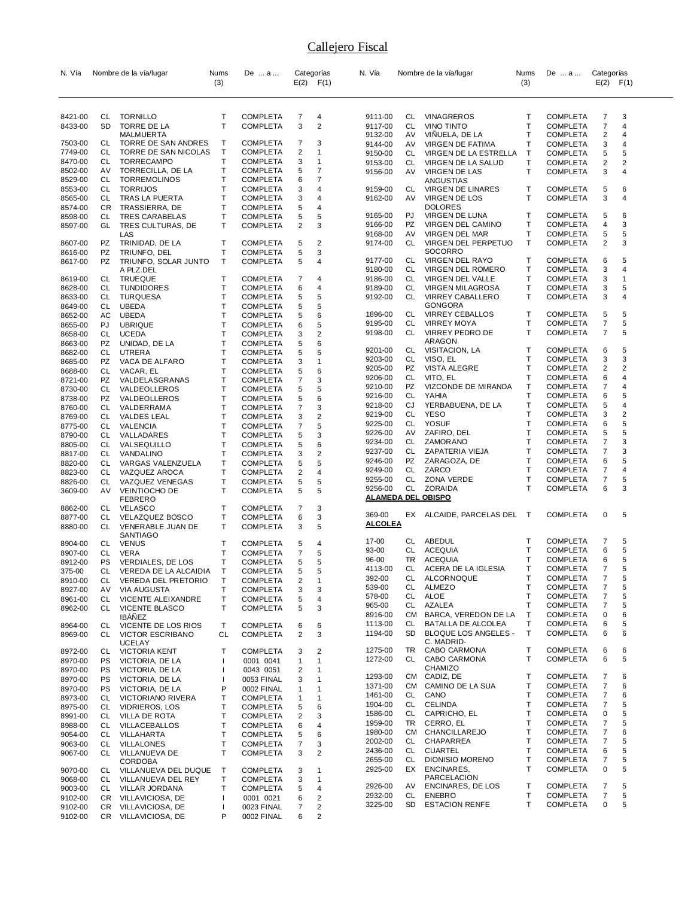# Callejero Fiscal

| N. Vía | | Nombre de la vía/lugar | Nums (3) | De ... a ... | Categorías E(2) | F(1) |
|---|---|---|---|---|---|---|
| 8421-00 | CL | TORNILLO | T | COMPLETA | 7 | 4 |
| 8433-00 | SD | TORRE DE LA MALMUERTA | T | COMPLETA | 3 | 2 |
| 7503-00 | CL | TORRE DE SAN ANDRES | T | COMPLETA | 7 | 3 |
| 7749-00 | CL | TORRE DE SAN NICOLAS | T | COMPLETA | 2 | 1 |
| 8470-00 | CL | TORRECAMPO | T | COMPLETA | 3 | 1 |
| 8502-00 | AV | TORRECILLA, DE LA | T | COMPLETA | 5 | 7 |
| 8529-00 | CL | TORREMOLINOS | T | COMPLETA | 6 | 7 |
| 8553-00 | CL | TORRIJOS | T | COMPLETA | 3 | 4 |
| 8565-00 | CL | TRAS LA PUERTA | T | COMPLETA | 3 | 4 |
| 8574-00 | CR | TRASSIERRA, DE | T | COMPLETA | 5 | 4 |
| 8598-00 | CL | TRES CARABELAS | T | COMPLETA | 5 | 5 |
| 8597-00 | GL | TRES CULTURAS, DE LAS | T | COMPLETA | 2 | 3 |
| 8607-00 | PZ | TRINIDAD, DE LA | T | COMPLETA | 5 | 2 |
| 8616-00 | PZ | TRIUNFO, DEL | T | COMPLETA | 5 | 3 |
| 8617-00 | PZ | TRIUNFO, SOLAR JUNTO A PLZ.DEL | T | COMPLETA | 5 | 4 |
| 8619-00 | CL | TRUEQUE | T | COMPLETA | 7 | 4 |
| 8628-00 | CL | TUNDIDORES | T | COMPLETA | 6 | 4 |
| 8633-00 | CL | TURQUESA | T | COMPLETA | 5 | 5 |
| 8649-00 | CL | UBEDA | T | COMPLETA | 5 | 5 |
| 8652-00 | AC | UBEDA | T | COMPLETA | 5 | 6 |
| 8655-00 | PJ | UBRIQUE | T | COMPLETA | 6 | 5 |
| 8658-00 | CL | UCEDA | T | COMPLETA | 3 | 2 |
| 8663-00 | PZ | UNIDAD, DE LA | T | COMPLETA | 5 | 6 |
| 8682-00 | CL | UTRERA | T | COMPLETA | 5 | 5 |
| 8685-00 | PZ | VACA DE ALFARO | T | COMPLETA | 3 | 1 |
| 8688-00 | CL | VACAR, EL | T | COMPLETA | 5 | 6 |
| 8721-00 | PZ | VALDELASGRANAS | T | COMPLETA | 7 | 3 |
| 8730-00 | CL | VALDEOLLEROS | T | COMPLETA | 5 | 5 |
| 8738-00 | PZ | VALDEOLLEROS | T | COMPLETA | 5 | 6 |
| 8760-00 | CL | VALDERRAMA | T | COMPLETA | 7 | 3 |
| 8769-00 | CL | VALDES LEAL | T | COMPLETA | 3 | 2 |
| 8775-00 | CL | VALENCIA | T | COMPLETA | 7 | 5 |
| 8790-00 | CL | VALLADARES | T | COMPLETA | 5 | 3 |
| 8805-00 | CL | VALSEQUILLO | T | COMPLETA | 5 | 6 |
| 8817-00 | CL | VANDALINO | T | COMPLETA | 3 | 2 |
| 8820-00 | CL | VARGAS VALENZUELA | T | COMPLETA | 5 | 5 |
| 8823-00 | CL | VAZQUEZ AROCA | T | COMPLETA | 2 | 4 |
| 8826-00 | CL | VAZQUEZ VENEGAS | T | COMPLETA | 5 | 5 |
| 3609-00 | AV | VEINTIOCHO DE FEBRERO | T | COMPLETA | 5 | 5 |
| 8862-00 | CL | VELASCO | T | COMPLETA | 7 | 3 |
| 8877-00 | CL | VELAZQUEZ BOSCO | T | COMPLETA | 6 | 3 |
| 8880-00 | CL | VENERABLE JUAN DE SANTIAGO | T | COMPLETA | 3 | 5 |
| 8904-00 | CL | VENUS | T | COMPLETA | 5 | 4 |
| 8907-00 | CL | VERA | T | COMPLETA | 7 | 5 |
| 8912-00 | PS | VERDIALES, DE LOS | T | COMPLETA | 5 | 5 |
| 375-00 | CL | VEREDA DE LA ALCAIDIA | T | COMPLETA | 5 | 5 |
| 8910-00 | CL | VEREDA DEL PRETORIO | T | COMPLETA | 2 | 1 |
| 8927-00 | AV | VIA AUGUSTA | T | COMPLETA | 3 | 3 |
| 8961-00 | CL | VICENTE ALEIXANDRE | T | COMPLETA | 5 | 4 |
| 8962-00 | CL | VICENTE BLASCO IBÁÑEZ | T | COMPLETA | 5 | 3 |
| 8964-00 | CL | VICENTE DE LOS RIOS | T | COMPLETA | 6 | 6 |
| 8969-00 | CL | VICTOR ESCRIBANO UCELAY | CL | COMPLETA | 2 | 3 |
| 8972-00 | CL | VICTORIA KENT | T | COMPLETA | 3 | 2 |
| 8970-00 | PS | VICTORIA, DE LA | I | 0001 0041 | 1 | 1 |
| 8970-00 | PS | VICTORIA, DE LA | I | 0043 0051 | 2 | 1 |
| 8970-00 | PS | VICTORIA, DE LA | I | 0053 FINAL | 3 | 1 |
| 8970-00 | PS | VICTORIA, DE LA | P | 0002 FINAL | 1 | 1 |
| 8973-00 | CL | VICTORIANO RIVERA | T | COMPLETA | 1 | 1 |
| 8975-00 | CL | VIDRIEROS, LOS | T | COMPLETA | 5 | 6 |
| 8991-00 | CL | VILLA DE ROTA | T | COMPLETA | 2 | 3 |
| 8988-00 | CL | VILLACEBALLOS | T | COMPLETA | 6 | 4 |
| 9054-00 | CL | VILLAHARTA | T | COMPLETA | 5 | 6 |
| 9063-00 | CL | VILLALONES | T | COMPLETA | 7 | 3 |
| 9067-00 | CL | VILLANUEVA DE CORDOBA | T | COMPLETA | 3 | 2 |
| 9070-00 | CL | VILLANUEVA DEL DUQUE | T | COMPLETA | 3 | 1 |
| 9068-00 | CL | VILLANUEVA DEL REY | T | COMPLETA | 3 | 1 |
| 9003-00 | CL | VILLAR JORDANA | T | COMPLETA | 5 | 4 |
| 9102-00 | CR | VILLAVICIOSA, DE | I | 0001 0021 | 6 | 2 |
| 9102-00 | CR | VILLAVICIOSA, DE | I | 0023 FINAL | 7 | 2 |
| 9102-00 | CR | VILLAVICIOSA, DE | P | 0002 FINAL | 6 | 2 |
| 9111-00 | CL | VINAGREROS | T | COMPLETA | 7 | 3 |
| 9117-00 | CL | VINO TINTO | T | COMPLETA | 7 | 4 |
| 9132-00 | AV | VIÑUELA, DE LA | T | COMPLETA | 2 | 4 |
| 9144-00 | AV | VIRGEN DE FATIMA | T | COMPLETA | 3 | 4 |
| 9150-00 | CL | VIRGEN DE LA ESTRELLA | T | COMPLETA | 5 | 5 |
| 9153-00 | CL | VIRGEN DE LA SALUD | T | COMPLETA | 2 | 2 |
| 9156-00 | AV | VIRGEN DE LAS ANGUSTIAS | T | COMPLETA | 3 | 4 |
| 9159-00 | CL | VIRGEN DE LINARES | T | COMPLETA | 5 | 6 |
| 9162-00 | AV | VIRGEN DE LOS DOLORES | T | COMPLETA | 3 | 4 |
| 9165-00 | PJ | VIRGEN DE LUNA | T | COMPLETA | 5 | 6 |
| 9166-00 | PZ | VIRGEN DEL CAMINO | T | COMPLETA | 4 | 3 |
| 9168-00 | AV | VIRGEN DEL MAR | T | COMPLETA | 5 | 5 |
| 9174-00 | CL | VIRGEN DEL PERPETUO SOCORRO | T | COMPLETA | 2 | 3 |
| 9177-00 | CL | VIRGEN DEL RAYO | T | COMPLETA | 6 | 5 |
| 9180-00 | CL | VIRGEN DEL ROMERO | T | COMPLETA | 3 | 4 |
| 9186-00 | CL | VIRGEN DEL VALLE | T | COMPLETA | 3 | 1 |
| 9189-00 | CL | VIRGEN MILAGROSA | T | COMPLETA | 3 | 5 |
| 9192-00 | CL | VIRREY CABALLERO GONGORA | T | COMPLETA | 3 | 4 |
| 1896-00 | CL | VIRREY CEBALLOS | T | COMPLETA | 5 | 5 |
| 9195-00 | CL | VIRREY MOYA | T | COMPLETA | 7 | 5 |
| 9198-00 | CL | VIRREY PEDRO DE ARAGON | T | COMPLETA | 7 | 5 |
| 9201-00 | CL | VISITACION, LA | T | COMPLETA | 6 | 5 |
| 9203-00 | CL | VISO, EL | T | COMPLETA | 3 | 3 |
| 9205-00 | PZ | VISTA ALEGRE | T | COMPLETA | 2 | 2 |
| 9206-00 | CL | VITO, EL | T | COMPLETA | 6 | 4 |
| 9210-00 | PZ | VIZCONDE DE MIRANDA | T | COMPLETA | 7 | 4 |
| 9216-00 | CL | YAHIA | T | COMPLETA | 6 | 5 |
| 9218-00 | CJ | YERBABUENA, DE LA | T | COMPLETA | 5 | 4 |
| 9219-00 | CL | YESO | T | COMPLETA | 3 | 2 |
| 9225-00 | CL | YOSUF | T | COMPLETA | 6 | 5 |
| 9226-00 | AV | ZAFIRO, DEL | T | COMPLETA | 5 | 5 |
| 9234-00 | CL | ZAMORANO | T | COMPLETA | 7 | 3 |
| 9237-00 | CL | ZAPATERIA VIEJA | T | COMPLETA | 7 | 3 |
| 9246-00 | PZ | ZARAGOZA, DE | T | COMPLETA | 6 | 5 |
| 9249-00 | CL | ZARCO | T | COMPLETA | 7 | 4 |
| 9255-00 | CL | ZONA VERDE | T | COMPLETA | 7 | 5 |
| 9256-00 | CL | ZORAIDA | T | COMPLETA | 6 | 3 |

**ALAMEDA DEL OBISPO**

| N. Vía | | Nombre de la vía/lugar | Nums (3) | De ... a ... | Categorías E(2) | F(1) |
|---|---|---|---|---|---|---|
| 369-00 | EX | ALCAIDE, PARCELAS DEL | T | COMPLETA | 0 | 5 |

**ALCOLEA**

| N. Vía | | Nombre de la vía/lugar | Nums (3) | De ... a ... | Categorías E(2) | F(1) |
|---|---|---|---|---|---|---|
| 17-00 | CL | ABEDUL | T | COMPLETA | 7 | 5 |
| 93-00 | CL | ACEQUIA | T | COMPLETA | 6 | 5 |
| 96-00 | TR | ACEQUIA | T | COMPLETA | 6 | 5 |
| 4113-00 | CL | ACERA DE LA IGLESIA | T | COMPLETA | 7 | 5 |
| 392-00 | CL | ALCORNOQUE | T | COMPLETA | 7 | 5 |
| 539-00 | CL | ALMEZO | T | COMPLETA | 7 | 5 |
| 578-00 | CL | ALOE | T | COMPLETA | 7 | 5 |
| 965-00 | CL | AZALEA | T | COMPLETA | 7 | 5 |
| 8916-00 | CM | BARCA, VEREDON DE LA | T | COMPLETA | 0 | 6 |
| 1113-00 | CL | BATALLA DE ALCOLEA | T | COMPLETA | 6 | 5 |
| 1194-00 | SD | BLOQUE LOS ANGELES - C. MADRID- | T | COMPLETA | 6 | 6 |
| 1275-00 | TR | CABO CARMONA | T | COMPLETA | 6 | 6 |
| 1272-00 | CL | CABO CARMONA CHAMIZO | T | COMPLETA | 6 | 5 |
| 1293-00 | CM | CADIZ, DE | T | COMPLETA | 7 | 6 |
| 1371-00 | CM | CAMINO DE LA SUA | T | COMPLETA | 7 | 6 |
| 1461-00 | CL | CANO | T | COMPLETA | 7 | 6 |
| 1904-00 | CL | CELINDA | T | COMPLETA | 7 | 5 |
| 1586-00 | CL | CAPRICHO, EL | T | COMPLETA | 0 | 5 |
| 1959-00 | TR | CERRO, EL | T | COMPLETA | 7 | 5 |
| 1980-00 | CM | CHANCILLAREJO | T | COMPLETA | 7 | 6 |
| 2002-00 | CL | CHAPARREA | T | COMPLETA | 7 | 5 |
| 2436-00 | CL | CUARTEL | T | COMPLETA | 6 | 5 |
| 2655-00 | CL | DIONISIO MORENO | T | COMPLETA | 7 | 5 |
| 2925-00 | EX | ENCINARES, PARCELACION | T | COMPLETA | 0 | 5 |
| 2926-00 | AV | ENCINARES, DE LOS | T | COMPLETA | 7 | 5 |
| 2932-00 | CL | ENEBRO | T | COMPLETA | 7 | 5 |
| 3225-00 | SD | ESTACION RENFE | T | COMPLETA | 0 | 5 |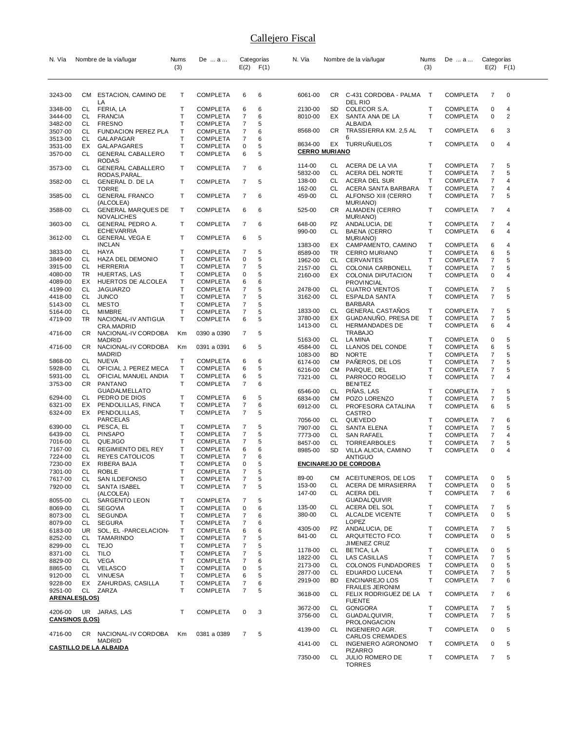# Callejero Fiscal

| N. Vía | | Nombre de la vía/lugar | Nums (3) | De ... a ... | Categorías E(2) | F(1) |
|---|---|---|---|---|---|---|
| 3243-00 | CM | ESTACION, CAMINO DE LA | T | COMPLETA | 6 | 6 |
| 3348-00 | CL | FERIA, LA | T | COMPLETA | 6 | 6 |
| 3444-00 | CL | FRANCIA | T | COMPLETA | 7 | 6 |
| 3482-00 | CL | FRESNO | T | COMPLETA | 7 | 5 |
| 3507-00 | CL | FUNDACION PEREZ PLA | T | COMPLETA | 7 | 6 |
| 3513-00 | CL | GALAPAGAR | T | COMPLETA | 7 | 6 |
| 3531-00 | EX | GALAPAGARES | T | COMPLETA | 0 | 5 |
| 3570-00 | CL | GENERAL CABALLERO RODAS | T | COMPLETA | 6 | 5 |
| 3573-00 | CL | GENERAL CABALLERO RODAS,PARAL. | T | COMPLETA | 7 | 6 |
| 3582-00 | CL | GENERAL D. DE LA TORRE | T | COMPLETA | 7 | 5 |
| 3585-00 | CL | GENERAL FRANCO (ALCOLEA) | T | COMPLETA | 7 | 6 |
| 3588-00 | CL | GENERAL MARQUES DE NOVALICHES | T | COMPLETA | 6 | 6 |
| 3603-00 | CL | GENERAL PEDRO A. ECHEVARRIA | T | COMPLETA | 7 | 6 |
| 3612-00 | CL | GENERAL VEGA E INCLAN | T | COMPLETA | 6 | 5 |
| 3833-00 | CL | HAYA | T | COMPLETA | 7 | 5 |
| 3849-00 | CL | HAZA DEL DEMONIO | T | COMPLETA | 0 | 5 |
| 3915-00 | CL | HERRERIA | T | COMPLETA | 7 | 5 |
| 4080-00 | TR | HUERTAS, LAS | T | COMPLETA | 0 | 5 |
| 4089-00 | EX | HUERTOS DE ALCOLEA | T | COMPLETA | 6 | 6 |
| 4199-00 | CL | JAGUARZO | T | COMPLETA | 7 | 5 |
| 4418-00 | CL | JUNCO | T | COMPLETA | 7 | 5 |
| 5143-00 | CL | MESTO | T | COMPLETA | 7 | 5 |
| 5164-00 | CL | MIMBRE | T | COMPLETA | 7 | 5 |
| 4719-00 | TR | NACIONAL-IV ANTIGUA CRA.MADRID | T | COMPLETA | 6 | 5 |
| 4716-00 | CR | NACIONAL-IV CORDOBA MADRID | Km | 0390 a 0390 | 7 | 5 |
| 4716-00 | CR | NACIONAL-IV CORDOBA MADRID | Km | 0391 a 0391 | 6 | 5 |
| 5868-00 | CL | NUEVA | T | COMPLETA | 6 | 6 |
| 5928-00 | CL | OFICIAL J. PEREZ MECA | T | COMPLETA | 6 | 5 |
| 5931-00 | CL | OFICIAL MANUEL ANDIA | T | COMPLETA | 6 | 5 |
| 3753-00 | CR | PANTANO GUADALMELLATO | T | COMPLETA | 7 | 6 |
| 6294-00 | CL | PEDRO DE DIOS | T | COMPLETA | 6 | 5 |
| 6321-00 | EX | PENDOLILLAS, FINCA | T | COMPLETA | 7 | 6 |
| 6324-00 | EX | PENDOLILLAS, PARCELAS | T | COMPLETA | 7 | 5 |
| 6390-00 | CL | PESCA, EL | T | COMPLETA | 7 | 5 |
| 6439-00 | CL | PINSAPO | T | COMPLETA | 7 | 5 |
| 7016-00 | CL | QUEJIGO | T | COMPLETA | 7 | 5 |
| 7167-00 | CL | REGIMIENTO DEL REY | T | COMPLETA | 6 | 6 |
| 7224-00 | CL | REYES CATOLICOS | T | COMPLETA | 7 | 6 |
| 7230-00 | EX | RIBERA BAJA | T | COMPLETA | 0 | 5 |
| 7301-00 | CL | ROBLE | T | COMPLETA | 7 | 5 |
| 7617-00 | CL | SAN ILDEFONSO | T | COMPLETA | 7 | 5 |
| 7920-00 | CL | SANTA ISABEL (ALCOLEA) | T | COMPLETA | 7 | 5 |
| 8055-00 | CL | SARGENTO LEON | T | COMPLETA | 7 | 5 |
| 8069-00 | CL | SEGOVIA | T | COMPLETA | 0 | 6 |
| 8073-00 | CL | SEGUNDA | T | COMPLETA | 7 | 6 |
| 8079-00 | CL | SEGURA | T | COMPLETA | 7 | 6 |
| 6183-00 | UR | SOL, EL -PARCELACION- | T | COMPLETA | 6 | 6 |
| 8252-00 | CL | TAMARINDO | T | COMPLETA | 7 | 5 |
| 8299-00 | CL | TEJO | T | COMPLETA | 7 | 5 |
| 8371-00 | CL | TILO | T | COMPLETA | 7 | 5 |
| 8829-00 | CL | VEGA | T | COMPLETA | 7 | 6 |
| 8865-00 | CL | VELASCO | T | COMPLETA | 0 | 5 |
| 9120-00 | CL | VINUESA | T | COMPLETA | 6 | 5 |
| 9228-00 | EX | ZAHURDAS, CASILLA | T | COMPLETA | 7 | 6 |
| 9251-00 | CL | ZARZA | T | COMPLETA | 7 | 5 |

**ARENALES(LOS)**

| N. Vía | | Nombre de la vía/lugar | Nums (3) | De ... a ... | Categorías E(2) | F(1) |
|---|---|---|---|---|---|---|
| 4206-00 | UR | JARAS, LAS | T | COMPLETA | 0 | 3 |

**CANSINOS (LOS)**

| N. Vía | | Nombre de la vía/lugar | Nums (3) | De ... a ... | Categorías E(2) | F(1) |
|---|---|---|---|---|---|---|
| 4716-00 | CR | NACIONAL-IV CORDOBA MADRID | Km | 0381 a 0389 | 7 | 5 |

**CASTILLO DE LA ALBAIDA**

| N. Vía | | Nombre de la vía/lugar | Nums (3) | De ... a ... | Categorías E(2) | F(1) |
|---|---|---|---|---|---|---|
| 6061-00 | CR | C-431 CORDOBA - PALMA DEL RIO | T | COMPLETA | 7 | 0 |
| 2130-00 | SD | COLECOR S.A. | T | COMPLETA | 0 | 4 |
| 8010-00 | EX | SANTA ANA DE LA ALBAIDA | T | COMPLETA | 0 | 2 |
| 8568-00 | CR | TRASSIERRA KM. 2,5 AL 6 | T | COMPLETA | 6 | 3 |
| 8634-00 | EX | TURRUÑUELOS | T | COMPLETA | 0 | 4 |

**CERRO MURIANO**

| N. Vía | | Nombre de la vía/lugar | Nums (3) | De ... a ... | Categorías E(2) | F(1) |
|---|---|---|---|---|---|---|
| 114-00 | CL | ACERA DE LA VIA | T | COMPLETA | 7 | 5 |
| 5832-00 | CL | ACERA DEL NORTE | T | COMPLETA | 7 | 5 |
| 138-00 | CL | ACERA DEL SUR | T | COMPLETA | 7 | 4 |
| 162-00 | CL | ACERA SANTA BARBARA | T | COMPLETA | 7 | 4 |
| 459-00 | CL | ALFONSO XIII (CERRO MURIANO) | T | COMPLETA | 7 | 5 |
| 525-00 | CR | ALMADEN (CERRO MURIANO) | T | COMPLETA | 7 | 4 |
| 648-00 | PZ | ANDALUCIA, DE | T | COMPLETA | 7 | 4 |
| 990-00 | CL | BAENA (CERRO MURIANO) | T | COMPLETA | 6 | 4 |
| 1383-00 | EX | CAMPAMENTO, CAMINO | T | COMPLETA | 6 | 4 |
| 8589-00 | TR | CERRO MURIANO | T | COMPLETA | 6 | 5 |
| 1962-00 | CL | CERVANTES | T | COMPLETA | 7 | 5 |
| 2157-00 | CL | COLONIA CARBONELL | T | COMPLETA | 7 | 5 |
| 2160-00 | EX | COLONIA DIPUTACION PROVINCIAL | T | COMPLETA | 0 | 4 |
| 2478-00 | CL | CUATRO VIENTOS | T | COMPLETA | 7 | 5 |
| 3162-00 | CL | ESPALDA SANTA BARBARA | T | COMPLETA | 7 | 5 |
| 1833-00 | CL | GENERAL CASTAÑOS | T | COMPLETA | 7 | 5 |
| 3780-00 | EX | GUADANUÑO, PRESA DE | T | COMPLETA | 7 | 5 |
| 1413-00 | CL | HERMANDADES DE TRABAJO | T | COMPLETA | 6 | 4 |
| 5163-00 | CL | LA MINA | T | COMPLETA | 0 | 5 |
| 4584-00 | CL | LLANOS DEL CONDE | T | COMPLETA | 6 | 5 |
| 1083-00 | BD | NORTE | T | COMPLETA | 7 | 5 |
| 6174-00 | CM | PAÑEROS, DE LOS | T | COMPLETA | 7 | 5 |
| 6216-00 | CM | PARQUE, DEL | T | COMPLETA | 7 | 5 |
| 7321-00 | CL | PARROCO ROGELIO BENITEZ | T | COMPLETA | 7 | 4 |
| 6546-00 | CL | PIÑAS, LAS | T | COMPLETA | 7 | 5 |
| 6834-00 | CM | POZO LORENZO | T | COMPLETA | 7 | 5 |
| 6912-00 | CL | PROFESORA CATALINA CASTRO | T | COMPLETA | 6 | 5 |
| 7056-00 | CL | QUEVEDO | T | COMPLETA | 7 | 6 |
| 7907-00 | CL | SANTA ELENA | T | COMPLETA | 7 | 5 |
| 7773-00 | CL | SAN RAFAEL | T | COMPLETA | 7 | 4 |
| 8457-00 | CL | TORREARBOLES | T | COMPLETA | 7 | 5 |
| 8985-00 | SD | VILLA ALICIA, CAMINO ANTIGUO | T | COMPLETA | 0 | 4 |

**ENCINAREJO DE CORDOBA**

| N. Vía | | Nombre de la vía/lugar | Nums (3) | De ... a ... | Categorías E(2) | F(1) |
|---|---|---|---|---|---|---|
| 89-00 | CM | ACEITUNEROS, DE LOS | T | COMPLETA | 0 | 5 |
| 153-00 | CL | ACERA DE MIRASIERRA | T | COMPLETA | 0 | 5 |
| 147-00 | CL | ACERA DEL GUADALQUIVIR | T | COMPLETA | 7 | 6 |
| 135-00 | CL | ACERA DEL SOL | T | COMPLETA | 7 | 5 |
| 380-00 | CL | ALCALDE VICENTE LOPEZ | T | COMPLETA | 0 | 5 |
| 4305-00 | PZ | ANDALUCIA, DE | T | COMPLETA | 7 | 5 |
| 841-00 | CL | ARQUITECTO FCO. JIMENEZ CRUZ | T | COMPLETA | 0 | 5 |
| 1178-00 | CL | BETICA, LA | T | COMPLETA | 0 | 5 |
| 1822-00 | CL | LAS CASILLAS | T | COMPLETA | 7 | 5 |
| 2173-00 | CL | COLONOS FUNDADORES | T | COMPLETA | 0 | 5 |
| 2877-00 | CL | EDUARDO LUCENA | T | COMPLETA | 7 | 5 |
| 2919-00 | BD | ENCINAREJO LOS FRAILES JERONIM | T | COMPLETA | 7 | 6 |
| 3618-00 | CL | FELIX RODRIGUEZ DE LA FUENTE | T | COMPLETA | 7 | 6 |
| 3672-00 | CL | GONGORA | T | COMPLETA | 7 | 5 |
| 3756-00 | CL | GUADALQUIVIR, PROLONGACION | T | COMPLETA | 7 | 5 |
| 4139-00 | CL | INGENIERO AGR. CARLOS CREMADES | T | COMPLETA | 0 | 5 |
| 4141-00 | CL | INGENIERO AGRONOMO PIZARRO | T | COMPLETA | 0 | 5 |
| 7350-00 | CL | JULIO ROMERO DE TORRES | T | COMPLETA | 7 | 5 |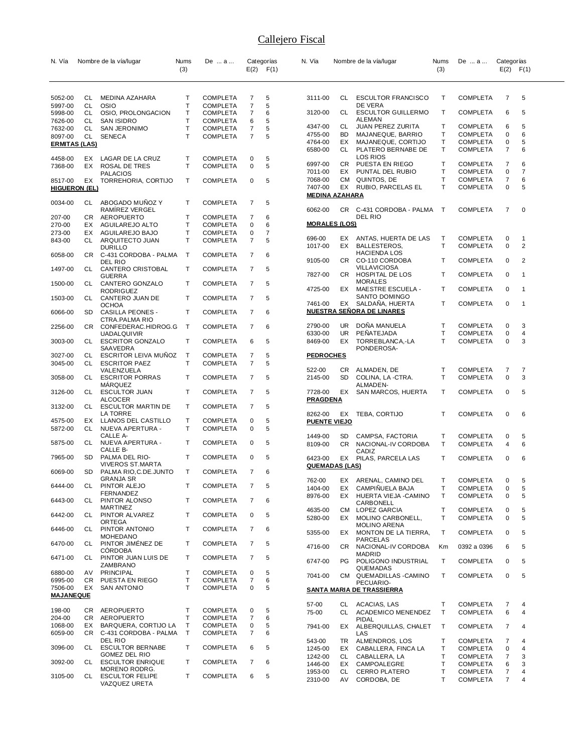# Callejero Fiscal

| N. Vía | | Nombre de la vía/lugar | Nums (3) | De ... a ... | Categorías E(2) | F(1) |
|---|---|---|---|---|---|---|
| 5052-00 | CL | MEDINA AZAHARA | T | COMPLETA | 7 | 5 |
| 5997-00 | CL | OSIO | T | COMPLETA | 7 | 5 |
| 5998-00 | CL | OSIO, PROLONGACION | T | COMPLETA | 7 | 6 |
| 7626-00 | CL | SAN ISIDRO | T | COMPLETA | 6 | 5 |
| 7632-00 | CL | SAN JERONIMO | T | COMPLETA | 7 | 5 |
| 8097-00 | CL | SENECA | T | COMPLETA | 7 | 5 |
| **ERMITAS (LAS)** | | | | | | |
| 4458-00 | EX | LAGAR DE LA CRUZ | T | COMPLETA | 0 | 5 |
| 7368-00 | EX | ROSAL DE TRES PALACIOS | T | COMPLETA | 0 | 5 |
| 8517-00 | EX | TORREHORIA, CORTIJO | T | COMPLETA | 0 | 5 |
| **HIGUERON (EL)** | | | | | | |
| 0034-00 | CL | ABOGADO MUÑOZ Y RAMÍREZ VERGEL | T | COMPLETA | 7 | 5 |
| 207-00 | CR | AEROPUERTO | T | COMPLETA | 7 | 6 |
| 270-00 | EX | AGUILAREJO ALTO | T | COMPLETA | 0 | 6 |
| 273-00 | EX | AGUILAREJO BAJO | T | COMPLETA | 0 | 7 |
| 843-00 | CL | ARQUITECTO JUAN DURILLO | T | COMPLETA | 7 | 5 |
| 6058-00 | CR | C-431 CORDOBA - PALMA DEL RIO | T | COMPLETA | 7 | 6 |
| 1497-00 | CL | CANTERO CRISTOBAL GUERRA | T | COMPLETA | 7 | 5 |
| 1500-00 | CL | CANTERO GONZALO RODRIGUEZ | T | COMPLETA | 7 | 5 |
| 1503-00 | CL | CANTERO JUAN DE OCHOA | T | COMPLETA | 7 | 5 |
| 6066-00 | SD | CASILLA PEONES - CTRA.PALMA RIO | T | COMPLETA | 7 | 6 |
| 2256-00 | CR | CONFEDERAC.HIDROG.G UADALQUIVIR | T | COMPLETA | 7 | 6 |
| 3003-00 | CL | ESCRITOR GONZALO SAAVEDRA | T | COMPLETA | 6 | 5 |
| 3027-00 | CL | ESCRITOR LEIVA MUÑOZ | T | COMPLETA | 7 | 5 |
| 3045-00 | CL | ESCRITOR PAEZ VALENZUELA | T | COMPLETA | 7 | 5 |
| 3058-00 | CL | ESCRITOR PORRAS MÁRQUEZ | T | COMPLETA | 7 | 5 |
| 3126-00 | CL | ESCULTOR JUAN ALCOCER | T | COMPLETA | 7 | 5 |
| 3132-00 | CL | ESCULTOR MARTIN DE LA TORRE | T | COMPLETA | 7 | 5 |
| 4575-00 | EX | LLANOS DEL CASTILLO | T | COMPLETA | 0 | 5 |
| 5872-00 | CL | NUEVA APERTURA - CALLE A- | T | COMPLETA | 0 | 5 |
| 5875-00 | CL | NUEVA APERTURA - CALLE B- | T | COMPLETA | 0 | 5 |
| 7965-00 | SD | PALMA DEL RIO- VIVEROS ST.MARTA | T | COMPLETA | 0 | 5 |
| 6069-00 | SD | PALMA RIO,C.DE.JUNTO GRANJA SR | T | COMPLETA | 7 | 6 |
| 6444-00 | CL | PINTOR ALEJO FERNANDEZ | T | COMPLETA | 7 | 5 |
| 6443-00 | CL | PINTOR ALONSO MARTINEZ | T | COMPLETA | 7 | 6 |
| 6442-00 | CL | PINTOR ALVAREZ ORTEGA | T | COMPLETA | 0 | 5 |
| 6446-00 | CL | PINTOR ANTONIO MOHEDANO | T | COMPLETA | 7 | 6 |
| 6470-00 | CL | PINTOR JIMÉNEZ DE CÓRDOBA | T | COMPLETA | 7 | 5 |
| 6471-00 | CL | PINTOR JUAN LUIS DE ZAMBRANO | T | COMPLETA | 7 | 5 |
| 6880-00 | AV | PRINCIPAL | T | COMPLETA | 0 | 5 |
| 6995-00 | CR | PUESTA EN RIEGO | T | COMPLETA | 7 | 6 |
| 7506-00 | EX | SAN ANTONIO | T | COMPLETA | 0 | 5 |
| **MAJANEQUE** | | | | | | |
| 198-00 | CR | AEROPUERTO | T | COMPLETA | 0 | 5 |
| 204-00 | CR | AEROPUERTO | T | COMPLETA | 7 | 6 |
| 1068-00 | EX | BARQUERA, CORTIJO LA | T | COMPLETA | 0 | 5 |
| 6059-00 | CR | C-431 CORDOBA - PALMA DEL RIO | T | COMPLETA | 7 | 6 |
| 3096-00 | CL | ESCULTOR BERNABE GOMEZ DEL RIO | T | COMPLETA | 6 | 5 |
| 3092-00 | CL | ESCULTOR ENRIQUE MORENO RODRG. | T | COMPLETA | 7 | 6 |
| 3105-00 | CL | ESCULTOR FELIPE VAZQUEZ URETA | T | COMPLETA | 6 | 5 |
| 3111-00 | CL | ESCULTOR FRANCISCO DE VERA | T | COMPLETA | 7 | 5 |
| 3120-00 | CL | ESCULTOR GUILLERMO ALEMAN | T | COMPLETA | 6 | 5 |
| 4347-00 | CL | JUAN PEREZ ZURITA | T | COMPLETA | 6 | 5 |
| 4755-00 | BD | MAJANEQUE, BARRIO | T | COMPLETA | 0 | 6 |
| 4764-00 | EX | MAJANEQUE, CORTIJO | T | COMPLETA | 0 | 5 |
| 6580-00 | CL | PLATERO BERNABE DE LOS RIOS | T | COMPLETA | 7 | 6 |
| 6997-00 | CR | PUESTA EN RIEGO | T | COMPLETA | 7 | 6 |
| 7011-00 | EX | PUNTAL DEL RUBIO | T | COMPLETA | 0 | 7 |
| 7068-00 | CM | QUINTOS, DE | T | COMPLETA | 7 | 6 |
| 7407-00 | EX | RUBIO, PARCELAS EL | T | COMPLETA | 0 | 5 |
| **MEDINA AZAHARA** | | | | | | |
| 6062-00 | CR | C-431 CORDOBA - PALMA DEL RIO | T | COMPLETA | 7 | 0 |
| **MORALES (LOS)** | | | | | | |
| 696-00 | EX | ANTAS, HUERTA DE LAS | T | COMPLETA | 0 | 1 |
| 1017-00 | EX | BALLESTEROS, HACIENDA LOS | T | COMPLETA | 0 | 2 |
| 9105-00 | CR | CO-110 CORDOBA VILLAVICIOSA | T | COMPLETA | 0 | 2 |
| 7827-00 | CR | HOSPITAL DE LOS MORALES | T | COMPLETA | 0 | 1 |
| 4725-00 | EX | MAESTRE ESCUELA - SANTO DOMINGO | T | COMPLETA | 0 | 1 |
| 7461-00 | EX | SALDAÑA, HUERTA | T | COMPLETA | 0 | 1 |
| **NUESTRA SEÑORA DE LINARES** | | | | | | |
| 2790-00 | UR | DOÑA MANUELA | T | COMPLETA | 0 | 3 |
| 6330-00 | UR | PEÑATEJADA | T | COMPLETA | 0 | 4 |
| 8469-00 | EX | TORREBLANCA,-LA PONDEROSA- | T | COMPLETA | 0 | 3 |
| **PEDROCHES** | | | | | | |
| 522-00 | CR | ALMADEN, DE | T | COMPLETA | 7 | 7 |
| 2145-00 | SD | COLINA, LA -CTRA. ALMADEN- | T | COMPLETA | 0 | 3 |
| 7728-00 | EX | SAN MARCOS, HUERTA | T | COMPLETA | 0 | 5 |
| **PRAGDENA** | | | | | | |
| 8262-00 | EX | TEBA, CORTIJO | T | COMPLETA | 0 | 6 |
| **PUENTE VIEJO** | | | | | | |
| 1449-00 | SD | CAMPSA, FACTORIA | T | COMPLETA | 0 | 5 |
| 8109-00 | CR | NACIONAL-IV CORDOBA CADIZ | T | COMPLETA | 4 | 6 |
| 6423-00 | EX | PILAS, PARCELA LAS | T | COMPLETA | 0 | 6 |
| **QUEMADAS (LAS)** | | | | | | |
| 762-00 | EX | ARENAL, CAMINO DEL | T | COMPLETA | 0 | 5 |
| 1404-00 | EX | CAMPIÑUELA BAJA | T | COMPLETA | 0 | 5 |
| 8976-00 | EX | HUERTA VIEJA -CAMINO CARBONELL | T | COMPLETA | 0 | 5 |
| 4635-00 | CM | LOPEZ GARCIA | T | COMPLETA | 0 | 5 |
| 5280-00 | EX | MOLINO CARBONELL, MOLINO ARENA | T | COMPLETA | 0 | 5 |
| 5355-00 | EX | MONTON DE LA TIERRA, PARCELAS | T | COMPLETA | 0 | 5 |
| 4716-00 | CR | NACIONAL-IV CORDOBA MADRID | Km | 0392 a 0396 | 6 | 5 |
| 6747-00 | PG | POLIGONO INDUSTRIAL QUEMADAS | T | COMPLETA | 0 | 5 |
| 7041-00 | CM | QUEMADILLAS -CAMINO PECUARIO- | T | COMPLETA | 0 | 5 |
| **SANTA MARIA DE TRASSIERRA** | | | | | | |
| 57-00 | CL | ACACIAS, LAS | T | COMPLETA | 7 | 4 |
| 75-00 | CL | ACADEMICO MENENDEZ PIDAL | T | COMPLETA | 6 | 4 |
| 7941-00 | EX | ALBERQUILLAS, CHALET LAS | T | COMPLETA | 7 | 4 |
| 543-00 | TR | ALMENDROS, LOS | T | COMPLETA | 7 | 4 |
| 1245-00 | EX | CABALLERA, FINCA LA | T | COMPLETA | 0 | 4 |
| 1242-00 | CL | CABALLERA, LA | T | COMPLETA | 7 | 3 |
| 1446-00 | EX | CAMPOALEGRE | T | COMPLETA | 6 | 3 |
| 1953-00 | CL | CERRO PLATERO | T | COMPLETA | 7 | 4 |
| 2310-00 | AV | CORDOBA, DE | T | COMPLETA | 7 | 4 |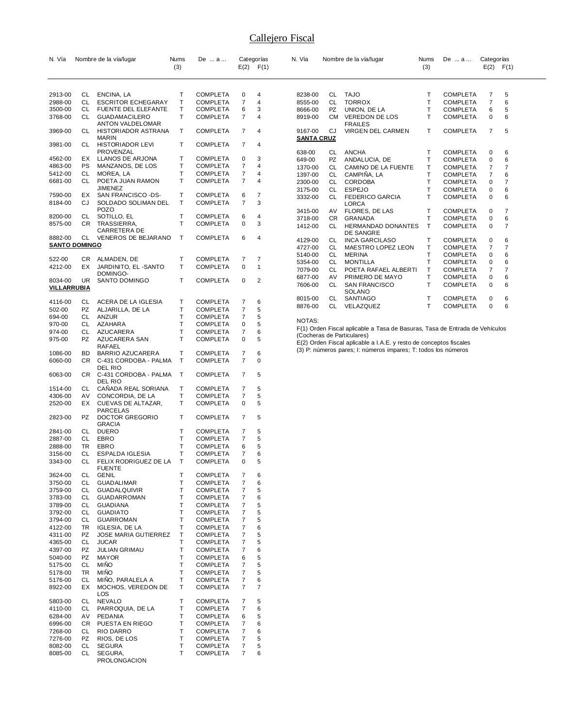# Callejero Fiscal

| N. Vía | | Nombre de la vía/lugar | Nums (3) | De ... a ... | Categorías E(2) | F(1) |
|---|---|---|---|---|---|---|
| 2913-00 | CL | ENCINA, LA | T | COMPLETA | 0 | 4 |
| 2988-00 | CL | ESCRITOR ECHEGARAY | T | COMPLETA | 7 | 4 |
| 3500-00 | CL | FUENTE DEL ELEFANTE | T | COMPLETA | 6 | 3 |
| 3768-00 | CL | GUADAMACILERO ANTON VALDELOMAR | T | COMPLETA | 7 | 4 |
| 3969-00 | CL | HISTORIADOR ASTRANA MARIN | T | COMPLETA | 7 | 4 |
| 3981-00 | CL | HISTORIADOR LEVI PROVENZAL | T | COMPLETA | 7 | 4 |
| 4562-00 | EX | LLANOS DE ARJONA | T | COMPLETA | 0 | 3 |
| 4863-00 | PS | MANZANOS, DE LOS | T | COMPLETA | 7 | 4 |
| 5412-00 | CL | MOREA, LA | T | COMPLETA | 7 | 4 |
| 6681-00 | CL | POETA JUAN RAMON JIMENEZ | T | COMPLETA | 7 | 4 |
| 7590-00 | EX | SAN FRANCISCO -DS- | T | COMPLETA | 6 | 7 |
| 8184-00 | CJ | SOLDADO SOLIMAN DEL POZO | T | COMPLETA | 7 | 3 |
| 8200-00 | CL | SOTILLO, EL | T | COMPLETA | 6 | 4 |
| 8575-00 | CR | TRASSIERRA, CARRETERA DE | T | COMPLETA | 0 | 3 |
| 8882-00 | CL | VENEROS DE BEJARANO | T | COMPLETA | 6 | 4 |
| **SANTO DOMINGO** | | | | | | |
| 522-00 | CR | ALMADEN, DE | T | COMPLETA | 7 | 7 |
| 4212-00 | EX | JARDINITO, EL -SANTO DOMINGO- | T | COMPLETA | 0 | 1 |
| 8034-00 | UR | SANTO DOMINGO | T | COMPLETA | 0 | 2 |
| **VILLARRUBIA** | | | | | | |
| 4116-00 | CL | ACERA DE LA IGLESIA | T | COMPLETA | 7 | 6 |
| 502-00 | PZ | ALJARILLA, DE LA | T | COMPLETA | 7 | 5 |
| 694-00 | CL | ANZUR | T | COMPLETA | 7 | 5 |
| 970-00 | CL | AZAHARA | T | COMPLETA | 0 | 5 |
| 974-00 | CL | AZUCARERA | T | COMPLETA | 7 | 6 |
| 975-00 | PZ | AZUCARERA SAN RAFAEL | T | COMPLETA | 0 | 5 |
| 1086-00 | BD | BARRIO AZUCARERA | T | COMPLETA | 7 | 6 |
| 6060-00 | CR | C-431 CORDOBA - PALMA DEL RIO | T | COMPLETA | 7 | 0 |
| 6063-00 | CR | C-431 CORDOBA - PALMA DEL RIO | T | COMPLETA | 7 | 5 |
| 1514-00 | CL | CAÑADA REAL SORIANA | T | COMPLETA | 7 | 5 |
| 4306-00 | AV | CONCORDIA, DE LA | T | COMPLETA | 7 | 5 |
| 2520-00 | EX | CUEVAS DE ALTAZAR, PARCELAS | T | COMPLETA | 0 | 5 |
| 2823-00 | PZ | DOCTOR GREGORIO GRACIA | T | COMPLETA | 7 | 5 |
| 2841-00 | CL | DUERO | T | COMPLETA | 7 | 5 |
| 2887-00 | CL | EBRO | T | COMPLETA | 7 | 5 |
| 2888-00 | TR | EBRO | T | COMPLETA | 6 | 5 |
| 3156-00 | CL | ESPALDA IGLESIA | T | COMPLETA | 7 | 6 |
| 3343-00 | CL | FELIX RODRIGUEZ DE LA FUENTE | T | COMPLETA | 0 | 5 |
| 3624-00 | CL | GENIL | T | COMPLETA | 7 | 6 |
| 3750-00 | CL | GUADALIMAR | T | COMPLETA | 7 | 6 |
| 3759-00 | CL | GUADALQUIVIR | T | COMPLETA | 7 | 5 |
| 3783-00 | CL | GUADARROMAN | T | COMPLETA | 7 | 6 |
| 3789-00 | CL | GUADIANA | T | COMPLETA | 7 | 5 |
| 3792-00 | CL | GUADIATO | T | COMPLETA | 7 | 5 |
| 3794-00 | CL | GUARROMAN | T | COMPLETA | 7 | 5 |
| 4122-00 | TR | IGLESIA, DE LA | T | COMPLETA | 7 | 6 |
| 4311-00 | PZ | JOSE MARIA GUTIERREZ | T | COMPLETA | 7 | 5 |
| 4365-00 | CL | JUCAR | T | COMPLETA | 7 | 5 |
| 4397-00 | PZ | JULIAN GRIMAU | T | COMPLETA | 7 | 6 |
| 5040-00 | PZ | MAYOR | T | COMPLETA | 6 | 5 |
| 5175-00 | CL | MIÑO | T | COMPLETA | 7 | 5 |
| 5178-00 | TR | MIÑO | T | COMPLETA | 7 | 5 |
| 5176-00 | CL | MIÑO, PARALELA A | T | COMPLETA | 7 | 6 |
| 8922-00 | EX | MOCHOS, VEREDON DE LOS | T | COMPLETA | 7 | 7 |
| 5803-00 | CL | NEVALO | T | COMPLETA | 7 | 5 |
| 4110-00 | CL | PARROQUIA, DE LA | T | COMPLETA | 7 | 6 |
| 6284-00 | AV | PEDANIA | T | COMPLETA | 6 | 5 |
| 6996-00 | CR | PUESTA EN RIEGO | T | COMPLETA | 7 | 6 |
| 7268-00 | CL | RIO DARRO | T | COMPLETA | 7 | 6 |
| 7276-00 | PZ | RIOS, DE LOS | T | COMPLETA | 7 | 5 |
| 8082-00 | CL | SEGURA | T | COMPLETA | 7 | 5 |
| 8085-00 | CL | SEGURA, PROLONGACION | T | COMPLETA | 7 | 6 |
| 8238-00 | CL | TAJO | T | COMPLETA | 7 | 5 |
| 8555-00 | CL | TORROX | T | COMPLETA | 7 | 6 |
| 8666-00 | PZ | UNION, DE LA | T | COMPLETA | 6 | 5 |
| 8919-00 | CM | VEREDON DE LOS FRAILES | T | COMPLETA | 0 | 6 |
| 9167-00 | CJ | VIRGEN DEL CARMEN | T | COMPLETA | 7 | 5 |
| **SANTA CRUZ** | | | | | | |
| 638-00 | CL | ANCHA | T | COMPLETA | 0 | 6 |
| 649-00 | PZ | ANDALUCIA, DE | T | COMPLETA | 0 | 6 |
| 1370-00 | CL | CAMINO DE LA FUENTE | T | COMPLETA | 7 | 7 |
| 1397-00 | CL | CAMPIÑA, LA | T | COMPLETA | 7 | 6 |
| 2300-00 | CL | CORDOBA | T | COMPLETA | 0 | 7 |
| 3175-00 | CL | ESPEJO | T | COMPLETA | 0 | 6 |
| 3332-00 | CL | FEDERICO GARCIA LORCA | T | COMPLETA | 0 | 6 |
| 3415-00 | AV | FLORES, DE LAS | T | COMPLETA | 0 | 7 |
| 3718-00 | CR | GRANADA | T | COMPLETA | 0 | 6 |
| 1412-00 | CL | HERMANDAD DONANTES DE SANGRE | T | COMPLETA | 0 | 7 |
| 4129-00 | CL | INCA GARCILASO | T | COMPLETA | 0 | 6 |
| 4727-00 | CL | MAESTRO LOPEZ LEON | T | COMPLETA | 7 | 7 |
| 5140-00 | CL | MERINA | T | COMPLETA | 0 | 6 |
| 5354-00 | CL | MONTILLA | T | COMPLETA | 0 | 6 |
| 7079-00 | CL | POETA RAFAEL ALBERTI | T | COMPLETA | 7 | 7 |
| 6877-00 | AV | PRIMERO DE MAYO | T | COMPLETA | 0 | 6 |
| 7606-00 | CL | SAN FRANCISCO SOLANO | T | COMPLETA | 0 | 6 |
| 8015-00 | CL | SANTIAGO | T | COMPLETA | 0 | 6 |
| 8876-00 | CL | VELAZQUEZ | T | COMPLETA | 0 | 6 |

NOTAS:

F(1) Orden Fiscal aplicable a Tasa de Basuras, Tasa de Entrada de Vehículos (Cocheras de Particulares)

E(2) Orden Fiscal aplicable a I.A.E. y resto de conceptos fiscales

(3) P: números pares; I: números impares; T: todos los números